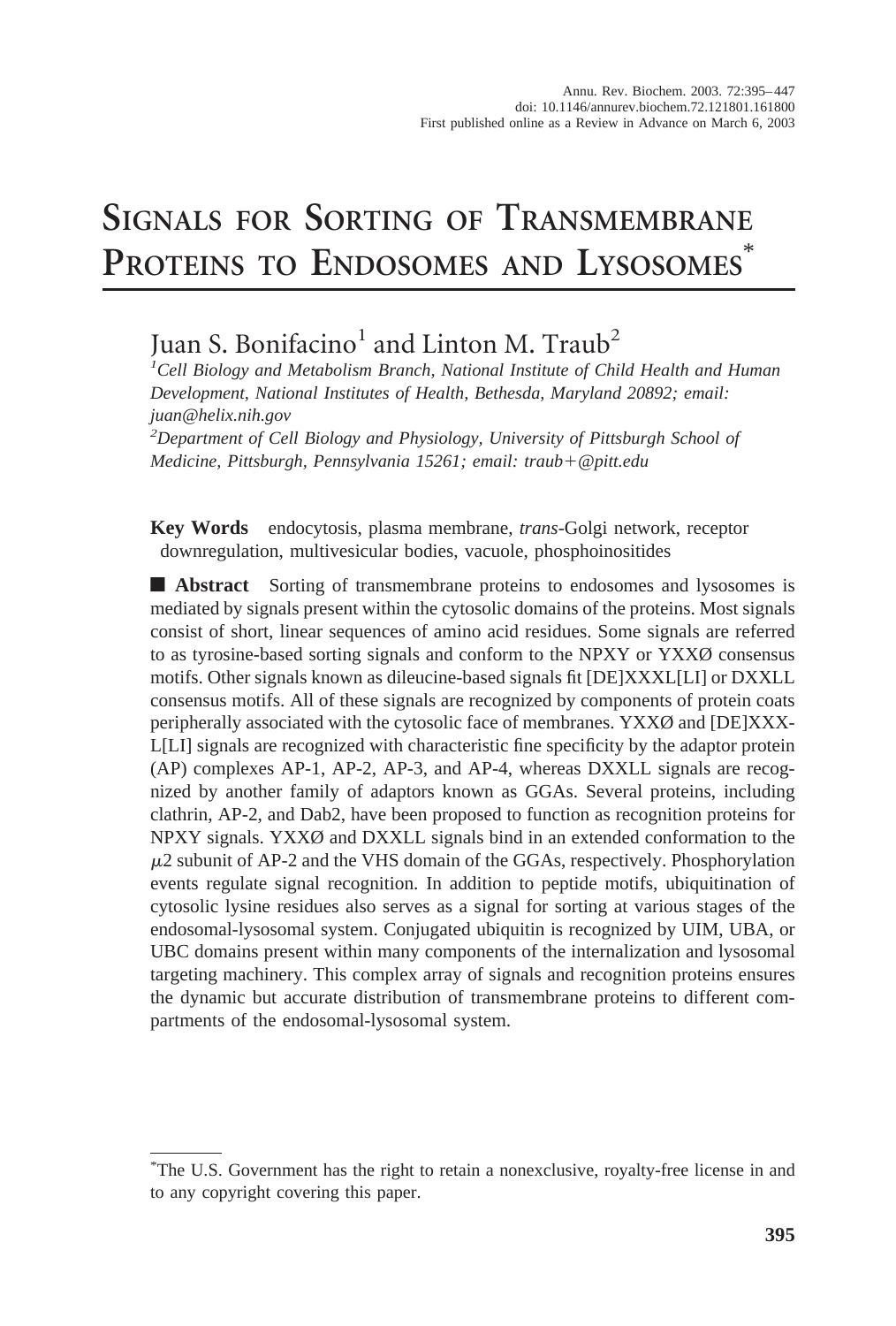# Signals for Sorting of Transmembrane Proteins to Endosomes and Lysosomes*

Juan S. Bonifacino[1] and Linton M. Traub[2]

[1]*Cell Biology and Metabolism Branch, National Institute of Child Health and Human Development, National Institutes of Health, Bethesda, Maryland 20892; email: juan@helix.nih.gov*

[2]*Department of Cell Biology and Physiology, University of Pittsburgh School of Medicine, Pittsburgh, Pennsylvania 15261; email: traub+@pitt.edu*

**Key Words** endocytosis, plasma membrane, *trans*-Golgi network, receptor downregulation, multivesicular bodies, vacuole, phosphoinositides

■ **Abstract** Sorting of transmembrane proteins to endosomes and lysosomes is mediated by signals present within the cytosolic domains of the proteins. Most signals consist of short, linear sequences of amino acid residues. Some signals are referred to as tyrosine-based sorting signals and conform to the NPXY or YXXØ consensus motifs. Other signals known as dileucine-based signals fit [DE]XXXL[LI] or DXXLL consensus motifs. All of these signals are recognized by components of protein coats peripherally associated with the cytosolic face of membranes. YXXØ and [DE]XXXL[LI] signals are recognized with characteristic fine specificity by the adaptor protein (AP) complexes AP-1, AP-2, AP-3, and AP-4, whereas DXXLL signals are recognized by another family of adaptors known as GGAs. Several proteins, including clathrin, AP-2, and Dab2, have been proposed to function as recognition proteins for NPXY signals. YXXØ and DXXLL signals bind in an extended conformation to the $\mu2$ subunit of AP-2 and the VHS domain of the GGAs, respectively. Phosphorylation events regulate signal recognition. In addition to peptide motifs, ubiquitination of cytosolic lysine residues also serves as a signal for sorting at various stages of the endosomal-lysosomal system. Conjugated ubiquitin is recognized by UIM, UBA, or UBC domains present within many components of the internalization and lysosomal targeting machinery. This complex array of signals and recognition proteins ensures the dynamic but accurate distribution of transmembrane proteins to different compartments of the endosomal-lysosomal system.

*The U.S. Government has the right to retain a nonexclusive, royalty-free license in and to any copyright covering this paper.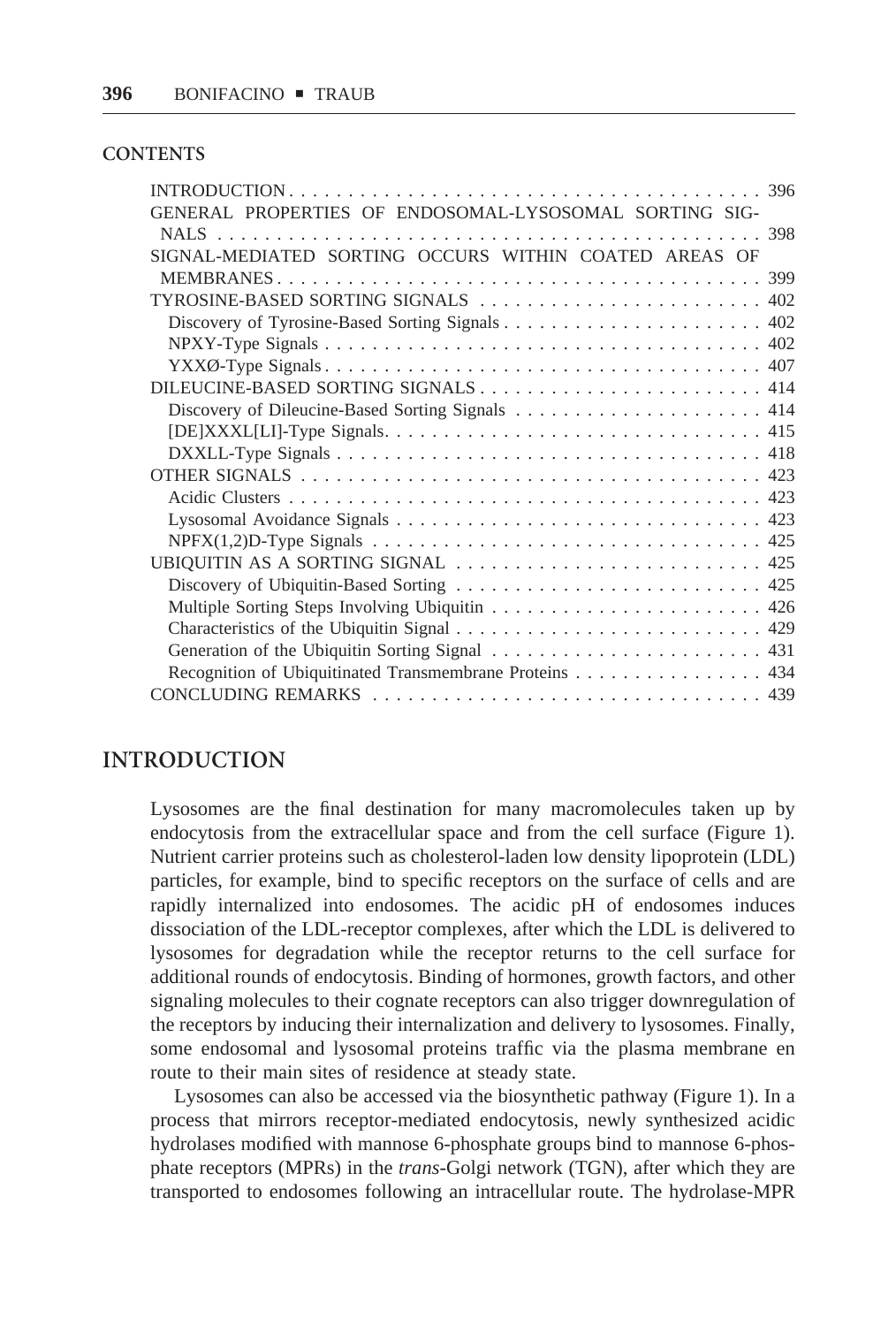## CONTENTS

| | |
|---|---|
| INTRODUCTION | 396 |
| GENERAL PROPERTIES OF ENDOSOMAL-LYSOSOMAL SORTING SIGNALS | 398 |
| SIGNAL-MEDIATED SORTING OCCURS WITHIN COATED AREAS OF MEMBRANES | 399 |
| TYROSINE-BASED SORTING SIGNALS | 402 |
| Discovery of Tyrosine-Based Sorting Signals | 402 |
| NPXY-Type Signals | 402 |
| YXXØ-Type Signals | 407 |
| DILEUCINE-BASED SORTING SIGNALS | 414 |
| Discovery of Dileucine-Based Sorting Signals | 414 |
| [DE]XXXL[LI]-Type Signals | 415 |
| DXXLL-Type Signals | 418 |
| OTHER SIGNALS | 423 |
| Acidic Clusters | 423 |
| Lysosomal Avoidance Signals | 423 |
| NPFX(1,2)D-Type Signals | 425 |
| UBIQUITIN AS A SORTING SIGNAL | 425 |
| Discovery of Ubiquitin-Based Sorting | 425 |
| Multiple Sorting Steps Involving Ubiquitin | 426 |
| Characteristics of the Ubiquitin Signal | 429 |
| Generation of the Ubiquitin Sorting Signal | 431 |
| Recognition of Ubiquitinated Transmembrane Proteins | 434 |
| CONCLUDING REMARKS | 439 |

## INTRODUCTION

Lysosomes are the final destination for many macromolecules taken up by endocytosis from the extracellular space and from the cell surface (Figure 1). Nutrient carrier proteins such as cholesterol-laden low density lipoprotein (LDL) particles, for example, bind to specific receptors on the surface of cells and are rapidly internalized into endosomes. The acidic pH of endosomes induces dissociation of the LDL-receptor complexes, after which the LDL is delivered to lysosomes for degradation while the receptor returns to the cell surface for additional rounds of endocytosis. Binding of hormones, growth factors, and other signaling molecules to their cognate receptors can also trigger downregulation of the receptors by inducing their internalization and delivery to lysosomes. Finally, some endosomal and lysosomal proteins traffic via the plasma membrane en route to their main sites of residence at steady state.

Lysosomes can also be accessed via the biosynthetic pathway (Figure 1). In a process that mirrors receptor-mediated endocytosis, newly synthesized acidic hydrolases modified with mannose 6-phosphate groups bind to mannose 6-phosphate receptors (MPRs) in the *trans*-Golgi network (TGN), after which they are transported to endosomes following an intracellular route. The hydrolase-MPR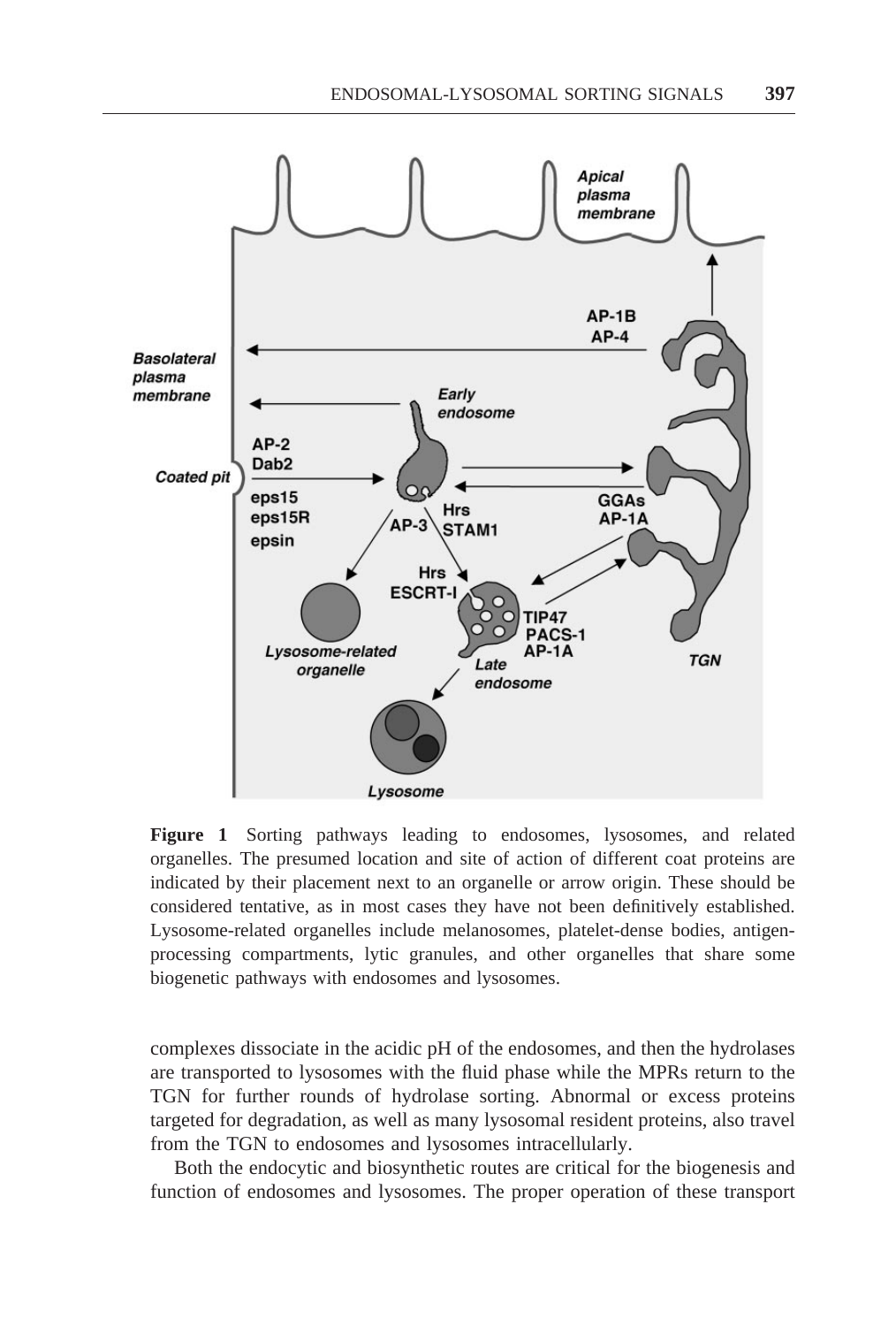**Figure 1** Sorting pathways leading to endosomes, lysosomes, and related organelles. The presumed location and site of action of different coat proteins are indicated by their placement next to an organelle or arrow origin. These should be considered tentative, as in most cases they have not been definitively established. Lysosome-related organelles include melanosomes, platelet-dense bodies, antigen-processing compartments, lytic granules, and other organelles that share some biogenetic pathways with endosomes and lysosomes.

complexes dissociate in the acidic pH of the endosomes, and then the hydrolases are transported to lysosomes with the fluid phase while the MPRs return to the TGN for further rounds of hydrolase sorting. Abnormal or excess proteins targeted for degradation, as well as many lysosomal resident proteins, also travel from the TGN to endosomes and lysosomes intracellularly.

Both the endocytic and biosynthetic routes are critical for the biogenesis and function of endosomes and lysosomes. The proper operation of these transport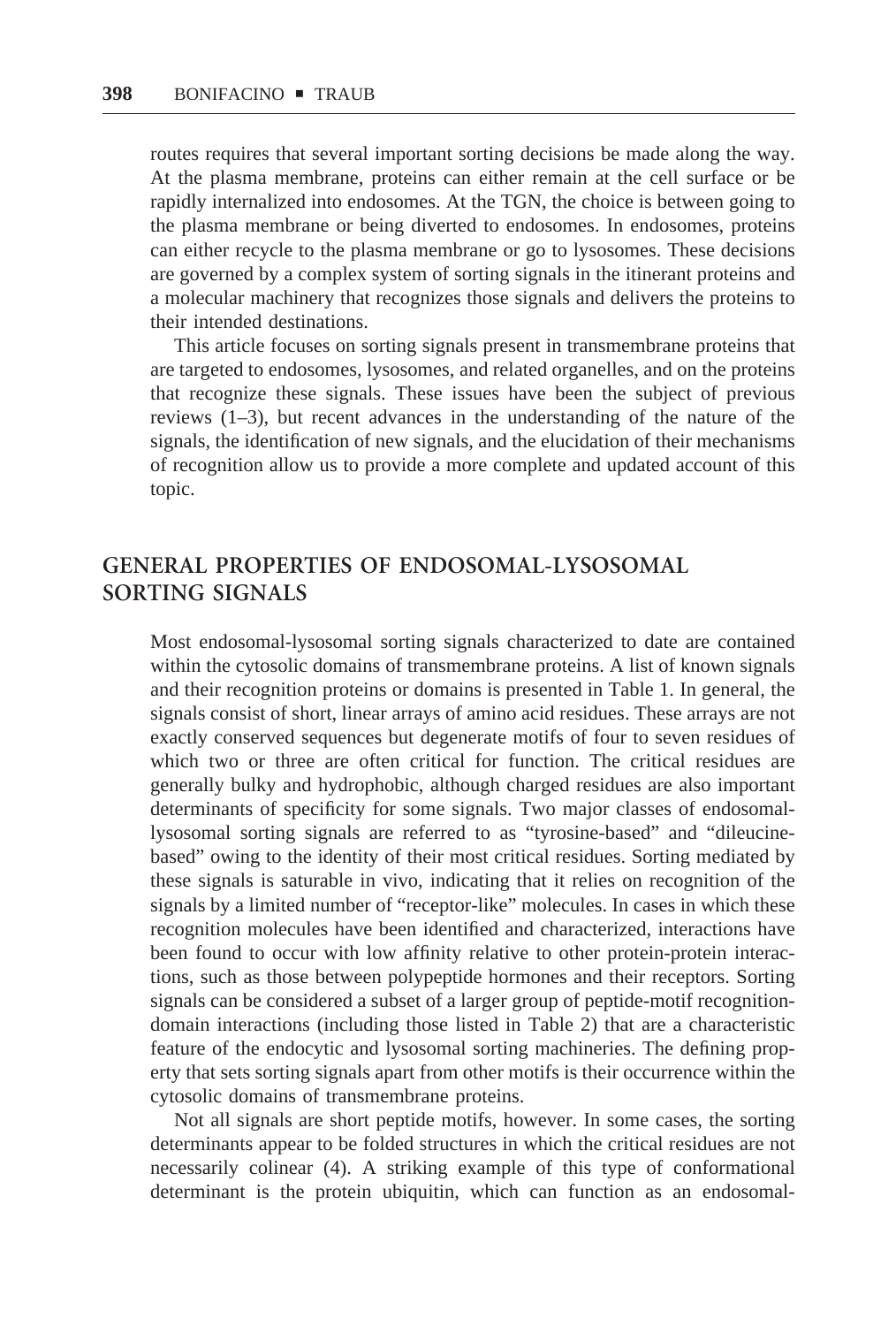routes requires that several important sorting decisions be made along the way. At the plasma membrane, proteins can either remain at the cell surface or be rapidly internalized into endosomes. At the TGN, the choice is between going to the plasma membrane or being diverted to endosomes. In endosomes, proteins can either recycle to the plasma membrane or go to lysosomes. These decisions are governed by a complex system of sorting signals in the itinerant proteins and a molecular machinery that recognizes those signals and delivers the proteins to their intended destinations.

This article focuses on sorting signals present in transmembrane proteins that are targeted to endosomes, lysosomes, and related organelles, and on the proteins that recognize these signals. These issues have been the subject of previous reviews (1–3), but recent advances in the understanding of the nature of the signals, the identification of new signals, and the elucidation of their mechanisms of recognition allow us to provide a more complete and updated account of this topic.

## GENERAL PROPERTIES OF ENDOSOMAL-LYSOSOMAL SORTING SIGNALS

Most endosomal-lysosomal sorting signals characterized to date are contained within the cytosolic domains of transmembrane proteins. A list of known signals and their recognition proteins or domains is presented in Table 1. In general, the signals consist of short, linear arrays of amino acid residues. These arrays are not exactly conserved sequences but degenerate motifs of four to seven residues of which two or three are often critical for function. The critical residues are generally bulky and hydrophobic, although charged residues are also important determinants of specificity for some signals. Two major classes of endosomal-lysosomal sorting signals are referred to as "tyrosine-based" and "dileucine-based" owing to the identity of their most critical residues. Sorting mediated by these signals is saturable in vivo, indicating that it relies on recognition of the signals by a limited number of "receptor-like" molecules. In cases in which these recognition molecules have been identified and characterized, interactions have been found to occur with low affinity relative to other protein-protein interactions, such as those between polypeptide hormones and their receptors. Sorting signals can be considered a subset of a larger group of peptide-motif recognition-domain interactions (including those listed in Table 2) that are a characteristic feature of the endocytic and lysosomal sorting machineries. The defining property that sets sorting signals apart from other motifs is their occurrence within the cytosolic domains of transmembrane proteins.

Not all signals are short peptide motifs, however. In some cases, the sorting determinants appear to be folded structures in which the critical residues are not necessarily colinear (4). A striking example of this type of conformational determinant is the protein ubiquitin, which can function as an endosomal-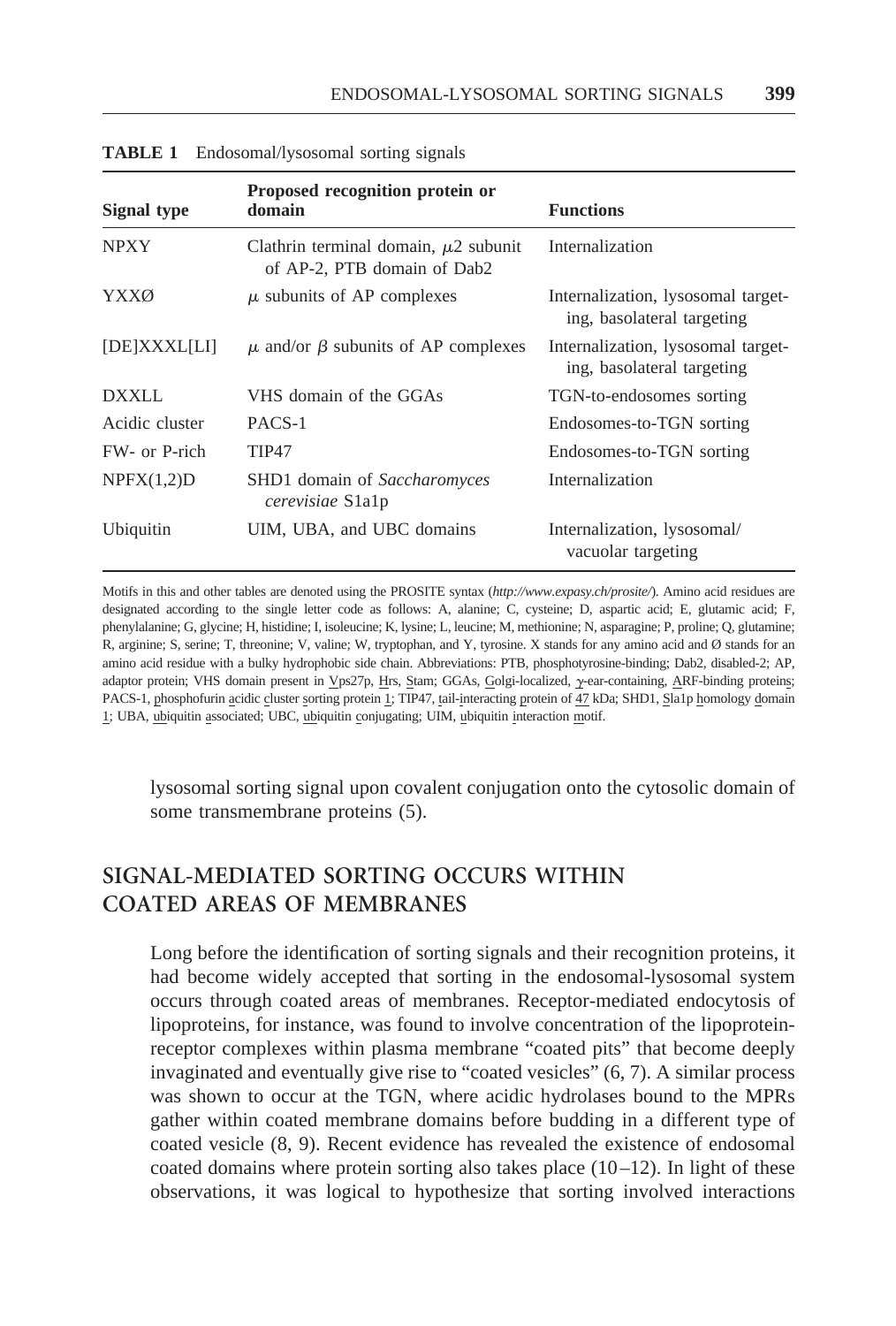**TABLE 1** Endosomal/lysosomal sorting signals

| Signal type | Proposed recognition protein or domain | Functions |
|---|---|---|
| NPXY | Clathrin terminal domain, $\mu 2$ subunit of AP-2, PTB domain of Dab2 | Internalization |
| YXXØ | $\mu$ subunits of AP complexes | Internalization, lysosomal targeting, basolateral targeting |
| [DE]XXXL[LI] | $\mu$ and/or $\beta$ subunits of AP complexes | Internalization, lysosomal targeting, basolateral targeting |
| DXXLL | VHS domain of the GGAs | TGN-to-endosomes sorting |
| Acidic cluster | PACS-1 | Endosomes-to-TGN sorting |
| FW- or P-rich | TIP47 | Endosomes-to-TGN sorting |
| NPFX(1,2)D | SHD1 domain of *Saccharomyces cerevisiae* S1a1p | Internalization |
| Ubiquitin | UIM, UBA, and UBC domains | Internalization, lysosomal/vacuolar targeting |

Motifs in this and other tables are denoted using the PROSITE syntax (*http://www.expasy.ch/prosite/*). Amino acid residues are designated according to the single letter code as follows: A, alanine; C, cysteine; D, aspartic acid; E, glutamic acid; F, phenylalanine; G, glycine; H, histidine; I, isoleucine; K, lysine; L, leucine; M, methionine; N, asparagine; P, proline; Q, glutamine; R, arginine; S, serine; T, threonine; V, valine; W, tryptophan, and Y, tyrosine. X stands for any amino acid and Ø stands for an amino acid residue with a bulky hydrophobic side chain. Abbreviations: PTB, phosphotyrosine-binding; Dab2, disabled-2; AP, adaptor protein; VHS domain present in Vps27p, Hrs, Stam; GGAs, Golgi-localized, $\gamma$-ear-containing, ARF-binding proteins; PACS-1, phosphofurin acidic cluster sorting protein 1; TIP47, tail-interacting protein of 47 kDa; SHD1, Sla1p homology domain 1; UBA, ubiquitin associated; UBC, ubiquitin conjugating; UIM, ubiquitin interaction motif.

lysosomal sorting signal upon covalent conjugation onto the cytosolic domain of some transmembrane proteins (5).

## SIGNAL-MEDIATED SORTING OCCURS WITHIN COATED AREAS OF MEMBRANES

Long before the identification of sorting signals and their recognition proteins, it had become widely accepted that sorting in the endosomal-lysosomal system occurs through coated areas of membranes. Receptor-mediated endocytosis of lipoproteins, for instance, was found to involve concentration of the lipoprotein-receptor complexes within plasma membrane "coated pits" that become deeply invaginated and eventually give rise to "coated vesicles" (6, 7). A similar process was shown to occur at the TGN, where acidic hydrolases bound to the MPRs gather within coated membrane domains before budding in a different type of coated vesicle (8, 9). Recent evidence has revealed the existence of endosomal coated domains where protein sorting also takes place (10–12). In light of these observations, it was logical to hypothesize that sorting involved interactions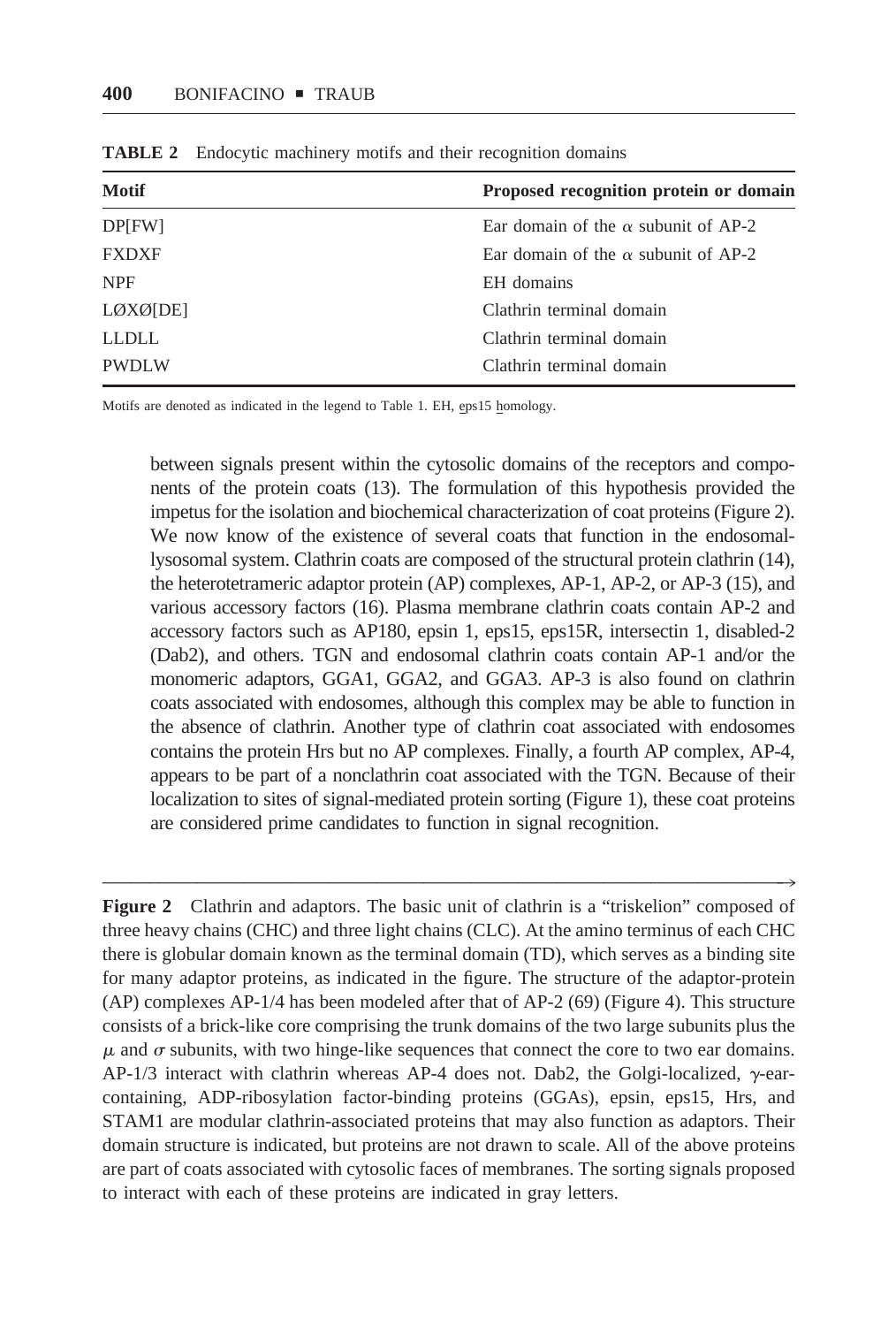**TABLE 2** Endocytic machinery motifs and their recognition domains

| Motif | Proposed recognition protein or domain |
|---|---|
| DP[FW] | Ear domain of the $\alpha$ subunit of AP-2 |
| FXDXF | Ear domain of the $\alpha$ subunit of AP-2 |
| NPF | EH domains |
| LØXØ[DE] | Clathrin terminal domain |
| LLDLL | Clathrin terminal domain |
| PWDLW | Clathrin terminal domain |

Motifs are denoted as indicated in the legend to Table 1. EH, eps15 homology.

between signals present within the cytosolic domains of the receptors and components of the protein coats (13). The formulation of this hypothesis provided the impetus for the isolation and biochemical characterization of coat proteins (Figure 2). We now know of the existence of several coats that function in the endosomal-lysosomal system. Clathrin coats are composed of the structural protein clathrin (14), the heterotetrameric adaptor protein (AP) complexes, AP-1, AP-2, or AP-3 (15), and various accessory factors (16). Plasma membrane clathrin coats contain AP-2 and accessory factors such as AP180, epsin 1, eps15, eps15R, intersectin 1, disabled-2 (Dab2), and others. TGN and endosomal clathrin coats contain AP-1 and/or the monomeric adaptors, GGA1, GGA2, and GGA3. AP-3 is also found on clathrin coats associated with endosomes, although this complex may be able to function in the absence of clathrin. Another type of clathrin coat associated with endosomes contains the protein Hrs but no AP complexes. Finally, a fourth AP complex, AP-4, appears to be part of a nonclathrin coat associated with the TGN. Because of their localization to sites of signal-mediated protein sorting (Figure 1), these coat proteins are considered prime candidates to function in signal recognition.

**Figure 2** Clathrin and adaptors. The basic unit of clathrin is a "triskelion" composed of three heavy chains (CHC) and three light chains (CLC). At the amino terminus of each CHC there is globular domain known as the terminal domain (TD), which serves as a binding site for many adaptor proteins, as indicated in the figure. The structure of the adaptor-protein (AP) complexes AP-1/4 has been modeled after that of AP-2 (69) (Figure 4). This structure consists of a brick-like core comprising the trunk domains of the two large subunits plus the $\mu$ and $\sigma$ subunits, with two hinge-like sequences that connect the core to two ear domains. AP-1/3 interact with clathrin whereas AP-4 does not. Dab2, the Golgi-localized, $\gamma$-ear-containing, ADP-ribosylation factor-binding proteins (GGAs), epsin, eps15, Hrs, and STAM1 are modular clathrin-associated proteins that may also function as adaptors. Their domain structure is indicated, but proteins are not drawn to scale. All of the above proteins are part of coats associated with cytosolic faces of membranes. The sorting signals proposed to interact with each of these proteins are indicated in gray letters.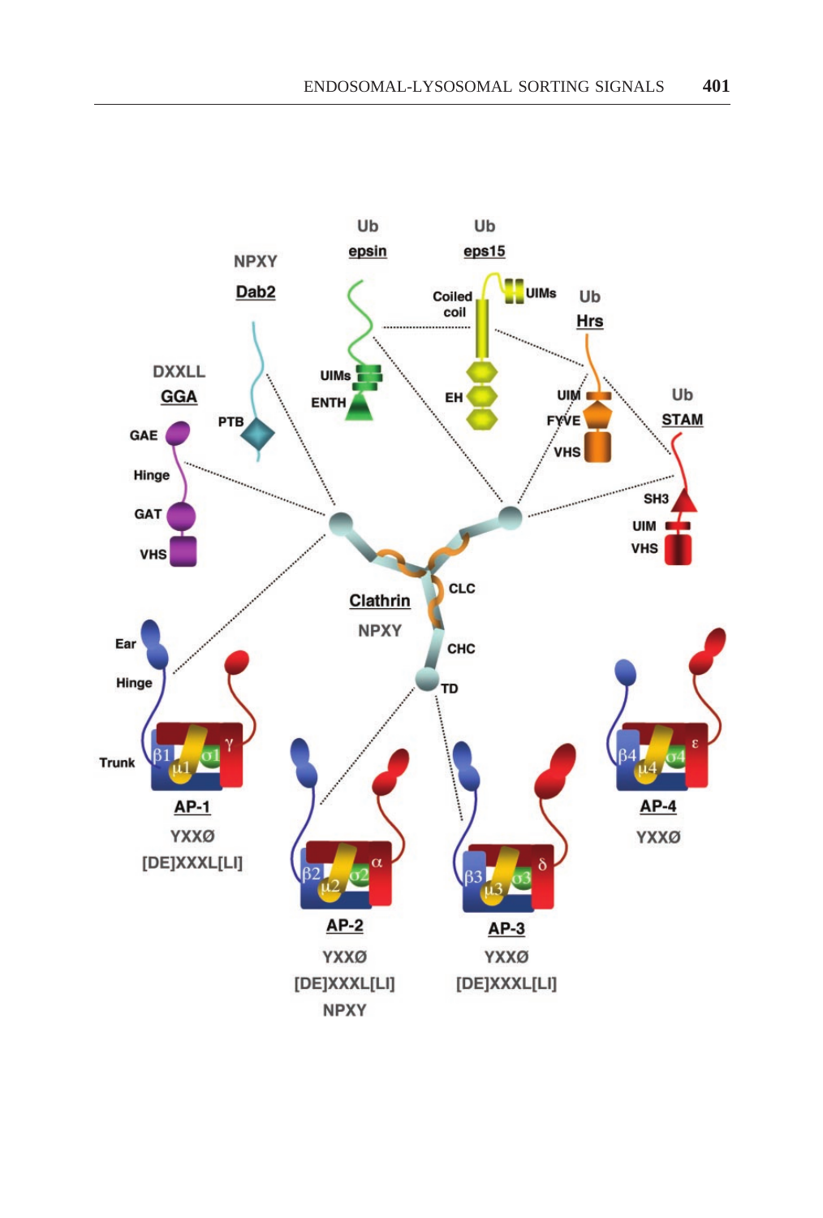NPXY
**Dab2**
PTB

Ub
**epsin**
UIMs
ENTH

Ub
**eps15**
Coiled coil
UIMs
EH

Ub
**Hrs**
UIM
FYVE
VHS

Ub
**STAM**
SH3
UIM
VHS

DXXLL
**GGA**
GAE
Hinge
GAT
VHS

**Clathrin**
NPXY
CLC
CHC
TD

Ear
Hinge
Trunk

β1 μ1 σ1 γ
**AP-1**
YXXØ
[DE]XXXL[LI]

β2 μ2 σ2 α
**AP-2**
YXXØ
[DE]XXXL[LI]
NPXY

β3 μ3 σ3 δ
**AP-3**
YXXØ
[DE]XXXL[LI]

β4 μ4 σ4 ε
**AP-4**
YXXØ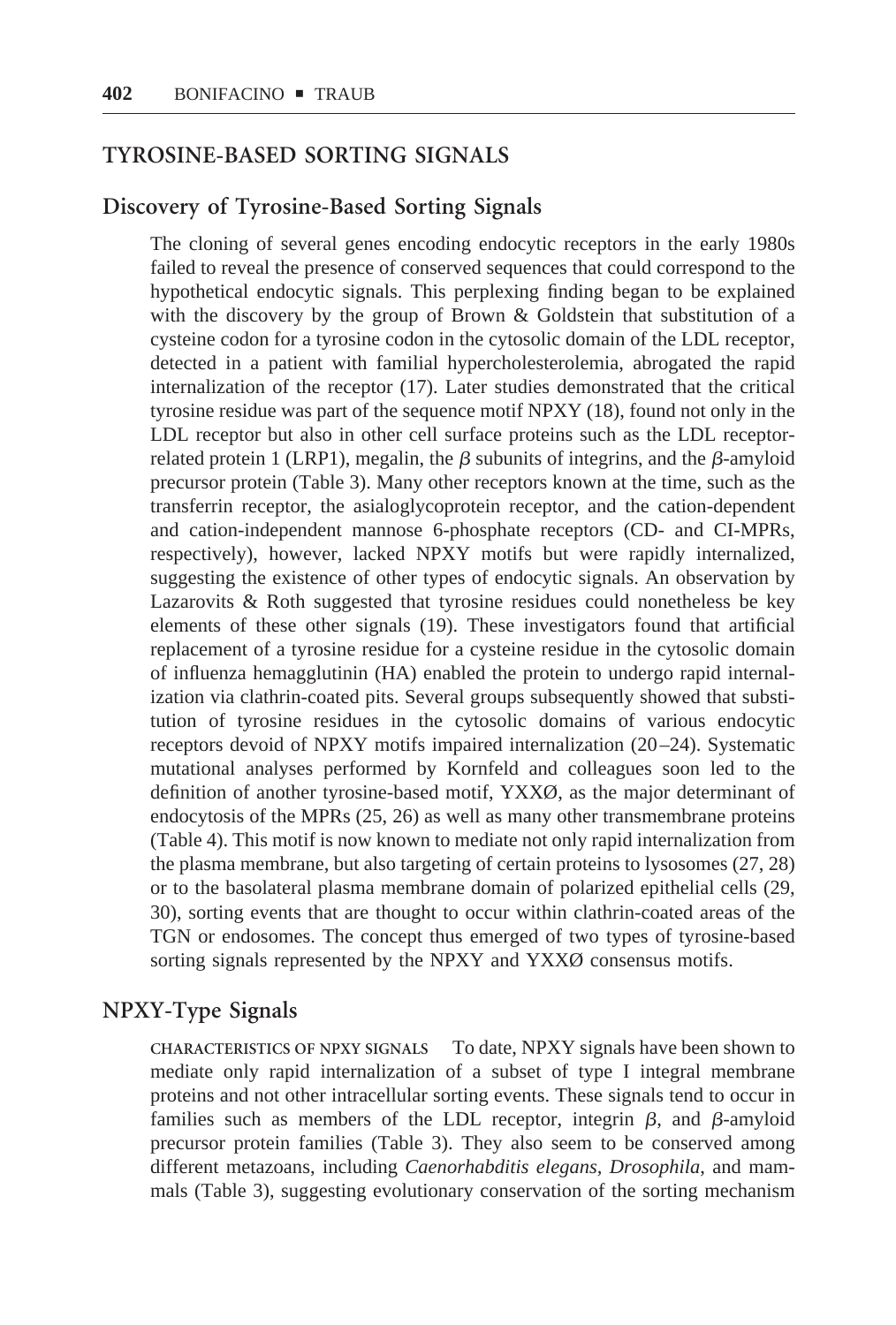## TYROSINE-BASED SORTING SIGNALS

### Discovery of Tyrosine-Based Sorting Signals

The cloning of several genes encoding endocytic receptors in the early 1980s failed to reveal the presence of conserved sequences that could correspond to the hypothetical endocytic signals. This perplexing finding began to be explained with the discovery by the group of Brown & Goldstein that substitution of a cysteine codon for a tyrosine codon in the cytosolic domain of the LDL receptor, detected in a patient with familial hypercholesterolemia, abrogated the rapid internalization of the receptor (17). Later studies demonstrated that the critical tyrosine residue was part of the sequence motif NPXY (18), found not only in the LDL receptor but also in other cell surface proteins such as the LDL receptor-related protein 1 (LRP1), megalin, the $\beta$ subunits of integrins, and the $\beta$-amyloid precursor protein (Table 3). Many other receptors known at the time, such as the transferrin receptor, the asialoglycoprotein receptor, and the cation-dependent and cation-independent mannose 6-phosphate receptors (CD- and CI-MPRs, respectively), however, lacked NPXY motifs but were rapidly internalized, suggesting the existence of other types of endocytic signals. An observation by Lazarovits & Roth suggested that tyrosine residues could nonetheless be key elements of these other signals (19). These investigators found that artificial replacement of a tyrosine residue for a cysteine residue in the cytosolic domain of influenza hemagglutinin (HA) enabled the protein to undergo rapid internalization via clathrin-coated pits. Several groups subsequently showed that substitution of tyrosine residues in the cytosolic domains of various endocytic receptors devoid of NPXY motifs impaired internalization (20–24). Systematic mutational analyses performed by Kornfeld and colleagues soon led to the definition of another tyrosine-based motif, YXXØ, as the major determinant of endocytosis of the MPRs (25, 26) as well as many other transmembrane proteins (Table 4). This motif is now known to mediate not only rapid internalization from the plasma membrane, but also targeting of certain proteins to lysosomes (27, 28) or to the basolateral plasma membrane domain of polarized epithelial cells (29, 30), sorting events that are thought to occur within clathrin-coated areas of the TGN or endosomes. The concept thus emerged of two types of tyrosine-based sorting signals represented by the NPXY and YXXØ consensus motifs.

### NPXY-Type Signals

CHARACTERISTICS OF NPXY SIGNALS To date, NPXY signals have been shown to mediate only rapid internalization of a subset of type I integral membrane proteins and not other intracellular sorting events. These signals tend to occur in families such as members of the LDL receptor, integrin $\beta$, and $\beta$-amyloid precursor protein families (Table 3). They also seem to be conserved among different metazoans, including *Caenorhabditis elegans*, *Drosophila*, and mammals (Table 3), suggesting evolutionary conservation of the sorting mechanism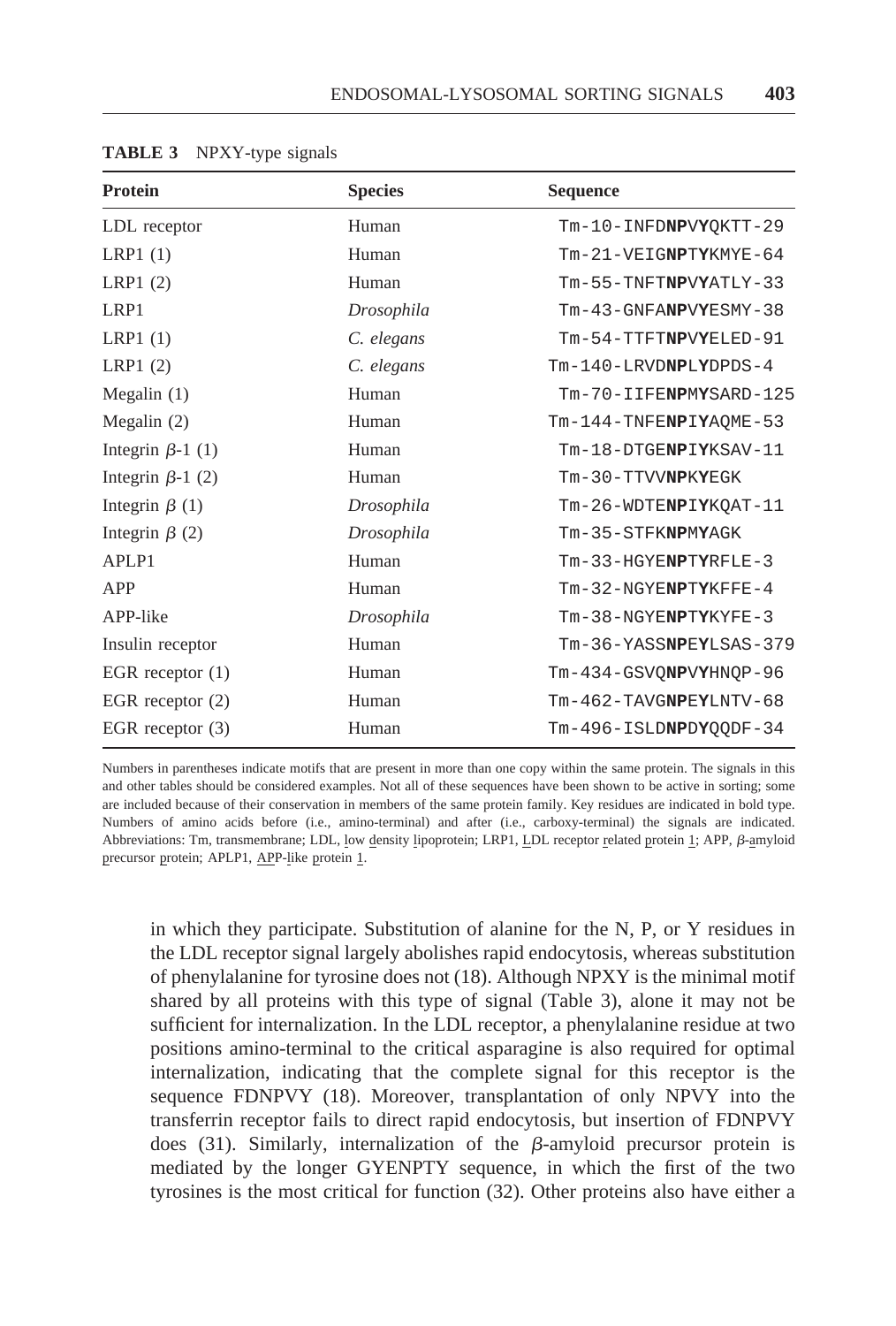**TABLE 3** NPXY-type signals

| Protein | Species | Sequence |
|---|---|---|
| LDL receptor | Human | Tm-10-INFD**NP**V**Y**QKTT-29 |
| LRP1 (1) | Human | Tm-21-VEIG**NP**T**Y**KMYE-64 |
| LRP1 (2) | Human | Tm-55-TNFT**NP**V**Y**ATLY-33 |
| LRP1 | *Drosophila* | Tm-43-GNFA**NP**V**Y**ESMY-38 |
| LRP1 (1) | *C. elegans* | Tm-54-TTFT**NP**V**Y**ELED-91 |
| LRP1 (2) | *C. elegans* | Tm-140-LRVD**NP**L**Y**DPDS-4 |
| Megalin (1) | Human | Tm-70-IIFE**NP**M**Y**SARD-125 |
| Megalin (2) | Human | Tm-144-TNFE**NP**I**Y**AQME-53 |
| Integrin $\beta$-1 (1) | Human | Tm-18-DTGE**NP**I**Y**KSAV-11 |
| Integrin $\beta$-1 (2) | Human | Tm-30-TTVV**NP**K**Y**EGK |
| Integrin $\beta$ (1) | *Drosophila* | Tm-26-WDTE**NP**I**Y**KQAT-11 |
| Integrin $\beta$ (2) | *Drosophila* | Tm-35-STFK**NP**M**Y**AGK |
| APLP1 | Human | Tm-33-HGYE**NP**T**Y**RFLE-3 |
| APP | Human | Tm-32-NGYE**NP**T**Y**KFFE-4 |
| APP-like | *Drosophila* | Tm-38-NGYE**NP**T**Y**KYFE-3 |
| Insulin receptor | Human | Tm-36-YASS**NP**E**Y**LSAS-379 |
| EGR receptor (1) | Human | Tm-434-GSVQ**NP**V**Y**HNQP-96 |
| EGR receptor (2) | Human | Tm-462-TAVG**NP**E**Y**LNTV-68 |
| EGR receptor (3) | Human | Tm-496-ISLD**NP**D**Y**QQDF-34 |

Numbers in parentheses indicate motifs that are present in more than one copy within the same protein. The signals in this and other tables should be considered examples. Not all of these sequences have been shown to be active in sorting; some are included because of their conservation in members of the same protein family. Key residues are indicated in bold type. Numbers of amino acids before (i.e., amino-terminal) and after (i.e., carboxy-terminal) the signals are indicated. Abbreviations: Tm, transmembrane; LDL, low density lipoprotein; LRP1, LDL receptor related protein 1; APP, $\beta$-amyloid precursor protein; APLP1, APP-like protein 1.

in which they participate. Substitution of alanine for the N, P, or Y residues in the LDL receptor signal largely abolishes rapid endocytosis, whereas substitution of phenylalanine for tyrosine does not (18). Although NPXY is the minimal motif shared by all proteins with this type of signal (Table 3), alone it may not be sufficient for internalization. In the LDL receptor, a phenylalanine residue at two positions amino-terminal to the critical asparagine is also required for optimal internalization, indicating that the complete signal for this receptor is the sequence FDNPVY (18). Moreover, transplantation of only NPVY into the transferrin receptor fails to direct rapid endocytosis, but insertion of FDNPVY does (31). Similarly, internalization of the $\beta$-amyloid precursor protein is mediated by the longer GYENPTY sequence, in which the first of the two tyrosines is the most critical for function (32). Other proteins also have either a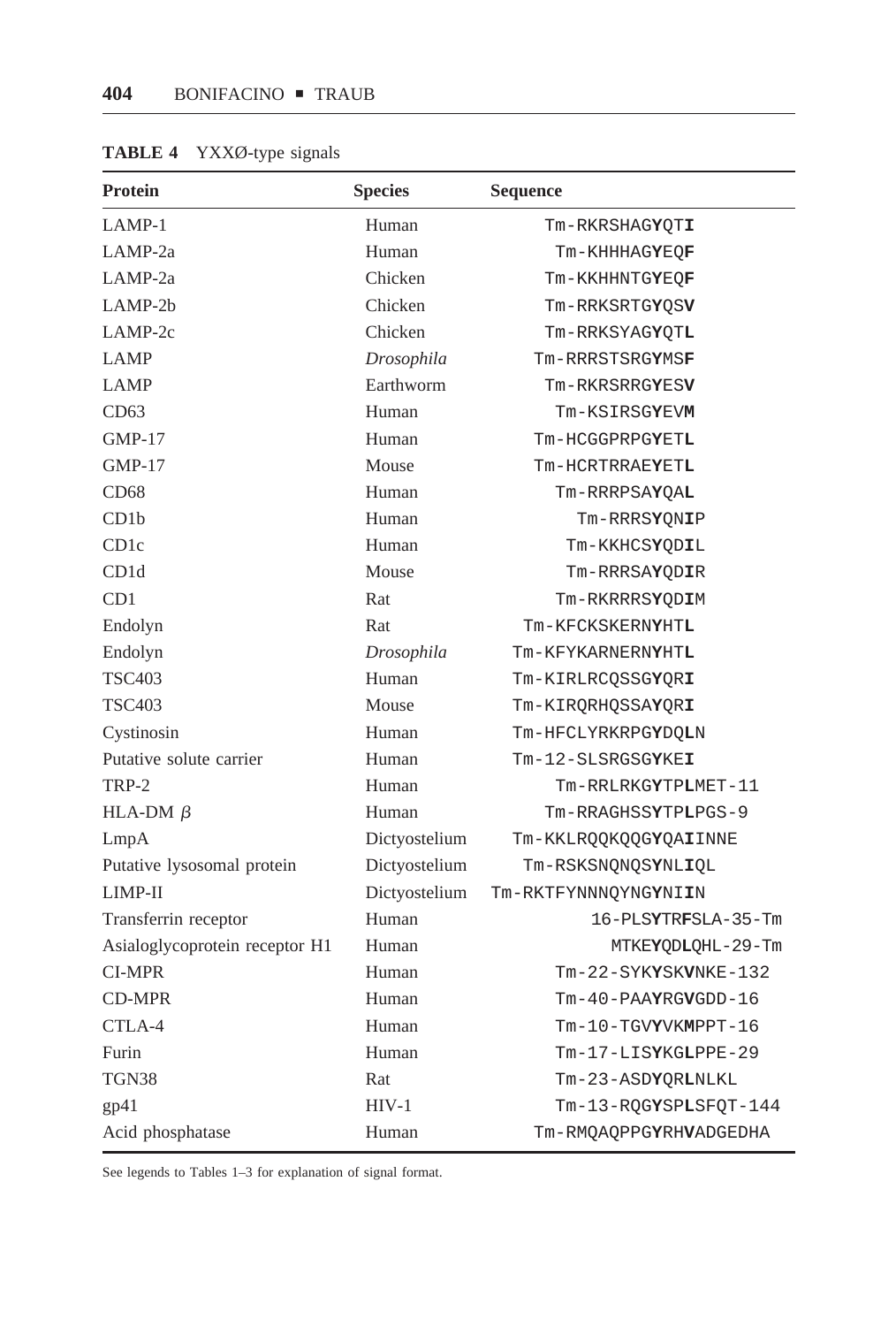**TABLE 4** YXXØ-type signals

| Protein | Species | Sequence |
|---|---|---|
| LAMP-1 | Human | Tm-RKRSHAG**Y**QT**I** |
| LAMP-2a | Human | Tm-KHHHAG**Y**EQ**F** |
| LAMP-2a | Chicken | Tm-KKHHNTG**Y**EQ**F** |
| LAMP-2b | Chicken | Tm-RRKSRTG**Y**QS**V** |
| LAMP-2c | Chicken | Tm-RRKSYAG**Y**QT**L** |
| LAMP | *Drosophila* | Tm-RRRSTSRG**Y**MS**F** |
| LAMP | Earthworm | Tm-RKRSRRG**Y**ES**V** |
| CD63 | Human | Tm-KSIRSG**Y**EV**M** |
| GMP-17 | Human | Tm-HCGGPRPG**Y**ET**L** |
| GMP-17 | Mouse | Tm-HCRTRRAE**Y**ET**L** |
| CD68 | Human | Tm-RRRPSA**Y**QA**L** |
| CD1b | Human | Tm-RRRS**Y**QN**I**P |
| CD1c | Human | Tm-KKHCS**Y**QD**I**L |
| CD1d | Mouse | Tm-RRRSA**Y**QD**I**R |
| CD1 | Rat | Tm-RKRRRS**Y**QD**I**M |
| Endolyn | Rat | Tm-KFCKSKERN**Y**HT**L** |
| Endolyn | *Drosophila* | Tm-KFYKARNERN**Y**HT**L** |
| TSC403 | Human | Tm-KIRLRCQSSG**Y**QR**I** |
| TSC403 | Mouse | Tm-KIRQRHQSSA**Y**QR**I** |
| Cystinosin | Human | Tm-HFCLYRKRPG**Y**DQ**L**N |
| Putative solute carrier | Human | Tm-12-SLSRGSG**Y**KE**I** |
| TRP-2 | Human | Tm-RRLRKG**Y**TP**L**MET-11 |
| HLA-DM $\beta$ | Human | Tm-RRAGHSSS**Y**TP**L**PGS-9 |
| LmpA | Dictyostelium | Tm-KKLRQQKQQG**Y**QA**I**INNE |
| Putative lysosomal protein | Dictyostelium | Tm-RSKSNQNQS**Y**NL**I**QL |
| LIMP-II | Dictyostelium | Tm-RKTFYNNNQYNG**Y**NI**I**N |
| Transferrin receptor | Human | 16-PLS**Y**TR**F**SLA-35-Tm |
| Asialoglycoprotein receptor H1 | Human | MTKE**Y**QD**L**QHL-29-Tm |
| CI-MPR | Human | Tm-22-SYK**Y**SK**V**NKE-132 |
| CD-MPR | Human | Tm-40-PAA**Y**RG**V**GDD-16 |
| CTLA-4 | Human | Tm-10-TGV**Y**VK**M**PPT-16 |
| Furin | Human | Tm-17-LIS**Y**KG**L**PPE-29 |
| TGN38 | Rat | Tm-23-ASD**Y**QR**L**NLKL |
| gp41 | HIV-1 | Tm-13-RQG**Y**SP**L**SFQT-144 |
| Acid phosphatase | Human | Tm-RMQAQPPG**Y**RH**V**ADGEDHA |

See legends to Tables 1–3 for explanation of signal format.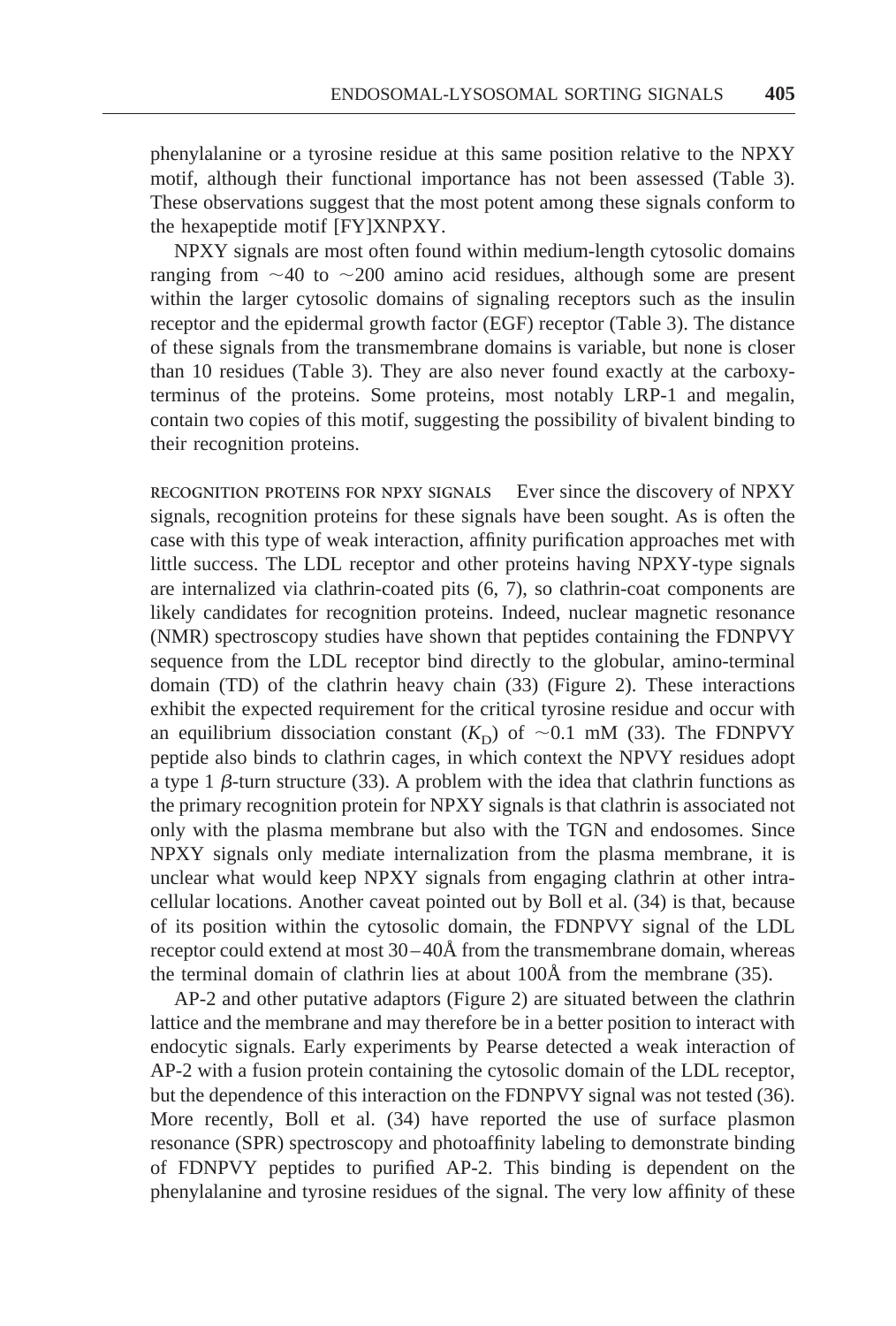phenylalanine or a tyrosine residue at this same position relative to the NPXY motif, although their functional importance has not been assessed (Table 3). These observations suggest that the most potent among these signals conform to the hexapeptide motif [FY]XNPXY.

NPXY signals are most often found within medium-length cytosolic domains ranging from ~40 to ~200 amino acid residues, although some are present within the larger cytosolic domains of signaling receptors such as the insulin receptor and the epidermal growth factor (EGF) receptor (Table 3). The distance of these signals from the transmembrane domains is variable, but none is closer than 10 residues (Table 3). They are also never found exactly at the carboxy-terminus of the proteins. Some proteins, most notably LRP-1 and megalin, contain two copies of this motif, suggesting the possibility of bivalent binding to their recognition proteins.

**RECOGNITION PROTEINS FOR NPXY SIGNALS** Ever since the discovery of NPXY signals, recognition proteins for these signals have been sought. As is often the case with this type of weak interaction, affinity purification approaches met with little success. The LDL receptor and other proteins having NPXY-type signals are internalized via clathrin-coated pits (6, 7), so clathrin-coat components are likely candidates for recognition proteins. Indeed, nuclear magnetic resonance (NMR) spectroscopy studies have shown that peptides containing the FDNPVY sequence from the LDL receptor bind directly to the globular, amino-terminal domain (TD) of the clathrin heavy chain (33) (Figure 2). These interactions exhibit the expected requirement for the critical tyrosine residue and occur with an equilibrium dissociation constant ($K_D$) of ~0.1 mM (33). The FDNPVY peptide also binds to clathrin cages, in which context the NPVY residues adopt a type 1 $\beta$-turn structure (33). A problem with the idea that clathrin functions as the primary recognition protein for NPXY signals is that clathrin is associated not only with the plasma membrane but also with the TGN and endosomes. Since NPXY signals only mediate internalization from the plasma membrane, it is unclear what would keep NPXY signals from engaging clathrin at other intracellular locations. Another caveat pointed out by Boll et al. (34) is that, because of its position within the cytosolic domain, the FDNPVY signal of the LDL receptor could extend at most 30–40Å from the transmembrane domain, whereas the terminal domain of clathrin lies at about 100Å from the membrane (35).

AP-2 and other putative adaptors (Figure 2) are situated between the clathrin lattice and the membrane and may therefore be in a better position to interact with endocytic signals. Early experiments by Pearse detected a weak interaction of AP-2 with a fusion protein containing the cytosolic domain of the LDL receptor, but the dependence of this interaction on the FDNPVY signal was not tested (36). More recently, Boll et al. (34) have reported the use of surface plasmon resonance (SPR) spectroscopy and photoaffinity labeling to demonstrate binding of FDNPVY peptides to purified AP-2. This binding is dependent on the phenylalanine and tyrosine residues of the signal. The very low affinity of these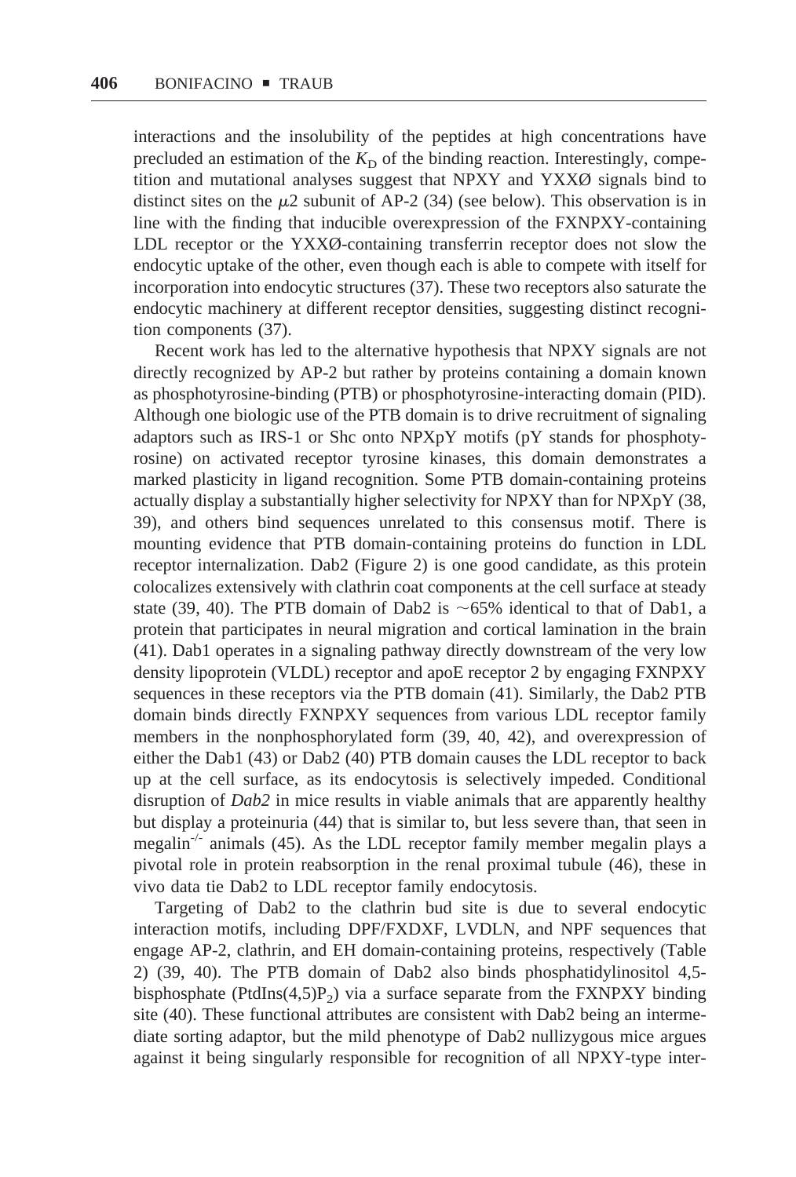interactions and the insolubility of the peptides at high concentrations have precluded an estimation of the $K_D$ of the binding reaction. Interestingly, competition and mutational analyses suggest that NPXY and YXXØ signals bind to distinct sites on the $\mu 2$ subunit of AP-2 (34) (see below). This observation is in line with the finding that inducible overexpression of the FXNPXY-containing LDL receptor or the YXXØ-containing transferrin receptor does not slow the endocytic uptake of the other, even though each is able to compete with itself for incorporation into endocytic structures (37). These two receptors also saturate the endocytic machinery at different receptor densities, suggesting distinct recognition components (37).

Recent work has led to the alternative hypothesis that NPXY signals are not directly recognized by AP-2 but rather by proteins containing a domain known as phosphotyrosine-binding (PTB) or phosphotyrosine-interacting domain (PID). Although one biologic use of the PTB domain is to drive recruitment of signaling adaptors such as IRS-1 or Shc onto NPXpY motifs (pY stands for phosphotyrosine) on activated receptor tyrosine kinases, this domain demonstrates a marked plasticity in ligand recognition. Some PTB domain-containing proteins actually display a substantially higher selectivity for NPXY than for NPXpY (38, 39), and others bind sequences unrelated to this consensus motif. There is mounting evidence that PTB domain-containing proteins do function in LDL receptor internalization. Dab2 (Figure 2) is one good candidate, as this protein colocalizes extensively with clathrin coat components at the cell surface at steady state (39, 40). The PTB domain of Dab2 is ~65% identical to that of Dab1, a protein that participates in neural migration and cortical lamination in the brain (41). Dab1 operates in a signaling pathway directly downstream of the very low density lipoprotein (VLDL) receptor and apoE receptor 2 by engaging FXNPXY sequences in these receptors via the PTB domain (41). Similarly, the Dab2 PTB domain binds directly FXNPXY sequences from various LDL receptor family members in the nonphosphorylated form (39, 40, 42), and overexpression of either the Dab1 (43) or Dab2 (40) PTB domain causes the LDL receptor to back up at the cell surface, as its endocytosis is selectively impeded. Conditional disruption of *Dab2* in mice results in viable animals that are apparently healthy but display a proteinuria (44) that is similar to, but less severe than, that seen in megalin$^{-/-}$ animals (45). As the LDL receptor family member megalin plays a pivotal role in protein reabsorption in the renal proximal tubule (46), these in vivo data tie Dab2 to LDL receptor family endocytosis.

Targeting of Dab2 to the clathrin bud site is due to several endocytic interaction motifs, including DPF/FXDXF, LVDLN, and NPF sequences that engage AP-2, clathrin, and EH domain-containing proteins, respectively (Table 2) (39, 40). The PTB domain of Dab2 also binds phosphatidylinositol 4,5-bisphosphate (PtdIns(4,5)$P_2$) via a surface separate from the FXNPXY binding site (40). These functional attributes are consistent with Dab2 being an intermediate sorting adaptor, but the mild phenotype of Dab2 nullizygous mice argues against it being singularly responsible for recognition of all NPXY-type inter-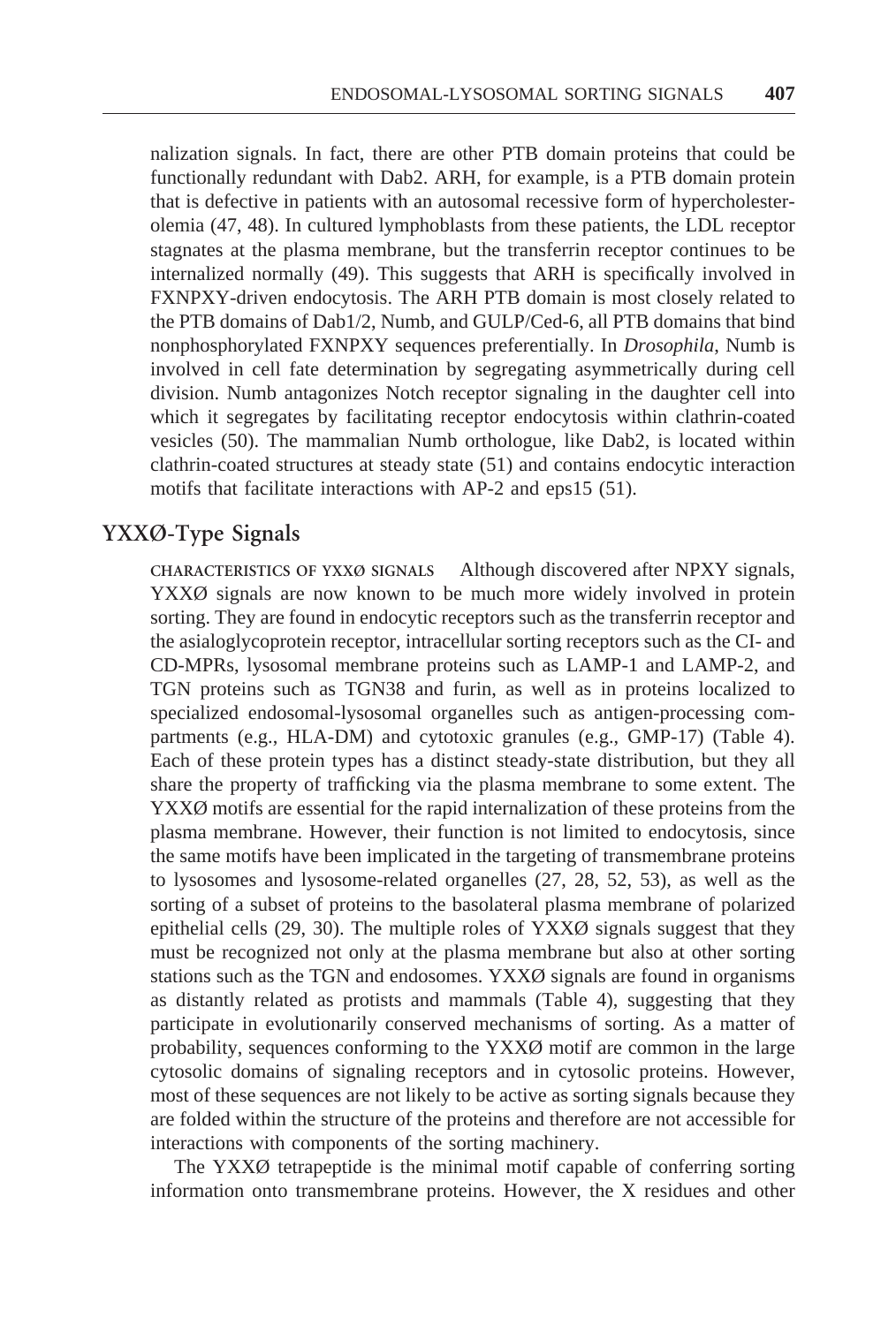nalization signals. In fact, there are other PTB domain proteins that could be functionally redundant with Dab2. ARH, for example, is a PTB domain protein that is defective in patients with an autosomal recessive form of hypercholesterolemia (47, 48). In cultured lymphoblasts from these patients, the LDL receptor stagnates at the plasma membrane, but the transferrin receptor continues to be internalized normally (49). This suggests that ARH is specifically involved in FXNPXY-driven endocytosis. The ARH PTB domain is most closely related to the PTB domains of Dab1/2, Numb, and GULP/Ced-6, all PTB domains that bind nonphosphorylated FXNPXY sequences preferentially. In *Drosophila*, Numb is involved in cell fate determination by segregating asymmetrically during cell division. Numb antagonizes Notch receptor signaling in the daughter cell into which it segregates by facilitating receptor endocytosis within clathrin-coated vesicles (50). The mammalian Numb orthologue, like Dab2, is located within clathrin-coated structures at steady state (51) and contains endocytic interaction motifs that facilitate interactions with AP-2 and eps15 (51).

## YXXØ-Type Signals

CHARACTERISTICS OF YXXØ SIGNALS Although discovered after NPXY signals, YXXØ signals are now known to be much more widely involved in protein sorting. They are found in endocytic receptors such as the transferrin receptor and the asialoglycoprotein receptor, intracellular sorting receptors such as the CI- and CD-MPRs, lysosomal membrane proteins such as LAMP-1 and LAMP-2, and TGN proteins such as TGN38 and furin, as well as in proteins localized to specialized endosomal-lysosomal organelles such as antigen-processing compartments (e.g., HLA-DM) and cytotoxic granules (e.g., GMP-17) (Table 4). Each of these protein types has a distinct steady-state distribution, but they all share the property of trafficking via the plasma membrane to some extent. The YXXØ motifs are essential for the rapid internalization of these proteins from the plasma membrane. However, their function is not limited to endocytosis, since the same motifs have been implicated in the targeting of transmembrane proteins to lysosomes and lysosome-related organelles (27, 28, 52, 53), as well as the sorting of a subset of proteins to the basolateral plasma membrane of polarized epithelial cells (29, 30). The multiple roles of YXXØ signals suggest that they must be recognized not only at the plasma membrane but also at other sorting stations such as the TGN and endosomes. YXXØ signals are found in organisms as distantly related as protists and mammals (Table 4), suggesting that they participate in evolutionarily conserved mechanisms of sorting. As a matter of probability, sequences conforming to the YXXØ motif are common in the large cytosolic domains of signaling receptors and in cytosolic proteins. However, most of these sequences are not likely to be active as sorting signals because they are folded within the structure of the proteins and therefore are not accessible for interactions with components of the sorting machinery.

The YXXØ tetrapeptide is the minimal motif capable of conferring sorting information onto transmembrane proteins. However, the X residues and other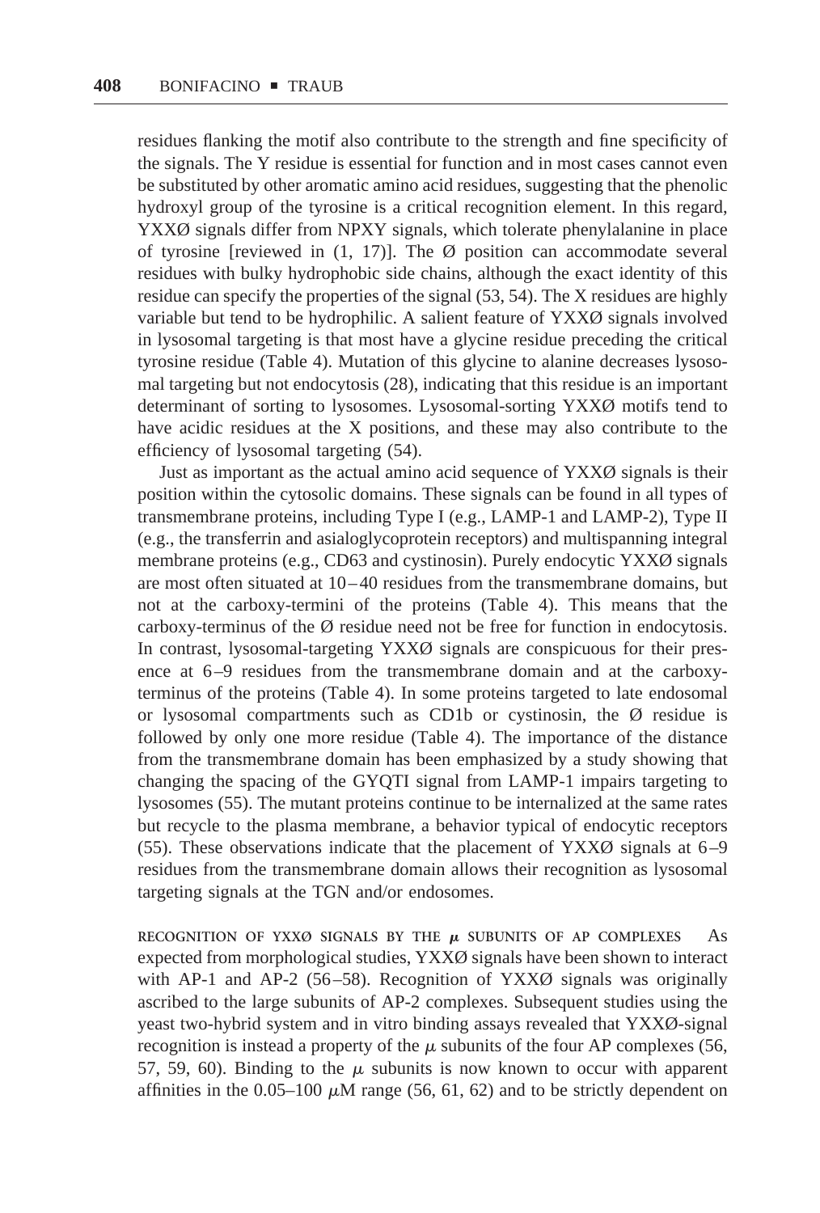residues flanking the motif also contribute to the strength and fine specificity of the signals. The Y residue is essential for function and in most cases cannot even be substituted by other aromatic amino acid residues, suggesting that the phenolic hydroxyl group of the tyrosine is a critical recognition element. In this regard, YXXØ signals differ from NPXY signals, which tolerate phenylalanine in place of tyrosine [reviewed in (1, 17)]. The Ø position can accommodate several residues with bulky hydrophobic side chains, although the exact identity of this residue can specify the properties of the signal (53, 54). The X residues are highly variable but tend to be hydrophilic. A salient feature of YXXØ signals involved in lysosomal targeting is that most have a glycine residue preceding the critical tyrosine residue (Table 4). Mutation of this glycine to alanine decreases lysosomal targeting but not endocytosis (28), indicating that this residue is an important determinant of sorting to lysosomes. Lysosomal-sorting YXXØ motifs tend to have acidic residues at the X positions, and these may also contribute to the efficiency of lysosomal targeting (54).

Just as important as the actual amino acid sequence of YXXØ signals is their position within the cytosolic domains. These signals can be found in all types of transmembrane proteins, including Type I (e.g., LAMP-1 and LAMP-2), Type II (e.g., the transferrin and asialoglycoprotein receptors) and multispanning integral membrane proteins (e.g., CD63 and cystinosin). Purely endocytic YXXØ signals are most often situated at 10–40 residues from the transmembrane domains, but not at the carboxy-termini of the proteins (Table 4). This means that the carboxy-terminus of the Ø residue need not be free for function in endocytosis. In contrast, lysosomal-targeting YXXØ signals are conspicuous for their presence at 6–9 residues from the transmembrane domain and at the carboxy-terminus of the proteins (Table 4). In some proteins targeted to late endosomal or lysosomal compartments such as CD1b or cystinosin, the Ø residue is followed by only one more residue (Table 4). The importance of the distance from the transmembrane domain has been emphasized by a study showing that changing the spacing of the GYQTI signal from LAMP-1 impairs targeting to lysosomes (55). The mutant proteins continue to be internalized at the same rates but recycle to the plasma membrane, a behavior typical of endocytic receptors (55). These observations indicate that the placement of YXXØ signals at 6–9 residues from the transmembrane domain allows their recognition as lysosomal targeting signals at the TGN and/or endosomes.

RECOGNITION OF YXXØ SIGNALS BY THE $\mu$ SUBUNITS OF AP COMPLEXES As expected from morphological studies, YXXØ signals have been shown to interact with AP-1 and AP-2 (56–58). Recognition of YXXØ signals was originally ascribed to the large subunits of AP-2 complexes. Subsequent studies using the yeast two-hybrid system and in vitro binding assays revealed that YXXØ-signal recognition is instead a property of the $\mu$ subunits of the four AP complexes (56, 57, 59, 60). Binding to the $\mu$ subunits is now known to occur with apparent affinities in the 0.05–100 $\mu$M range (56, 61, 62) and to be strictly dependent on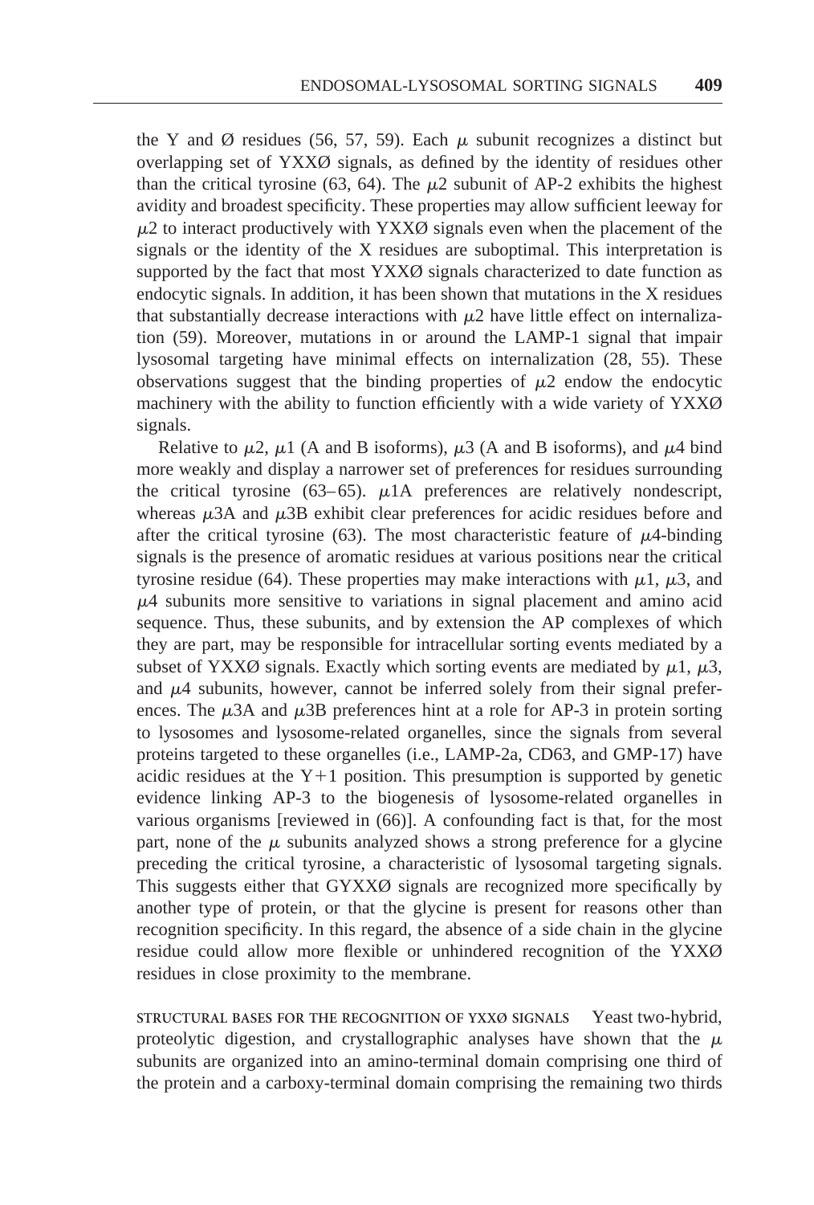the Y and Ø residues (56, 57, 59). Each $\mu$ subunit recognizes a distinct but overlapping set of YXXØ signals, as defined by the identity of residues other than the critical tyrosine (63, 64). The $\mu$2 subunit of AP-2 exhibits the highest avidity and broadest specificity. These properties may allow sufficient leeway for $\mu$2 to interact productively with YXXØ signals even when the placement of the signals or the identity of the X residues are suboptimal. This interpretation is supported by the fact that most YXXØ signals characterized to date function as endocytic signals. In addition, it has been shown that mutations in the X residues that substantially decrease interactions with $\mu$2 have little effect on internalization (59). Moreover, mutations in or around the LAMP-1 signal that impair lysosomal targeting have minimal effects on internalization (28, 55). These observations suggest that the binding properties of $\mu$2 endow the endocytic machinery with the ability to function efficiently with a wide variety of YXXØ signals.

Relative to $\mu$2, $\mu$1 (A and B isoforms), $\mu$3 (A and B isoforms), and $\mu$4 bind more weakly and display a narrower set of preferences for residues surrounding the critical tyrosine (63–65). $\mu$1A preferences are relatively nondescript, whereas $\mu$3A and $\mu$3B exhibit clear preferences for acidic residues before and after the critical tyrosine (63). The most characteristic feature of $\mu$4-binding signals is the presence of aromatic residues at various positions near the critical tyrosine residue (64). These properties may make interactions with $\mu$1, $\mu$3, and $\mu$4 subunits more sensitive to variations in signal placement and amino acid sequence. Thus, these subunits, and by extension the AP complexes of which they are part, may be responsible for intracellular sorting events mediated by a subset of YXXØ signals. Exactly which sorting events are mediated by $\mu$1, $\mu$3, and $\mu$4 subunits, however, cannot be inferred solely from their signal preferences. The $\mu$3A and $\mu$3B preferences hint at a role for AP-3 in protein sorting to lysosomes and lysosome-related organelles, since the signals from several proteins targeted to these organelles (i.e., LAMP-2a, CD63, and GMP-17) have acidic residues at the Y+1 position. This presumption is supported by genetic evidence linking AP-3 to the biogenesis of lysosome-related organelles in various organisms [reviewed in (66)]. A confounding fact is that, for the most part, none of the $\mu$ subunits analyzed shows a strong preference for a glycine preceding the critical tyrosine, a characteristic of lysosomal targeting signals. This suggests either that GYXXØ signals are recognized more specifically by another type of protein, or that the glycine is present for reasons other than recognition specificity. In this regard, the absence of a side chain in the glycine residue could allow more flexible or unhindered recognition of the YXXØ residues in close proximity to the membrane.

STRUCTURAL BASES FOR THE RECOGNITION OF YXXØ SIGNALS Yeast two-hybrid, proteolytic digestion, and crystallographic analyses have shown that the $\mu$ subunits are organized into an amino-terminal domain comprising one third of the protein and a carboxy-terminal domain comprising the remaining two thirds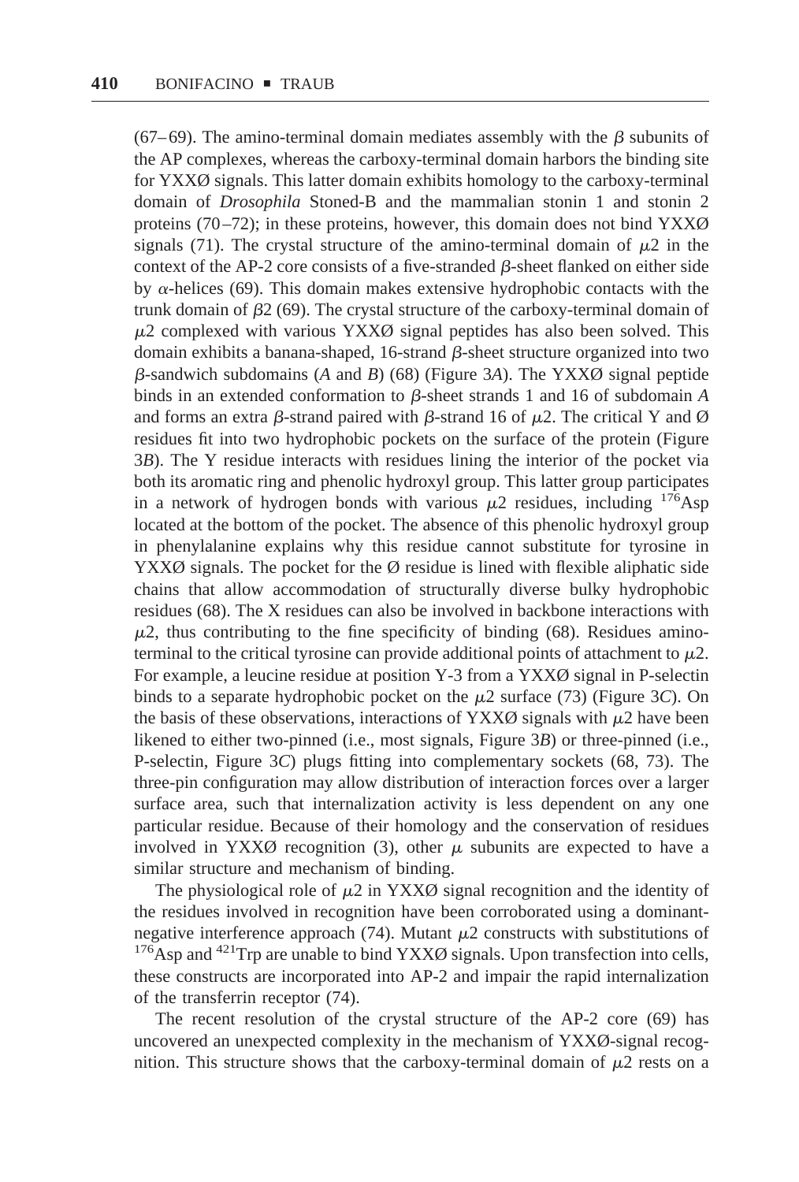(67–69). The amino-terminal domain mediates assembly with the $\beta$ subunits of the AP complexes, whereas the carboxy-terminal domain harbors the binding site for YXXØ signals. This latter domain exhibits homology to the carboxy-terminal domain of *Drosophila* Stoned-B and the mammalian stonin 1 and stonin 2 proteins (70–72); in these proteins, however, this domain does not bind YXXØ signals (71). The crystal structure of the amino-terminal domain of $\mu 2$ in the context of the AP-2 core consists of a five-stranded $\beta$-sheet flanked on either side by $\alpha$-helices (69). This domain makes extensive hydrophobic contacts with the trunk domain of $\beta 2$ (69). The crystal structure of the carboxy-terminal domain of $\mu 2$ complexed with various YXXØ signal peptides has also been solved. This domain exhibits a banana-shaped, 16-strand $\beta$-sheet structure organized into two $\beta$-sandwich subdomains (*A* and *B*) (68) (Figure 3*A*). The YXXØ signal peptide binds in an extended conformation to $\beta$-sheet strands 1 and 16 of subdomain *A* and forms an extra $\beta$-strand paired with $\beta$-strand 16 of $\mu 2$. The critical Y and Ø residues fit into two hydrophobic pockets on the surface of the protein (Figure 3*B*). The Y residue interacts with residues lining the interior of the pocket via both its aromatic ring and phenolic hydroxyl group. This latter group participates in a network of hydrogen bonds with various $\mu 2$ residues, including $^{176}$Asp located at the bottom of the pocket. The absence of this phenolic hydroxyl group in phenylalanine explains why this residue cannot substitute for tyrosine in YXXØ signals. The pocket for the Ø residue is lined with flexible aliphatic side chains that allow accommodation of structurally diverse bulky hydrophobic residues (68). The X residues can also be involved in backbone interactions with $\mu 2$, thus contributing to the fine specificity of binding (68). Residues amino-terminal to the critical tyrosine can provide additional points of attachment to $\mu 2$. For example, a leucine residue at position Y-3 from a YXXØ signal in P-selectin binds to a separate hydrophobic pocket on the $\mu 2$ surface (73) (Figure 3*C*). On the basis of these observations, interactions of YXXØ signals with $\mu 2$ have been likened to either two-pinned (i.e., most signals, Figure 3*B*) or three-pinned (i.e., P-selectin, Figure 3*C*) plugs fitting into complementary sockets (68, 73). The three-pin configuration may allow distribution of interaction forces over a larger surface area, such that internalization activity is less dependent on any one particular residue. Because of their homology and the conservation of residues involved in YXXØ recognition (3), other $\mu$ subunits are expected to have a similar structure and mechanism of binding.

The physiological role of $\mu 2$ in YXXØ signal recognition and the identity of the residues involved in recognition have been corroborated using a dominant-negative interference approach (74). Mutant $\mu 2$ constructs with substitutions of $^{176}$Asp and $^{421}$Trp are unable to bind YXXØ signals. Upon transfection into cells, these constructs are incorporated into AP-2 and impair the rapid internalization of the transferrin receptor (74).

The recent resolution of the crystal structure of the AP-2 core (69) has uncovered an unexpected complexity in the mechanism of YXXØ-signal recognition. This structure shows that the carboxy-terminal domain of $\mu 2$ rests on a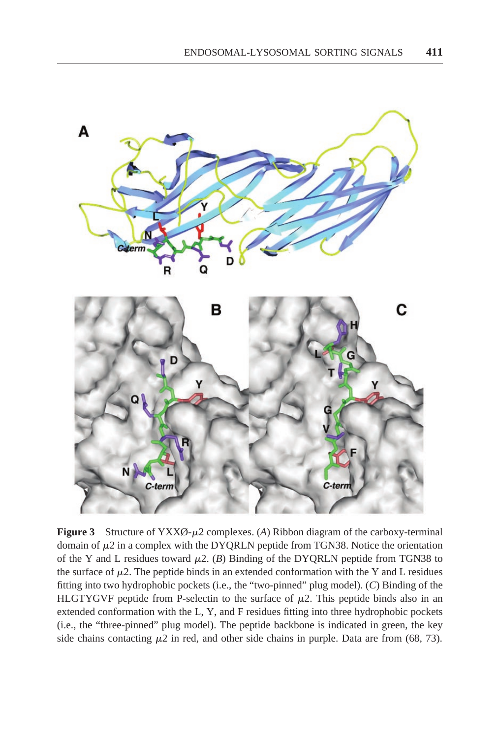**Figure 3** Structure of YXXØ-$\mu$2 complexes. (*A*) Ribbon diagram of the carboxy-terminal domain of $\mu$2 in a complex with the DYQRLN peptide from TGN38. Notice the orientation of the Y and L residues toward $\mu$2. (*B*) Binding of the DYQRLN peptide from TGN38 to the surface of $\mu$2. The peptide binds in an extended conformation with the Y and L residues fitting into two hydrophobic pockets (i.e., the "two-pinned" plug model). (*C*) Binding of the HLGTYGVF peptide from P-selectin to the surface of $\mu$2. This peptide binds also in an extended conformation with the L, Y, and F residues fitting into three hydrophobic pockets (i.e., the "three-pinned" plug model). The peptide backbone is indicated in green, the key side chains contacting $\mu$2 in red, and other side chains in purple. Data are from (68, 73).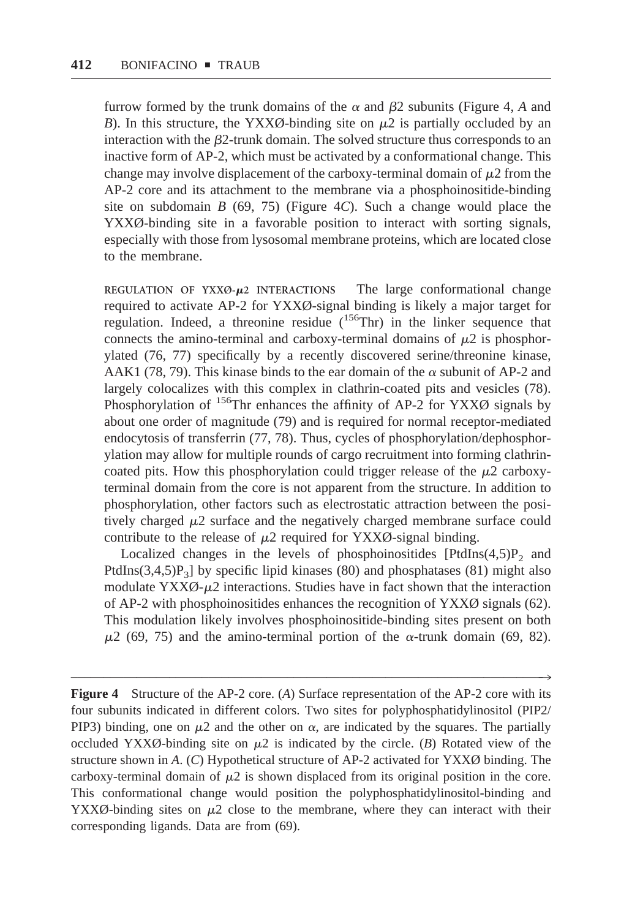furrow formed by the trunk domains of the $\alpha$ and $\beta 2$ subunits (Figure 4, *A* and *B*). In this structure, the YXXØ-binding site on $\mu 2$ is partially occluded by an interaction with the $\beta 2$-trunk domain. The solved structure thus corresponds to an inactive form of AP-2, which must be activated by a conformational change. This change may involve displacement of the carboxy-terminal domain of $\mu 2$ from the AP-2 core and its attachment to the membrane via a phosphoinositide-binding site on subdomain *B* (69, 75) (Figure 4*C*). Such a change would place the YXXØ-binding site in a favorable position to interact with sorting signals, especially with those from lysosomal membrane proteins, which are located close to the membrane.

**REGULATION OF YXXØ-$\mu 2$ INTERACTIONS** The large conformational change required to activate AP-2 for YXXØ-signal binding is likely a major target for regulation. Indeed, a threonine residue ($^{156}$Thr) in the linker sequence that connects the amino-terminal and carboxy-terminal domains of $\mu 2$ is phosphorylated (76, 77) specifically by a recently discovered serine/threonine kinase, AAK1 (78, 79). This kinase binds to the ear domain of the $\alpha$ subunit of AP-2 and largely colocalizes with this complex in clathrin-coated pits and vesicles (78). Phosphorylation of $^{156}$Thr enhances the affinity of AP-2 for YXXØ signals by about one order of magnitude (79) and is required for normal receptor-mediated endocytosis of transferrin (77, 78). Thus, cycles of phosphorylation/dephosphorylation may allow for multiple rounds of cargo recruitment into forming clathrin-coated pits. How this phosphorylation could trigger release of the $\mu 2$ carboxy-terminal domain from the core is not apparent from the structure. In addition to phosphorylation, other factors such as electrostatic attraction between the positively charged $\mu 2$ surface and the negatively charged membrane surface could contribute to the release of $\mu 2$ required for YXXØ-signal binding.

Localized changes in the levels of phosphoinositides [PtdIns(4,5)$P_2$ and PtdIns(3,4,5)$P_3$] by specific lipid kinases (80) and phosphatases (81) might also modulate YXXØ-$\mu 2$ interactions. Studies have in fact shown that the interaction of AP-2 with phosphoinositides enhances the recognition of YXXØ signals (62). This modulation likely involves phosphoinositide-binding sites present on both $\mu 2$ (69, 75) and the amino-terminal portion of the $\alpha$-trunk domain (69, 82).

**Figure 4** Structure of the AP-2 core. (*A*) Surface representation of the AP-2 core with its four subunits indicated in different colors. Two sites for polyphosphatidylinositol (PIP2/PIP3) binding, one on $\mu 2$ and the other on $\alpha$, are indicated by the squares. The partially occluded YXXØ-binding site on $\mu 2$ is indicated by the circle. (*B*) Rotated view of the structure shown in *A*. (*C*) Hypothetical structure of AP-2 activated for YXXØ binding. The carboxy-terminal domain of $\mu 2$ is shown displaced from its original position in the core. This conformational change would position the polyphosphatidylinositol-binding and YXXØ-binding sites on $\mu 2$ close to the membrane, where they can interact with their corresponding ligands. Data are from (69).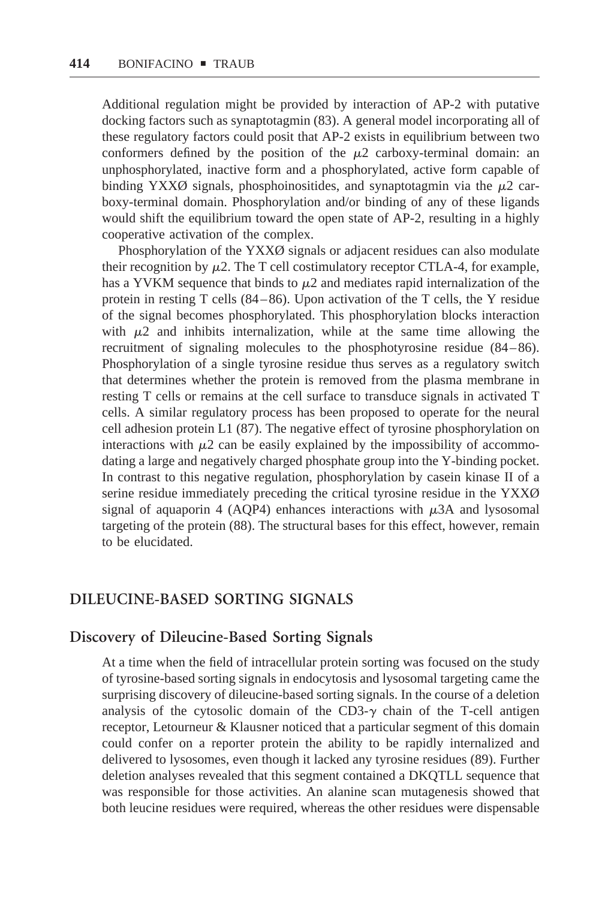Additional regulation might be provided by interaction of AP-2 with putative docking factors such as synaptotagmin (83). A general model incorporating all of these regulatory factors could posit that AP-2 exists in equilibrium between two conformers defined by the position of the $\mu$2 carboxy-terminal domain: an unphosphorylated, inactive form and a phosphorylated, active form capable of binding YXXØ signals, phosphoinositides, and synaptotagmin via the $\mu$2 carboxy-terminal domain. Phosphorylation and/or binding of any of these ligands would shift the equilibrium toward the open state of AP-2, resulting in a highly cooperative activation of the complex.

Phosphorylation of the YXXØ signals or adjacent residues can also modulate their recognition by $\mu$2. The T cell costimulatory receptor CTLA-4, for example, has a YVKM sequence that binds to $\mu$2 and mediates rapid internalization of the protein in resting T cells (84–86). Upon activation of the T cells, the Y residue of the signal becomes phosphorylated. This phosphorylation blocks interaction with $\mu$2 and inhibits internalization, while at the same time allowing the recruitment of signaling molecules to the phosphotyrosine residue (84–86). Phosphorylation of a single tyrosine residue thus serves as a regulatory switch that determines whether the protein is removed from the plasma membrane in resting T cells or remains at the cell surface to transduce signals in activated T cells. A similar regulatory process has been proposed to operate for the neural cell adhesion protein L1 (87). The negative effect of tyrosine phosphorylation on interactions with $\mu$2 can be easily explained by the impossibility of accommodating a large and negatively charged phosphate group into the Y-binding pocket. In contrast to this negative regulation, phosphorylation by casein kinase II of a serine residue immediately preceding the critical tyrosine residue in the YXXØ signal of aquaporin 4 (AQP4) enhances interactions with $\mu$3A and lysosomal targeting of the protein (88). The structural bases for this effect, however, remain to be elucidated.

## DILEUCINE-BASED SORTING SIGNALS

### Discovery of Dileucine-Based Sorting Signals

At a time when the field of intracellular protein sorting was focused on the study of tyrosine-based sorting signals in endocytosis and lysosomal targeting came the surprising discovery of dileucine-based sorting signals. In the course of a deletion analysis of the cytosolic domain of the CD3-$\gamma$ chain of the T-cell antigen receptor, Letourneur & Klausner noticed that a particular segment of this domain could confer on a reporter protein the ability to be rapidly internalized and delivered to lysosomes, even though it lacked any tyrosine residues (89). Further deletion analyses revealed that this segment contained a DKQTLL sequence that was responsible for those activities. An alanine scan mutagenesis showed that both leucine residues were required, whereas the other residues were dispensable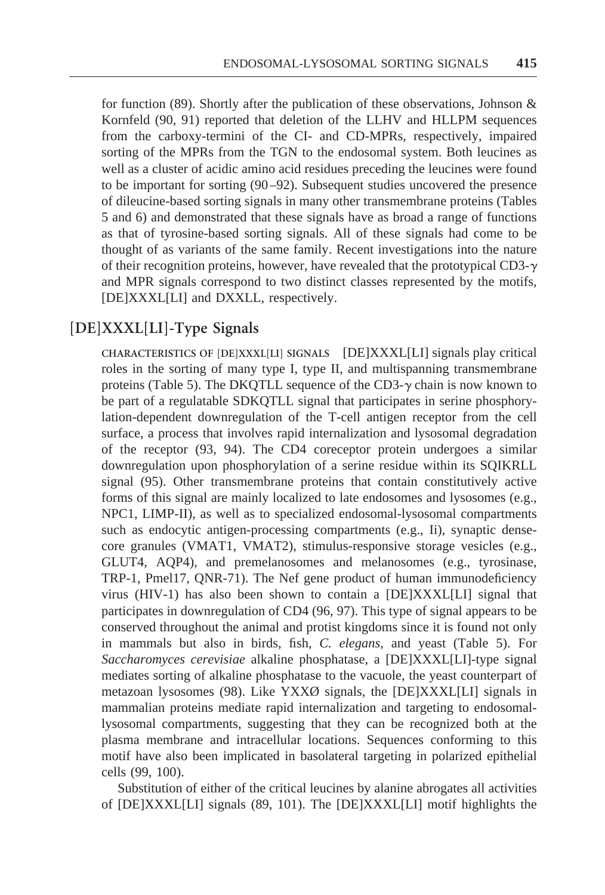for function (89). Shortly after the publication of these observations, Johnson & Kornfeld (90, 91) reported that deletion of the LLHV and HLLPM sequences from the carboxy-termini of the CI- and CD-MPRs, respectively, impaired sorting of the MPRs from the TGN to the endosomal system. Both leucines as well as a cluster of acidic amino acid residues preceding the leucines were found to be important for sorting (90–92). Subsequent studies uncovered the presence of dileucine-based sorting signals in many other transmembrane proteins (Tables 5 and 6) and demonstrated that these signals have as broad a range of functions as that of tyrosine-based sorting signals. All of these signals had come to be thought of as variants of the same family. Recent investigations into the nature of their recognition proteins, however, have revealed that the prototypical CD3-$\gamma$ and MPR signals correspond to two distinct classes represented by the motifs, [DE]XXXL[LI] and DXXLL, respectively.

## [DE]XXXL[LI]-Type Signals

CHARACTERISTICS OF [DE]XXXL[LI] SIGNALS [DE]XXXL[LI] signals play critical roles in the sorting of many type I, type II, and multispanning transmembrane proteins (Table 5). The DKQTLL sequence of the CD3-$\gamma$ chain is now known to be part of a regulatable SDKQTLL signal that participates in serine phosphorylation-dependent downregulation of the T-cell antigen receptor from the cell surface, a process that involves rapid internalization and lysosomal degradation of the receptor (93, 94). The CD4 coreceptor protein undergoes a similar downregulation upon phosphorylation of a serine residue within its SQIKRLL signal (95). Other transmembrane proteins that contain constitutively active forms of this signal are mainly localized to late endosomes and lysosomes (e.g., NPC1, LIMP-II), as well as to specialized endosomal-lysosomal compartments such as endocytic antigen-processing compartments (e.g., Ii), synaptic dense-core granules (VMAT1, VMAT2), stimulus-responsive storage vesicles (e.g., GLUT4, AQP4), and premelanosomes and melanosomes (e.g., tyrosinase, TRP-1, Pmel17, QNR-71). The Nef gene product of human immunodeficiency virus (HIV-1) has also been shown to contain a [DE]XXXL[LI] signal that participates in downregulation of CD4 (96, 97). This type of signal appears to be conserved throughout the animal and protist kingdoms since it is found not only in mammals but also in birds, fish, *C. elegans*, and yeast (Table 5). For *Saccharomyces cerevisiae* alkaline phosphatase, a [DE]XXXL[LI]-type signal mediates sorting of alkaline phosphatase to the vacuole, the yeast counterpart of metazoan lysosomes (98). Like YXXØ signals, the [DE]XXXL[LI] signals in mammalian proteins mediate rapid internalization and targeting to endosomal-lysosomal compartments, suggesting that they can be recognized both at the plasma membrane and intracellular locations. Sequences conforming to this motif have also been implicated in basolateral targeting in polarized epithelial cells (99, 100).

Substitution of either of the critical leucines by alanine abrogates all activities of [DE]XXXL[LI] signals (89, 101). The [DE]XXXL[LI] motif highlights the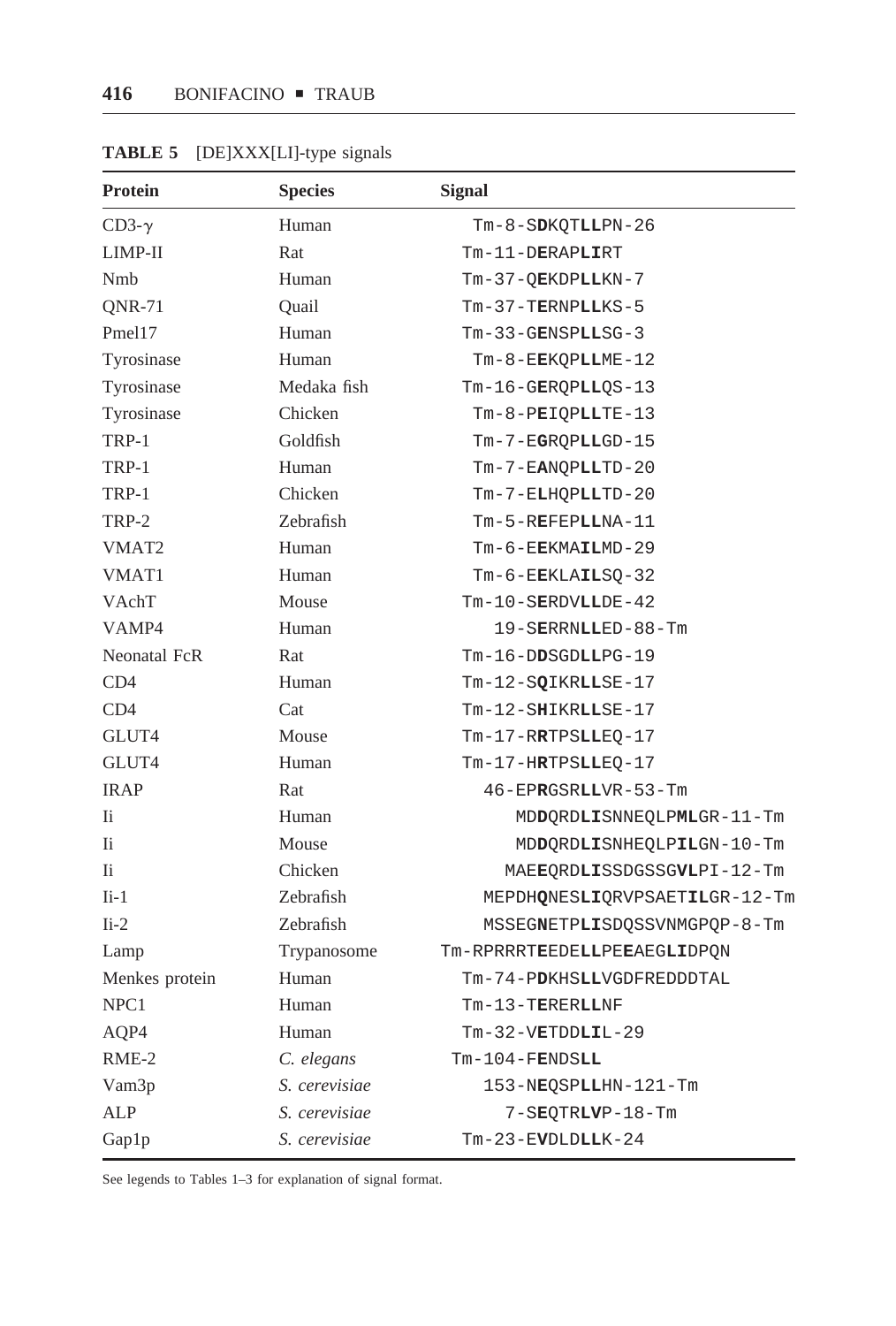**TABLE 5** [DE]XXX[LI]-type signals

| Protein | Species | Signal |
|---|---|---|
| CD3-γ | Human | Tm-8-S**D**KQT**LL**PN-26 |
| LIMP-II | Rat | Tm-11-D**E**RAP**LI**RT |
| Nmb | Human | Tm-37-Q**E**KDP**LL**KN-7 |
| QNR-71 | Quail | Tm-37-T**E**RNP**LL**KS-5 |
| Pmel17 | Human | Tm-33-G**E**NSP**LL**SG-3 |
| Tyrosinase | Human | Tm-8-E**E**KQP**LL**ME-12 |
| Tyrosinase | Medaka fish | Tm-16-G**E**RQP**LL**QS-13 |
| Tyrosinase | Chicken | Tm-8-P**E**IQP**LL**TE-13 |
| TRP-1 | Goldfish | Tm-7-E**G**RQP**LL**GD-15 |
| TRP-1 | Human | Tm-7-E**A**NQP**LL**TD-20 |
| TRP-1 | Chicken | Tm-7-E**L**HQP**LL**TD-20 |
| TRP-2 | Zebrafish | Tm-5-R**E**FEP**LL**NA-11 |
| VMAT2 | Human | Tm-6-E**E**KMA**IL**MD-29 |
| VMAT1 | Human | Tm-6-E**E**KLA**IL**SQ-32 |
| VAchT | Mouse | Tm-10-S**E**RDV**LL**DE-42 |
| VAMP4 | Human | 19-S**E**RRN**LL**ED-88-Tm |
| Neonatal FcR | Rat | Tm-16-D**D**SGD**LL**PG-19 |
| CD4 | Human | Tm-12-S**Q**IKR**LL**SE-17 |
| CD4 | Cat | Tm-12-S**H**IKR**LL**SE-17 |
| GLUT4 | Mouse | Tm-17-R**R**TPS**LL**EQ-17 |
| GLUT4 | Human | Tm-17-H**R**TPS**LL**EQ-17 |
| IRAP | Rat | 46-EP**R**GSR**LL**VR-53-Tm |
| Ii | Human | MD**D**QRD**LI**SNNEQLP**ML**GR-11-Tm |
| Ii | Mouse | MD**D**QRD**LI**SNHEQLP**IL**GN-10-Tm |
| Ii | Chicken | MAE**E**QRD**LI**SSDGSSG**VL**PI-12-Tm |
| Ii-1 | Zebrafish | MEPDH**Q**NES**LI**QRVPSAET**IL**GR-12-Tm |
| Ii-2 | Zebrafish | MSSEG**N**ETP**LI**SDQSSVNMGPQP-8-Tm |
| Lamp | Trypanosome | Tm-RPRRRT**E**EDE**LL**PE**E**AEG**LI**DPQN |
| Menkes protein | Human | Tm-74-P**D**KHS**LL**VGDFREDDDTAL |
| NPC1 | Human | Tm-13-T**E**RER**LL**NF |
| AQP4 | Human | Tm-32-V**E**TDD**LI**L-29 |
| RME-2 | *C. elegans* | Tm-104-F**E**NDS**LL** |
| Vam3p | *S. cerevisiae* | 153-N**E**QSP**LL**HN-121-Tm |
| ALP | *S. cerevisiae* | 7-S**E**QTR**LV**P-18-Tm |
| Gap1p | *S. cerevisiae* | Tm-23-E**V**DLD**LL**K-24 |

See legends to Tables 1–3 for explanation of signal format.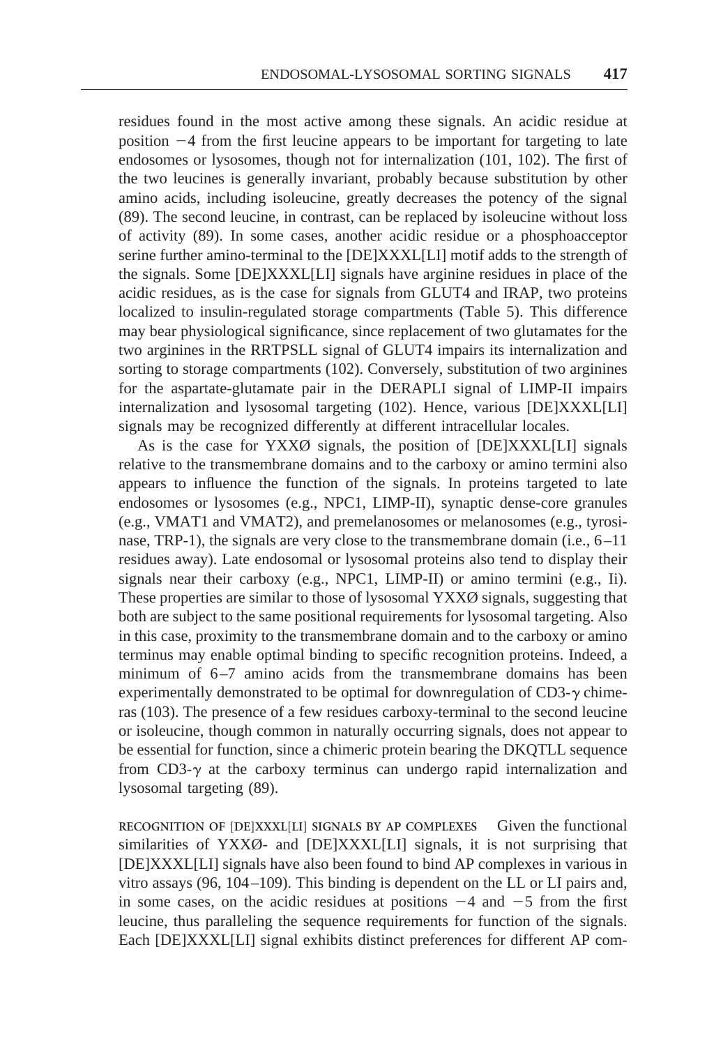residues found in the most active among these signals. An acidic residue at position −4 from the first leucine appears to be important for targeting to late endosomes or lysosomes, though not for internalization (101, 102). The first of the two leucines is generally invariant, probably because substitution by other amino acids, including isoleucine, greatly decreases the potency of the signal (89). The second leucine, in contrast, can be replaced by isoleucine without loss of activity (89). In some cases, another acidic residue or a phosphoacceptor serine further amino-terminal to the [DE]XXXL[LI] motif adds to the strength of the signals. Some [DE]XXXL[LI] signals have arginine residues in place of the acidic residues, as is the case for signals from GLUT4 and IRAP, two proteins localized to insulin-regulated storage compartments (Table 5). This difference may bear physiological significance, since replacement of two glutamates for the two arginines in the RRTPSLL signal of GLUT4 impairs its internalization and sorting to storage compartments (102). Conversely, substitution of two arginines for the aspartate-glutamate pair in the DERAPLI signal of LIMP-II impairs internalization and lysosomal targeting (102). Hence, various [DE]XXXL[LI] signals may be recognized differently at different intracellular locales.

As is the case for YXXØ signals, the position of [DE]XXXL[LI] signals relative to the transmembrane domains and to the carboxy or amino termini also appears to influence the function of the signals. In proteins targeted to late endosomes or lysosomes (e.g., NPC1, LIMP-II), synaptic dense-core granules (e.g., VMAT1 and VMAT2), and premelanosomes or melanosomes (e.g., tyrosinase, TRP-1), the signals are very close to the transmembrane domain (i.e., 6–11 residues away). Late endosomal or lysosomal proteins also tend to display their signals near their carboxy (e.g., NPC1, LIMP-II) or amino termini (e.g., Ii). These properties are similar to those of lysosomal YXXØ signals, suggesting that both are subject to the same positional requirements for lysosomal targeting. Also in this case, proximity to the transmembrane domain and to the carboxy or amino terminus may enable optimal binding to specific recognition proteins. Indeed, a minimum of 6–7 amino acids from the transmembrane domains has been experimentally demonstrated to be optimal for downregulation of CD3-$\gamma$ chimeras (103). The presence of a few residues carboxy-terminal to the second leucine or isoleucine, though common in naturally occurring signals, does not appear to be essential for function, since a chimeric protein bearing the DKQTLL sequence from CD3-$\gamma$ at the carboxy terminus can undergo rapid internalization and lysosomal targeting (89).

**RECOGNITION OF [DE]XXXL[LI] SIGNALS BY AP COMPLEXES** Given the functional similarities of YXXØ- and [DE]XXXL[LI] signals, it is not surprising that [DE]XXXL[LI] signals have also been found to bind AP complexes in various in vitro assays (96, 104–109). This binding is dependent on the LL or LI pairs and, in some cases, on the acidic residues at positions −4 and −5 from the first leucine, thus paralleling the sequence requirements for function of the signals. Each [DE]XXXL[LI] signal exhibits distinct preferences for different AP com-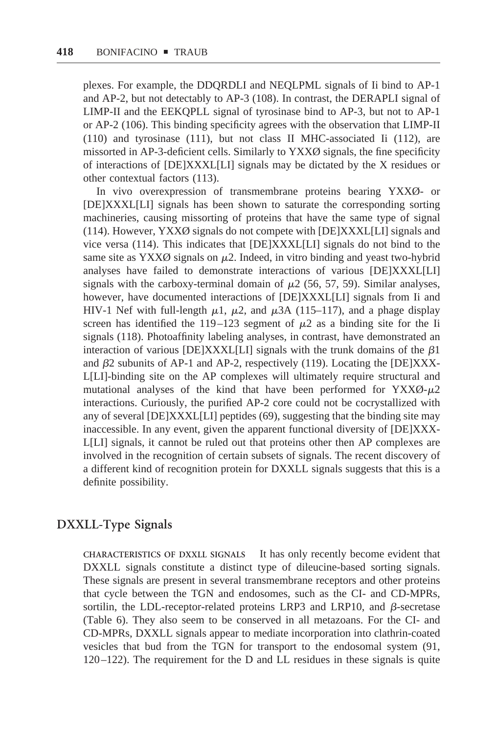plexes. For example, the DDQRDLI and NEQLPML signals of Ii bind to AP-1 and AP-2, but not detectably to AP-3 (108). In contrast, the DERAPLI signal of LIMP-II and the EEKQPLL signal of tyrosinase bind to AP-3, but not to AP-1 or AP-2 (106). This binding specificity agrees with the observation that LIMP-II (110) and tyrosinase (111), but not class II MHC-associated Ii (112), are missorted in AP-3-deficient cells. Similarly to YXXØ signals, the fine specificity of interactions of [DE]XXXL[LI] signals may be dictated by the X residues or other contextual factors (113).

In vivo overexpression of transmembrane proteins bearing YXXØ- or [DE]XXXL[LI] signals has been shown to saturate the corresponding sorting machineries, causing missorting of proteins that have the same type of signal (114). However, YXXØ signals do not compete with [DE]XXXL[LI] signals and vice versa (114). This indicates that [DE]XXXL[LI] signals do not bind to the same site as YXXØ signals on $\mu$2. Indeed, in vitro binding and yeast two-hybrid analyses have failed to demonstrate interactions of various [DE]XXXL[LI] signals with the carboxy-terminal domain of $\mu$2 (56, 57, 59). Similar analyses, however, have documented interactions of [DE]XXXL[LI] signals from Ii and HIV-1 Nef with full-length $\mu$1, $\mu$2, and $\mu$3A (115–117), and a phage display screen has identified the 119–123 segment of $\mu$2 as a binding site for the Ii signals (118). Photoaffinity labeling analyses, in contrast, have demonstrated an interaction of various [DE]XXXL[LI] signals with the trunk domains of the $\beta$1 and $\beta$2 subunits of AP-1 and AP-2, respectively (119). Locating the [DE]XXXL[LI]-binding site on the AP complexes will ultimately require structural and mutational analyses of the kind that have been performed for YXXØ-$\mu$2 interactions. Curiously, the purified AP-2 core could not be cocrystallized with any of several [DE]XXXL[LI] peptides (69), suggesting that the binding site may inaccessible. In any event, given the apparent functional diversity of [DE]XXXL[LI] signals, it cannot be ruled out that proteins other then AP complexes are involved in the recognition of certain subsets of signals. The recent discovery of a different kind of recognition protein for DXXLL signals suggests that this is a definite possibility.

## DXXLL-Type Signals

CHARACTERISTICS OF DXXLL SIGNALS It has only recently become evident that DXXLL signals constitute a distinct type of dileucine-based sorting signals. These signals are present in several transmembrane receptors and other proteins that cycle between the TGN and endosomes, such as the CI- and CD-MPRs, sortilin, the LDL-receptor-related proteins LRP3 and LRP10, and $\beta$-secretase (Table 6). They also seem to be conserved in all metazoans. For the CI- and CD-MPRs, DXXLL signals appear to mediate incorporation into clathrin-coated vesicles that bud from the TGN for transport to the endosomal system (91, 120–122). The requirement for the D and LL residues in these signals is quite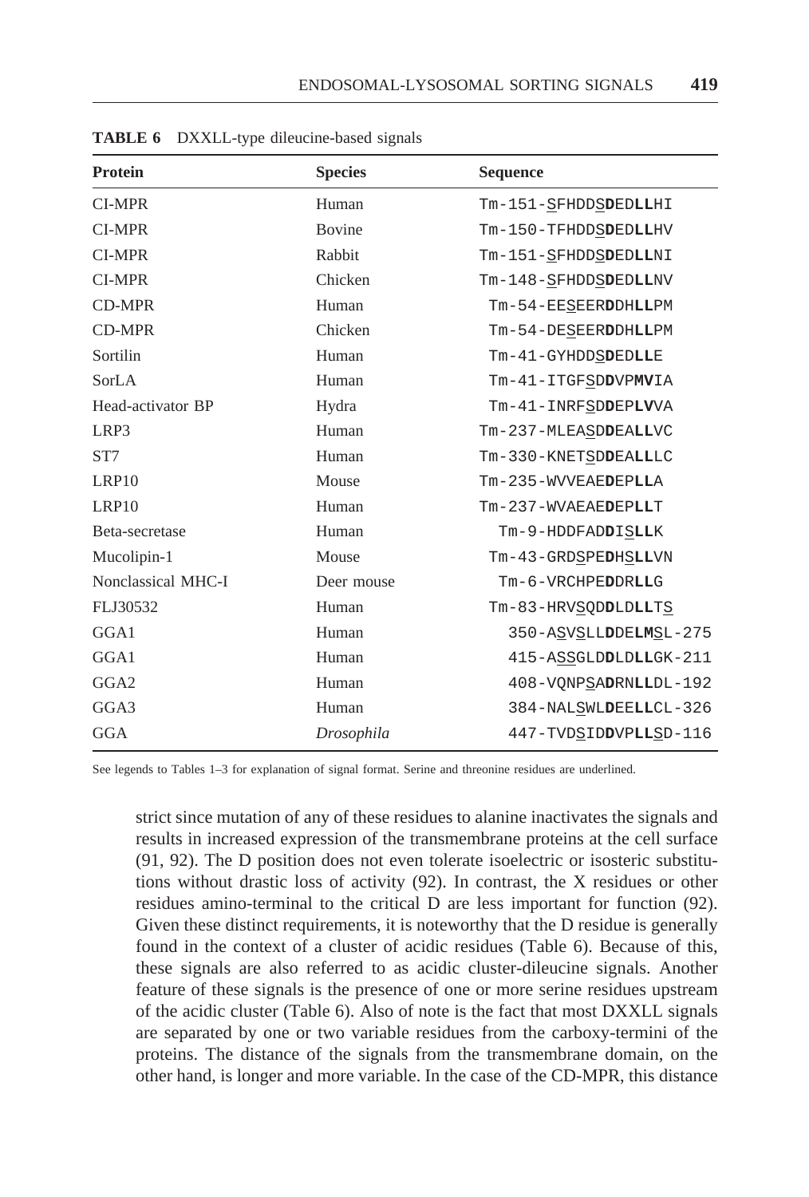**TABLE 6** DXXLL-type dileucine-based signals

| Protein | Species | Sequence |
|---|---|---|
| CI-MPR | Human | Tm-151-SFHDDSDEDLLHI |
| CI-MPR | Bovine | Tm-150-TFHDDSDEDLLHV |
| CI-MPR | Rabbit | Tm-151-SFHDDSDEDLLNI |
| CI-MPR | Chicken | Tm-148-SFHDDSDEDLLNV |
| CD-MPR | Human | Tm-54-EESEERDDHLLPM |
| CD-MPR | Chicken | Tm-54-DESEERDDHLLPM |
| Sortilin | Human | Tm-41-GYHDDSDEDLLE |
| SorLA | Human | Tm-41-ITGFSDDVPMVIA |
| Head-activator BP | Hydra | Tm-41-INRFSDDEPLVVA |
| LRP3 | Human | Tm-237-MLEASDDEALLVC |
| ST7 | Human | Tm-330-KNETSDDEALLLC |
| LRP10 | Mouse | Tm-235-WVVEAEDEPLLA |
| LRP10 | Human | Tm-237-WVAEAEDEPLLT |
| Beta-secretase | Human | Tm-9-HDDFADDISLLK |
| Mucolipin-1 | Mouse | Tm-43-GRDSPEDHSLLVN |
| Nonclassical MHC-I | Deer mouse | Tm-6-VRCHPEDDRLLG |
| FLJ30532 | Human | Tm-83-HRVSQDDLDLLTS |
| GGA1 | Human | 350-ASVSLLDDELMSL-275 |
| GGA1 | Human | 415-ASSGLDDLDLLGK-211 |
| GGA2 | Human | 408-VQNPSADRNLLDL-192 |
| GGA3 | Human | 384-NALSWLDEELLCL-326 |
| GGA | *Drosophila* | 447-TVDSIDDVPLLSD-116 |

See legends to Tables 1–3 for explanation of signal format. Serine and threonine residues are underlined.

strict since mutation of any of these residues to alanine inactivates the signals and results in increased expression of the transmembrane proteins at the cell surface (91, 92). The D position does not even tolerate isoelectric or isosteric substitutions without drastic loss of activity (92). In contrast, the X residues or other residues amino-terminal to the critical D are less important for function (92). Given these distinct requirements, it is noteworthy that the D residue is generally found in the context of a cluster of acidic residues (Table 6). Because of this, these signals are also referred to as acidic cluster-dileucine signals. Another feature of these signals is the presence of one or more serine residues upstream of the acidic cluster (Table 6). Also of note is the fact that most DXXLL signals are separated by one or two variable residues from the carboxy-termini of the proteins. The distance of the signals from the transmembrane domain, on the other hand, is longer and more variable. In the case of the CD-MPR, this distance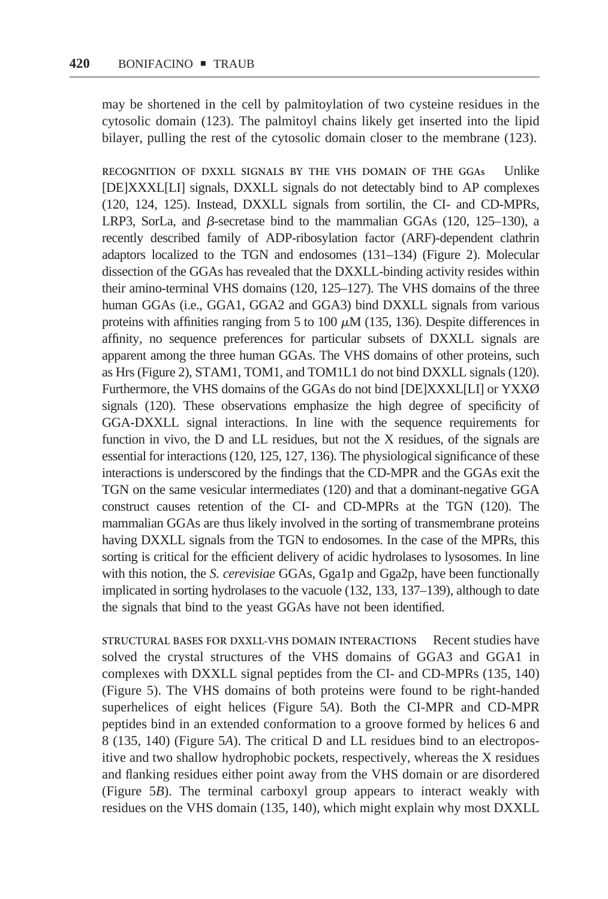may be shortened in the cell by palmitoylation of two cysteine residues in the cytosolic domain (123). The palmitoyl chains likely get inserted into the lipid bilayer, pulling the rest of the cytosolic domain closer to the membrane (123).

RECOGNITION OF DXXLL SIGNALS BY THE VHS DOMAIN OF THE GGAs Unlike [DE]XXXL[LI] signals, DXXLL signals do not detectably bind to AP complexes (120, 124, 125). Instead, DXXLL signals from sortilin, the CI- and CD-MPRs, LRP3, SorLa, and $\beta$-secretase bind to the mammalian GGAs (120, 125–130), a recently described family of ADP-ribosylation factor (ARF)-dependent clathrin adaptors localized to the TGN and endosomes (131–134) (Figure 2). Molecular dissection of the GGAs has revealed that the DXXLL-binding activity resides within their amino-terminal VHS domains (120, 125–127). The VHS domains of the three human GGAs (i.e., GGA1, GGA2 and GGA3) bind DXXLL signals from various proteins with affinities ranging from 5 to 100 $\mu$M (135, 136). Despite differences in affinity, no sequence preferences for particular subsets of DXXLL signals are apparent among the three human GGAs. The VHS domains of other proteins, such as Hrs (Figure 2), STAM1, TOM1, and TOM1L1 do not bind DXXLL signals (120). Furthermore, the VHS domains of the GGAs do not bind [DE]XXXL[LI] or YXXØ signals (120). These observations emphasize the high degree of specificity of GGA-DXXLL signal interactions. In line with the sequence requirements for function in vivo, the D and LL residues, but not the X residues, of the signals are essential for interactions (120, 125, 127, 136). The physiological significance of these interactions is underscored by the findings that the CD-MPR and the GGAs exit the TGN on the same vesicular intermediates (120) and that a dominant-negative GGA construct causes retention of the CI- and CD-MPRs at the TGN (120). The mammalian GGAs are thus likely involved in the sorting of transmembrane proteins having DXXLL signals from the TGN to endosomes. In the case of the MPRs, this sorting is critical for the efficient delivery of acidic hydrolases to lysosomes. In line with this notion, the *S. cerevisiae* GGAs, Gga1p and Gga2p, have been functionally implicated in sorting hydrolases to the vacuole (132, 133, 137–139), although to date the signals that bind to the yeast GGAs have not been identified.

STRUCTURAL BASES FOR DXXLL-VHS DOMAIN INTERACTIONS Recent studies have solved the crystal structures of the VHS domains of GGA3 and GGA1 in complexes with DXXLL signal peptides from the CI- and CD-MPRs (135, 140) (Figure 5). The VHS domains of both proteins were found to be right-handed superhelices of eight helices (Figure 5*A*). Both the CI-MPR and CD-MPR peptides bind in an extended conformation to a groove formed by helices 6 and 8 (135, 140) (Figure 5*A*). The critical D and LL residues bind to an electropositive and two shallow hydrophobic pockets, respectively, whereas the X residues and flanking residues either point away from the VHS domain or are disordered (Figure 5*B*). The terminal carboxyl group appears to interact weakly with residues on the VHS domain (135, 140), which might explain why most DXXLL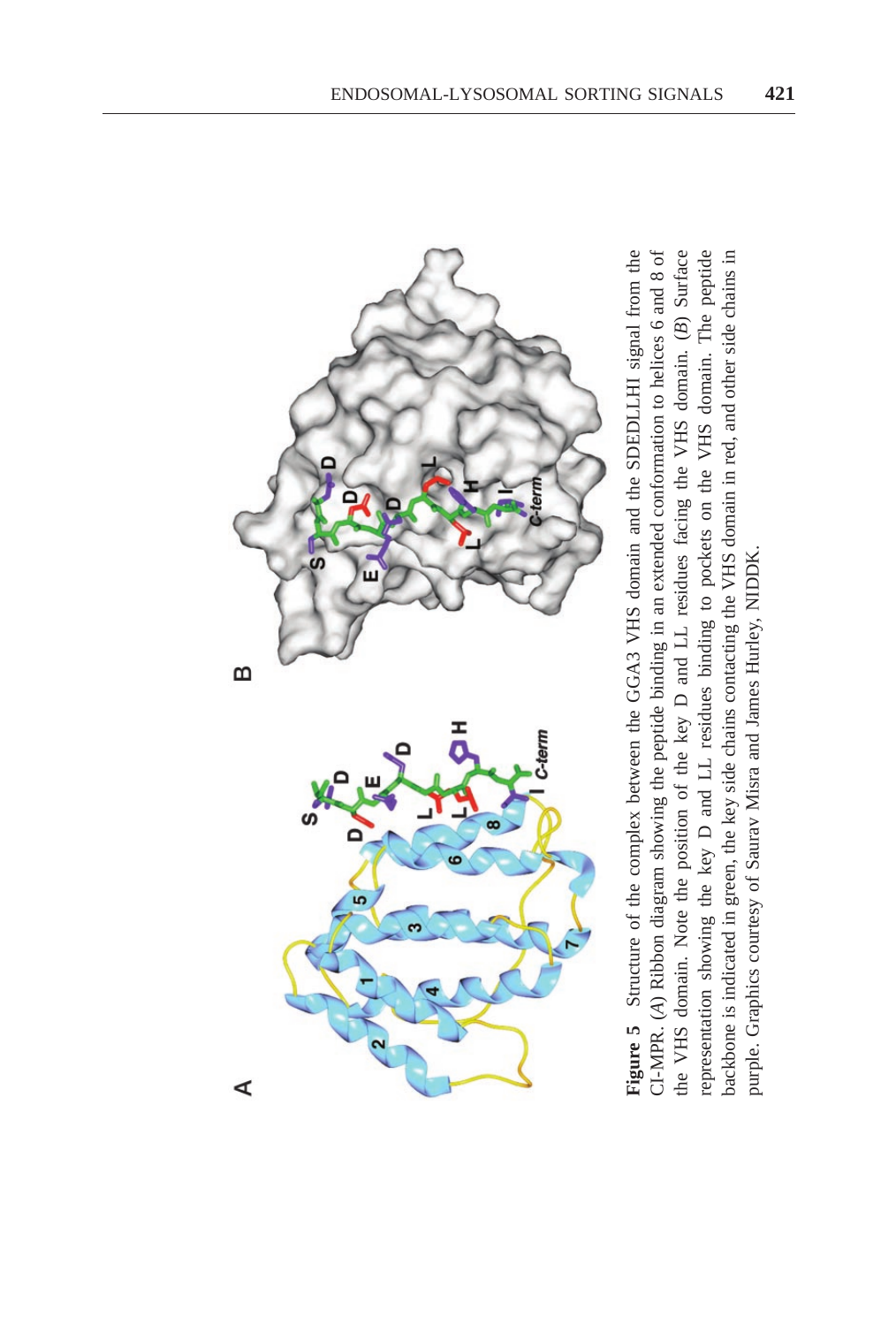**Figure 5** Structure of the complex between the GGA3 VHS domain and the SDEDLLHI signal from the CI-MPR. (*A*) Ribbon diagram showing the peptide binding in an extended conformation to helices 6 and 8 of the VHS domain. Note the position of the key D and LL residues facing the VHS domain. (*B*) Surface representation showing the key D and LL residues binding to pockets on the VHS domain. The peptide backbone is indicated in green, the key side chains contacting the VHS domain in red, and other side chains in purple. Graphics courtesy of Saurav Misra and James Hurley, NIDDK.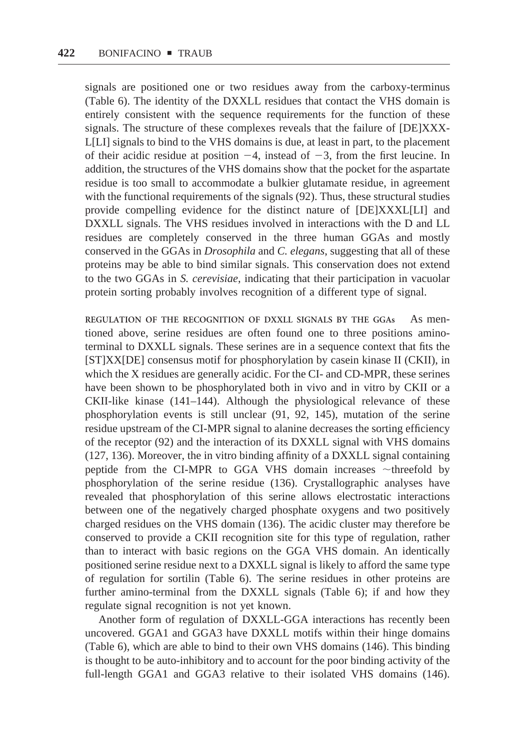signals are positioned one or two residues away from the carboxy-terminus (Table 6). The identity of the DXXLL residues that contact the VHS domain is entirely consistent with the sequence requirements for the function of these signals. The structure of these complexes reveals that the failure of [DE]XXXL[LI] signals to bind to the VHS domains is due, at least in part, to the placement of their acidic residue at position −4, instead of −3, from the first leucine. In addition, the structures of the VHS domains show that the pocket for the aspartate residue is too small to accommodate a bulkier glutamate residue, in agreement with the functional requirements of the signals (92). Thus, these structural studies provide compelling evidence for the distinct nature of [DE]XXXL[LI] and DXXLL signals. The VHS residues involved in interactions with the D and LL residues are completely conserved in the three human GGAs and mostly conserved in the GGAs in *Drosophila* and *C. elegans*, suggesting that all of these proteins may be able to bind similar signals. This conservation does not extend to the two GGAs in *S. cerevisiae*, indicating that their participation in vacuolar protein sorting probably involves recognition of a different type of signal.

REGULATION OF THE RECOGNITION OF DXXLL SIGNALS BY THE GGAs As mentioned above, serine residues are often found one to three positions amino-terminal to DXXLL signals. These serines are in a sequence context that fits the [ST]XX[DE] consensus motif for phosphorylation by casein kinase II (CKII), in which the X residues are generally acidic. For the CI- and CD-MPR, these serines have been shown to be phosphorylated both in vivo and in vitro by CKII or a CKII-like kinase (141–144). Although the physiological relevance of these phosphorylation events is still unclear (91, 92, 145), mutation of the serine residue upstream of the CI-MPR signal to alanine decreases the sorting efficiency of the receptor (92) and the interaction of its DXXLL signal with VHS domains (127, 136). Moreover, the in vitro binding affinity of a DXXLL signal containing peptide from the CI-MPR to GGA VHS domain increases ~threefold by phosphorylation of the serine residue (136). Crystallographic analyses have revealed that phosphorylation of this serine allows electrostatic interactions between one of the negatively charged phosphate oxygens and two positively charged residues on the VHS domain (136). The acidic cluster may therefore be conserved to provide a CKII recognition site for this type of regulation, rather than to interact with basic regions on the GGA VHS domain. An identically positioned serine residue next to a DXXLL signal is likely to afford the same type of regulation for sortilin (Table 6). The serine residues in other proteins are further amino-terminal from the DXXLL signals (Table 6); if and how they regulate signal recognition is not yet known.

Another form of regulation of DXXLL-GGA interactions has recently been uncovered. GGA1 and GGA3 have DXXLL motifs within their hinge domains (Table 6), which are able to bind to their own VHS domains (146). This binding is thought to be auto-inhibitory and to account for the poor binding activity of the full-length GGA1 and GGA3 relative to their isolated VHS domains (146).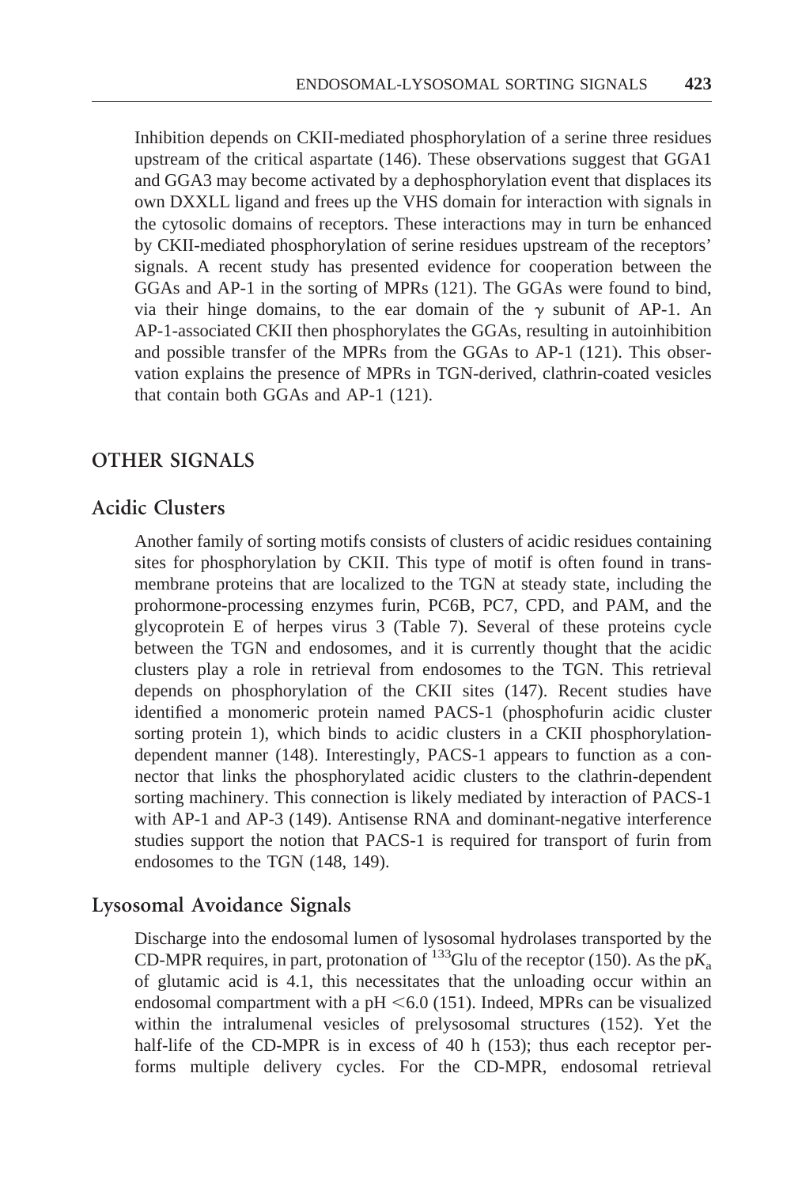Inhibition depends on CKII-mediated phosphorylation of a serine three residues upstream of the critical aspartate (146). These observations suggest that GGA1 and GGA3 may become activated by a dephosphorylation event that displaces its own DXXLL ligand and frees up the VHS domain for interaction with signals in the cytosolic domains of receptors. These interactions may in turn be enhanced by CKII-mediated phosphorylation of serine residues upstream of the receptors' signals. A recent study has presented evidence for cooperation between the GGAs and AP-1 in the sorting of MPRs (121). The GGAs were found to bind, via their hinge domains, to the ear domain of the $\gamma$ subunit of AP-1. An AP-1-associated CKII then phosphorylates the GGAs, resulting in autoinhibition and possible transfer of the MPRs from the GGAs to AP-1 (121). This observation explains the presence of MPRs in TGN-derived, clathrin-coated vesicles that contain both GGAs and AP-1 (121).

## OTHER SIGNALS

### Acidic Clusters

Another family of sorting motifs consists of clusters of acidic residues containing sites for phosphorylation by CKII. This type of motif is often found in transmembrane proteins that are localized to the TGN at steady state, including the prohormone-processing enzymes furin, PC6B, PC7, CPD, and PAM, and the glycoprotein E of herpes virus 3 (Table 7). Several of these proteins cycle between the TGN and endosomes, and it is currently thought that the acidic clusters play a role in retrieval from endosomes to the TGN. This retrieval depends on phosphorylation of the CKII sites (147). Recent studies have identified a monomeric protein named PACS-1 (phosphofurin acidic cluster sorting protein 1), which binds to acidic clusters in a CKII phosphorylation-dependent manner (148). Interestingly, PACS-1 appears to function as a connector that links the phosphorylated acidic clusters to the clathrin-dependent sorting machinery. This connection is likely mediated by interaction of PACS-1 with AP-1 and AP-3 (149). Antisense RNA and dominant-negative interference studies support the notion that PACS-1 is required for transport of furin from endosomes to the TGN (148, 149).

### Lysosomal Avoidance Signals

Discharge into the endosomal lumen of lysosomal hydrolases transported by the CD-MPR requires, in part, protonation of $^{133}$Glu of the receptor (150). As the p$K_a$ of glutamic acid is 4.1, this necessitates that the unloading occur within an endosomal compartment with a pH $<$6.0 (151). Indeed, MPRs can be visualized within the intralumenal vesicles of prelysosomal structures (152). Yet the half-life of the CD-MPR is in excess of 40 h (153); thus each receptor performs multiple delivery cycles. For the CD-MPR, endosomal retrieval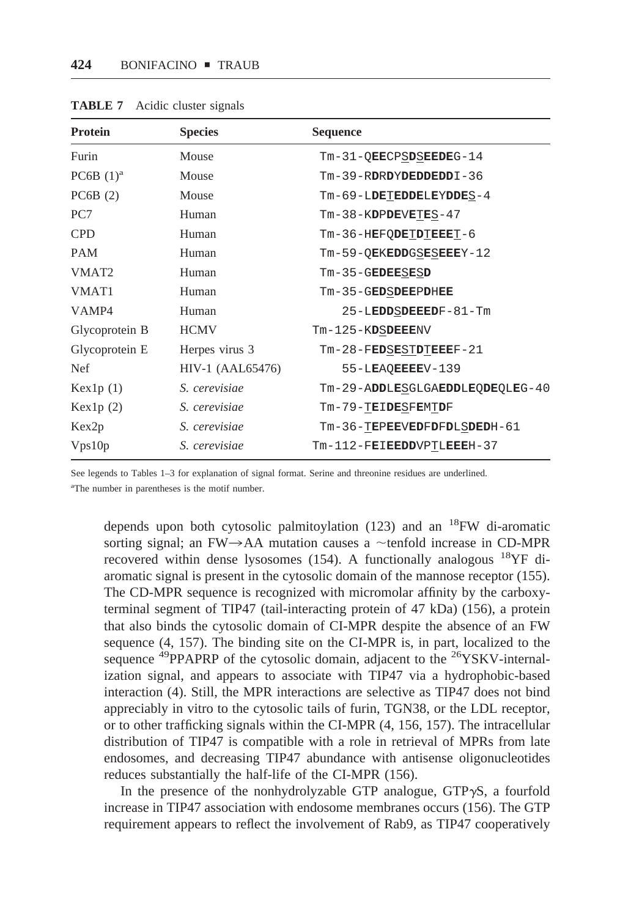**TABLE 7** Acidic cluster signals

| Protein | Species | Sequence |
|---|---|---|
| Furin | Mouse | Tm-31-Q**EE**CP<u>S</u>**D**<u>S</u>**EEDE**G-14 |
| PC6B (1)[a] | Mouse | Tm-39-R**D**R**D**Y**DEDDEDD**I-36 |
| PC6B (2) | Mouse | Tm-69-L**DE**<u>T</u>**EDDE**L**E**Y**DDE**<u>S</u>-4 |
| PC7 | Human | Tm-38-K**D**P**DE**V**E**<u>T</u>**E**<u>S</u>-47 |
| CPD | Human | Tm-36-H**E**FQ**DE**<u>T</u>**D**<u>T</u>**EEE**<u>T</u>-6 |
| PAM | Human | Tm-59-Q**E**K**EDD**G<u>S</u>**E**<u>S</u>**EEE**Y-12 |
| VMAT2 | Human | Tm-35-G**EDEE**<u>S</u>**E**<u>S</u>**D** |
| VMAT1 | Human | Tm-35-G**ED**<u>S</u>**DEE**P**D**H**EE** |
| VAMP4 | Human | 25-L**EDD**<u>S</u>**DEEED**F-81-Tm |
| Glycoprotein B | HCMV | Tm-125-K**D**<u>S</u>**DEEE**NV |
| Glycoprotein E | Herpes virus 3 | Tm-28-F**ED**<u>S</u>**E**<u>S</u><u>T</u>**D**<u>T</u>**EEE**F-21 |
| Nef | HIV-1 (AAL65476) | 55-L**E**AQ**EEEE**V-139 |
| Kex1p (1) | *S. cerevisiae* | Tm-29-A**DD**L**E**<u>S</u>GLGA**EDD**L**E**Q**DE**QL**E**G-40 |
| Kex1p (2) | *S. cerevisiae* | Tm-79-<u>T</u>**E**I**DE**<u>S</u>F**E**M<u>T</u>**D**F |
| Kex2p | *S. cerevisiae* | Tm-36-<u>T</u>**E**P**EE**V**ED**F**D**F**D**L<u>S</u>**DED**H-61 |
| Vps10p | *S. cerevisiae* | Tm-112-F**E**I**EEDD**VP<u>T</u>L**EEE**H-37 |

See legends to Tables 1–3 for explanation of signal format. Serine and threonine residues are underlined.

[a]The number in parentheses is the motif number.

depends upon both cytosolic palmitoylation (123) and an $^{18}$FW di-aromatic sorting signal; an FW→AA mutation causes a ~tenfold increase in CD-MPR recovered within dense lysosomes (154). A functionally analogous $^{18}$YF di-aromatic signal is present in the cytosolic domain of the mannose receptor (155). The CD-MPR sequence is recognized with micromolar affinity by the carboxy-terminal segment of TIP47 (tail-interacting protein of 47 kDa) (156), a protein that also binds the cytosolic domain of CI-MPR despite the absence of an FW sequence (4, 157). The binding site on the CI-MPR is, in part, localized to the sequence $^{49}$PPAPRP of the cytosolic domain, adjacent to the $^{26}$YSKV-internalization signal, and appears to associate with TIP47 via a hydrophobic-based interaction (4). Still, the MPR interactions are selective as TIP47 does not bind appreciably in vitro to the cytosolic tails of furin, TGN38, or the LDL receptor, or to other trafficking signals within the CI-MPR (4, 156, 157). The intracellular distribution of TIP47 is compatible with a role in retrieval of MPRs from late endosomes, and decreasing TIP47 abundance with antisense oligonucleotides reduces substantially the half-life of the CI-MPR (156).

In the presence of the nonhydrolyzable GTP analogue, GTPγS, a fourfold increase in TIP47 association with endosome membranes occurs (156). The GTP requirement appears to reflect the involvement of Rab9, as TIP47 cooperatively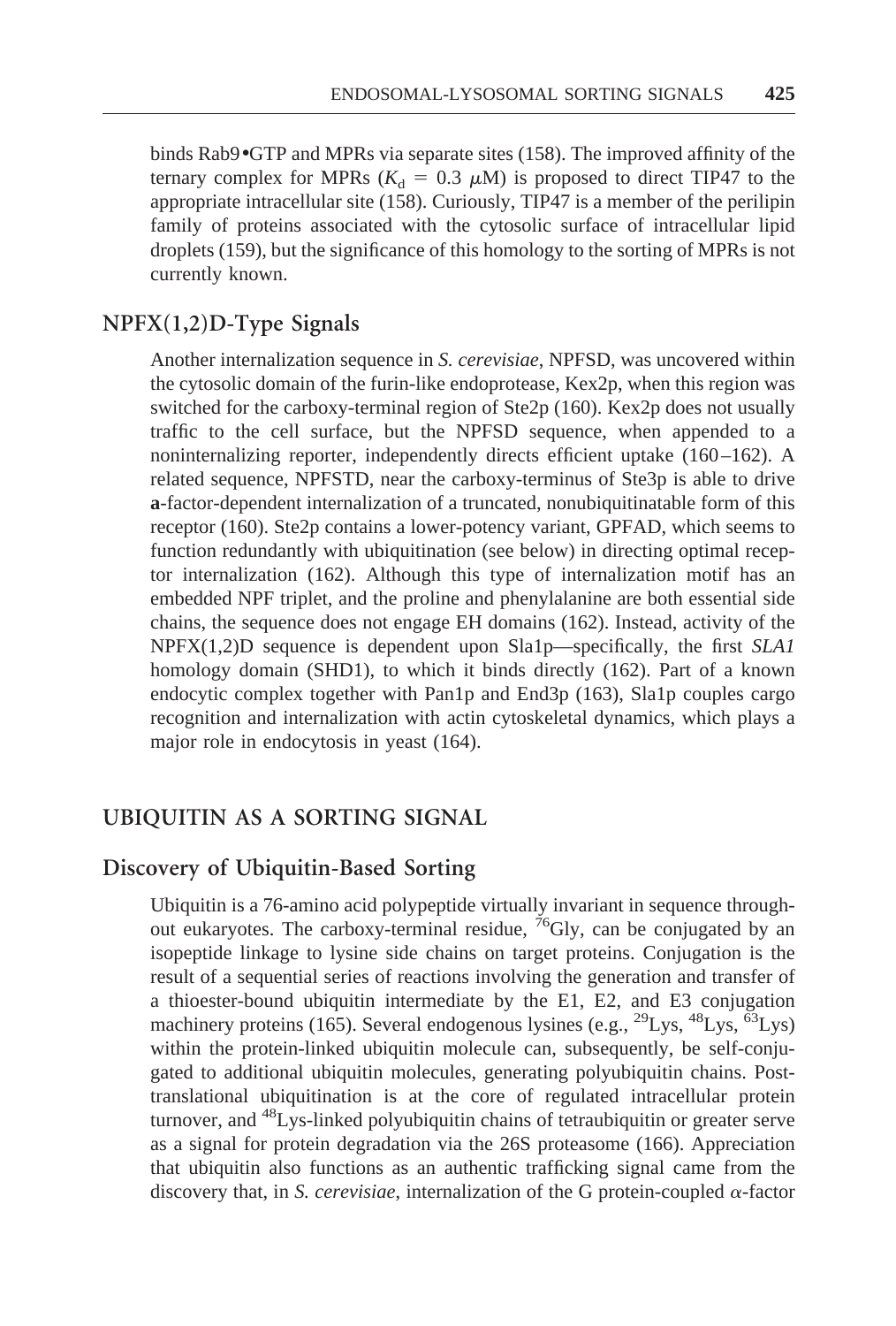binds Rab9•GTP and MPRs via separate sites (158). The improved affinity of the ternary complex for MPRs ($K_d = 0.3\ \mu$M) is proposed to direct TIP47 to the appropriate intracellular site (158). Curiously, TIP47 is a member of the perilipin family of proteins associated with the cytosolic surface of intracellular lipid droplets (159), but the significance of this homology to the sorting of MPRs is not currently known.

### NPFX(1,2)D-Type Signals

Another internalization sequence in *S. cerevisiae*, NPFSD, was uncovered within the cytosolic domain of the furin-like endoprotease, Kex2p, when this region was switched for the carboxy-terminal region of Ste2p (160). Kex2p does not usually traffic to the cell surface, but the NPFSD sequence, when appended to a noninternalizing reporter, independently directs efficient uptake (160–162). A related sequence, NPFSTD, near the carboxy-terminus of Ste3p is able to drive **a**-factor-dependent internalization of a truncated, nonubiquitinatable form of this receptor (160). Ste2p contains a lower-potency variant, GPFAD, which seems to function redundantly with ubiquitination (see below) in directing optimal receptor internalization (162). Although this type of internalization motif has an embedded NPF triplet, and the proline and phenylalanine are both essential side chains, the sequence does not engage EH domains (162). Instead, activity of the NPFX(1,2)D sequence is dependent upon Sla1p—specifically, the first *SLA1* homology domain (SHD1), to which it binds directly (162). Part of a known endocytic complex together with Pan1p and End3p (163), Sla1p couples cargo recognition and internalization with actin cytoskeletal dynamics, which plays a major role in endocytosis in yeast (164).

## UBIQUITIN AS A SORTING SIGNAL

### Discovery of Ubiquitin-Based Sorting

Ubiquitin is a 76-amino acid polypeptide virtually invariant in sequence throughout eukaryotes. The carboxy-terminal residue, $^{76}$Gly, can be conjugated by an isopeptide linkage to lysine side chains on target proteins. Conjugation is the result of a sequential series of reactions involving the generation and transfer of a thioester-bound ubiquitin intermediate by the E1, E2, and E3 conjugation machinery proteins (165). Several endogenous lysines (e.g., $^{29}$Lys, $^{48}$Lys, $^{63}$Lys) within the protein-linked ubiquitin molecule can, subsequently, be self-conjugated to additional ubiquitin molecules, generating polyubiquitin chains. Posttranslational ubiquitination is at the core of regulated intracellular protein turnover, and $^{48}$Lys-linked polyubiquitin chains of tetraubiquitin or greater serve as a signal for protein degradation via the 26S proteasome (166). Appreciation that ubiquitin also functions as an authentic trafficking signal came from the discovery that, in *S. cerevisiae*, internalization of the G protein-coupled $\alpha$-factor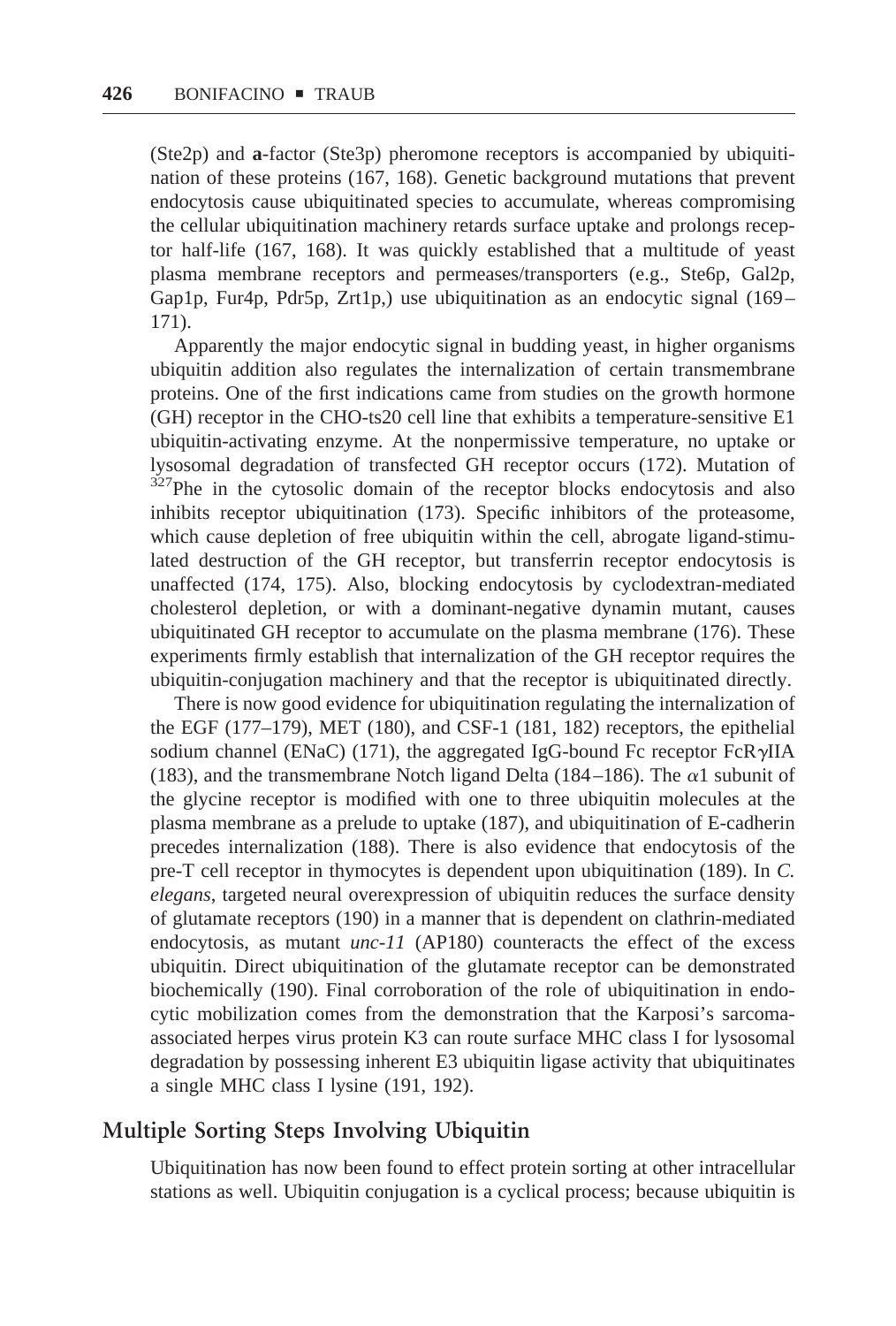(Ste2p) and **a**-factor (Ste3p) pheromone receptors is accompanied by ubiquitination of these proteins (167, 168). Genetic background mutations that prevent endocytosis cause ubiquitinated species to accumulate, whereas compromising the cellular ubiquitination machinery retards surface uptake and prolongs receptor half-life (167, 168). It was quickly established that a multitude of yeast plasma membrane receptors and permeases/transporters (e.g., Ste6p, Gal2p, Gap1p, Fur4p, Pdr5p, Zrt1p,) use ubiquitination as an endocytic signal (169–171).

Apparently the major endocytic signal in budding yeast, in higher organisms ubiquitin addition also regulates the internalization of certain transmembrane proteins. One of the first indications came from studies on the growth hormone (GH) receptor in the CHO-ts20 cell line that exhibits a temperature-sensitive E1 ubiquitin-activating enzyme. At the nonpermissive temperature, no uptake or lysosomal degradation of transfected GH receptor occurs (172). Mutation of $^{327}$Phe in the cytosolic domain of the receptor blocks endocytosis and also inhibits receptor ubiquitination (173). Specific inhibitors of the proteasome, which cause depletion of free ubiquitin within the cell, abrogate ligand-stimulated destruction of the GH receptor, but transferrin receptor endocytosis is unaffected (174, 175). Also, blocking endocytosis by cyclodextran-mediated cholesterol depletion, or with a dominant-negative dynamin mutant, causes ubiquitinated GH receptor to accumulate on the plasma membrane (176). These experiments firmly establish that internalization of the GH receptor requires the ubiquitin-conjugation machinery and that the receptor is ubiquitinated directly.

There is now good evidence for ubiquitination regulating the internalization of the EGF (177–179), MET (180), and CSF-1 (181, 182) receptors, the epithelial sodium channel (ENaC) (171), the aggregated IgG-bound Fc receptor Fc$R\gamma$IIA (183), and the transmembrane Notch ligand Delta (184–186). The $\alpha$1 subunit of the glycine receptor is modified with one to three ubiquitin molecules at the plasma membrane as a prelude to uptake (187), and ubiquitination of E-cadherin precedes internalization (188). There is also evidence that endocytosis of the pre-T cell receptor in thymocytes is dependent upon ubiquitination (189). In *C. elegans*, targeted neural overexpression of ubiquitin reduces the surface density of glutamate receptors (190) in a manner that is dependent on clathrin-mediated endocytosis, as mutant *unc-11* (AP180) counteracts the effect of the excess ubiquitin. Direct ubiquitination of the glutamate receptor can be demonstrated biochemically (190). Final corroboration of the role of ubiquitination in endocytic mobilization comes from the demonstration that the Karposi's sarcoma-associated herpes virus protein K3 can route surface MHC class I for lysosomal degradation by possessing inherent E3 ubiquitin ligase activity that ubiquitinates a single MHC class I lysine (191, 192).

## Multiple Sorting Steps Involving Ubiquitin

Ubiquitination has now been found to effect protein sorting at other intracellular stations as well. Ubiquitin conjugation is a cyclical process; because ubiquitin is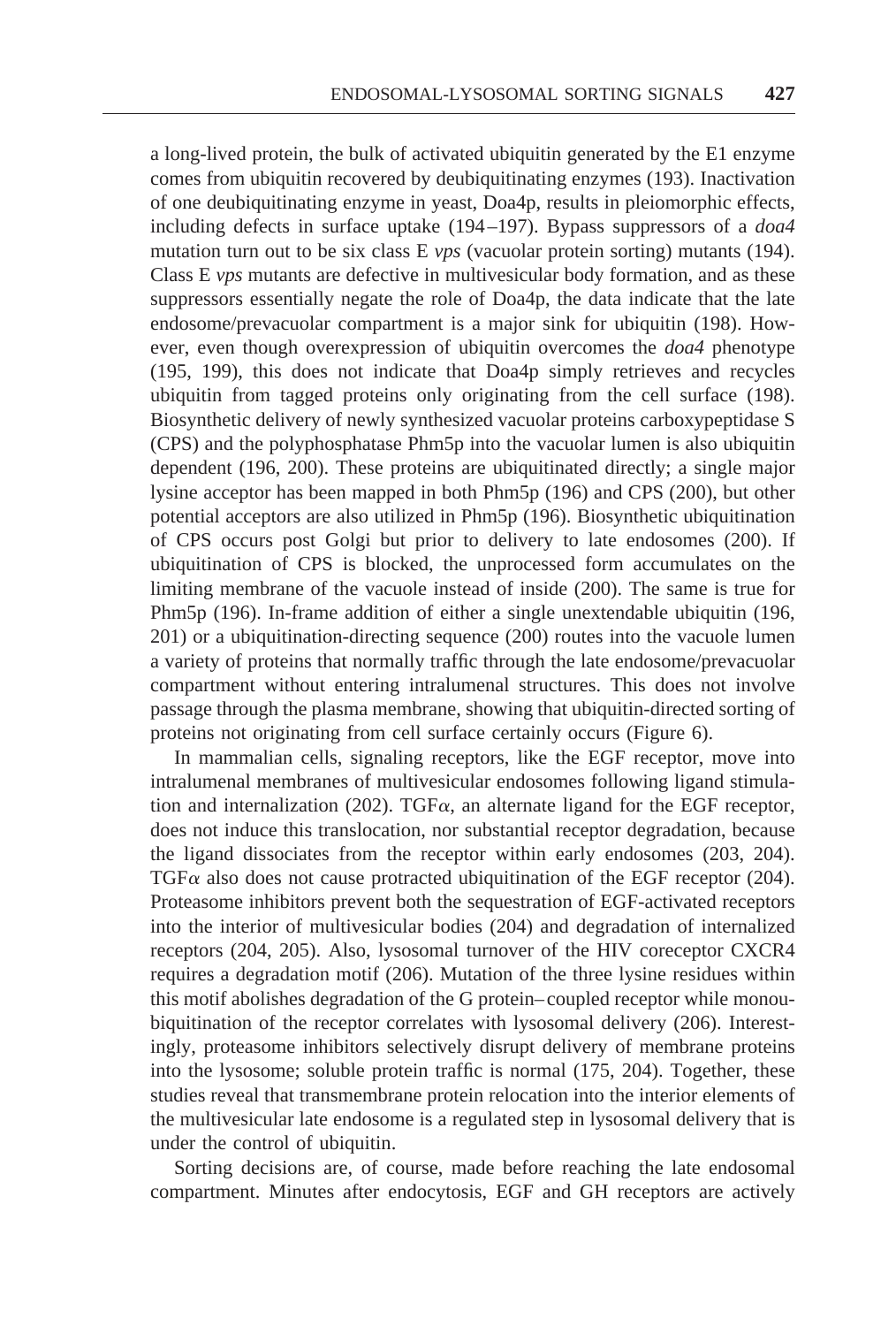a long-lived protein, the bulk of activated ubiquitin generated by the E1 enzyme comes from ubiquitin recovered by deubiquitinating enzymes (193). Inactivation of one deubiquitinating enzyme in yeast, Doa4p, results in pleiomorphic effects, including defects in surface uptake (194–197). Bypass suppressors of a *doa4* mutation turn out to be six class E *vps* (vacuolar protein sorting) mutants (194). Class E *vps* mutants are defective in multivesicular body formation, and as these suppressors essentially negate the role of Doa4p, the data indicate that the late endosome/prevacuolar compartment is a major sink for ubiquitin (198). However, even though overexpression of ubiquitin overcomes the *doa4* phenotype (195, 199), this does not indicate that Doa4p simply retrieves and recycles ubiquitin from tagged proteins only originating from the cell surface (198). Biosynthetic delivery of newly synthesized vacuolar proteins carboxypeptidase S (CPS) and the polyphosphatase Phm5p into the vacuolar lumen is also ubiquitin dependent (196, 200). These proteins are ubiquitinated directly; a single major lysine acceptor has been mapped in both Phm5p (196) and CPS (200), but other potential acceptors are also utilized in Phm5p (196). Biosynthetic ubiquitination of CPS occurs post Golgi but prior to delivery to late endosomes (200). If ubiquitination of CPS is blocked, the unprocessed form accumulates on the limiting membrane of the vacuole instead of inside (200). The same is true for Phm5p (196). In-frame addition of either a single unextendable ubiquitin (196, 201) or a ubiquitination-directing sequence (200) routes into the vacuole lumen a variety of proteins that normally traffic through the late endosome/prevacuolar compartment without entering intralumenal structures. This does not involve passage through the plasma membrane, showing that ubiquitin-directed sorting of proteins not originating from cell surface certainly occurs (Figure 6).

In mammalian cells, signaling receptors, like the EGF receptor, move into intralumenal membranes of multivesicular endosomes following ligand stimulation and internalization (202). TGF$\alpha$, an alternate ligand for the EGF receptor, does not induce this translocation, nor substantial receptor degradation, because the ligand dissociates from the receptor within early endosomes (203, 204). TGF$\alpha$ also does not cause protracted ubiquitination of the EGF receptor (204). Proteasome inhibitors prevent both the sequestration of EGF-activated receptors into the interior of multivesicular bodies (204) and degradation of internalized receptors (204, 205). Also, lysosomal turnover of the HIV coreceptor CXCR4 requires a degradation motif (206). Mutation of the three lysine residues within this motif abolishes degradation of the G protein–coupled receptor while monoubiquitination of the receptor correlates with lysosomal delivery (206). Interestingly, proteasome inhibitors selectively disrupt delivery of membrane proteins into the lysosome; soluble protein traffic is normal (175, 204). Together, these studies reveal that transmembrane protein relocation into the interior elements of the multivesicular late endosome is a regulated step in lysosomal delivery that is under the control of ubiquitin.

Sorting decisions are, of course, made before reaching the late endosomal compartment. Minutes after endocytosis, EGF and GH receptors are actively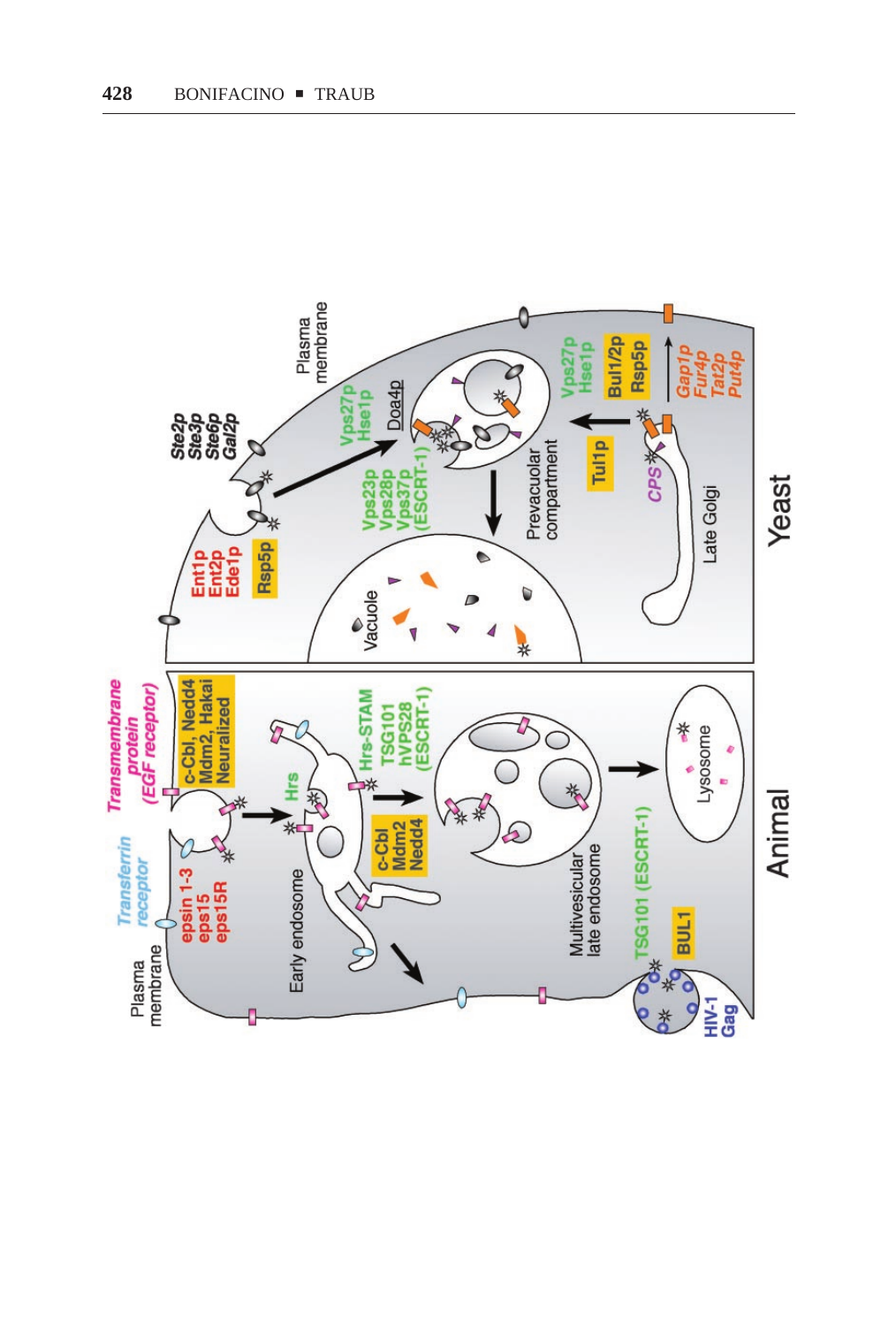**Animal**

Plasma membrane

*Transferrin receptor*

*Transmembrane protein (EGF receptor)*

epsin 1-3
eps15
eps15R

c-Cbl, Nedd4
Mdm2, Hakai
Neuralized

Hrs

Early endosome

c-Cbl
Mdm2
Nedd4

Hrs-STAM
TSG101
hVPS28
(ESCRT-1)

Multivesicular late endosome

Lysosome

TSG101 (ESCRT-1)

BUL1

HIV-1 Gag

**Yeast**

Plasma membrane

*Ste2p*
*Ste3p*
*Ste6p*
*Gal2p*

Ent1p
Ent2p
Ede1p

Rsp5p

Vps27p
Hse1p

Doa4p

Vps23p
Vps28p
Vps37p
(ESCRT-1)

Vacuole

Prevacuolar compartment

Vps27p
Hse1p

Bul1/2p
Rsp5p

Tul1p

*CPS*

*Gap1p*
*Fur4p*
*Tat2p*
*Put4p*

Late Golgi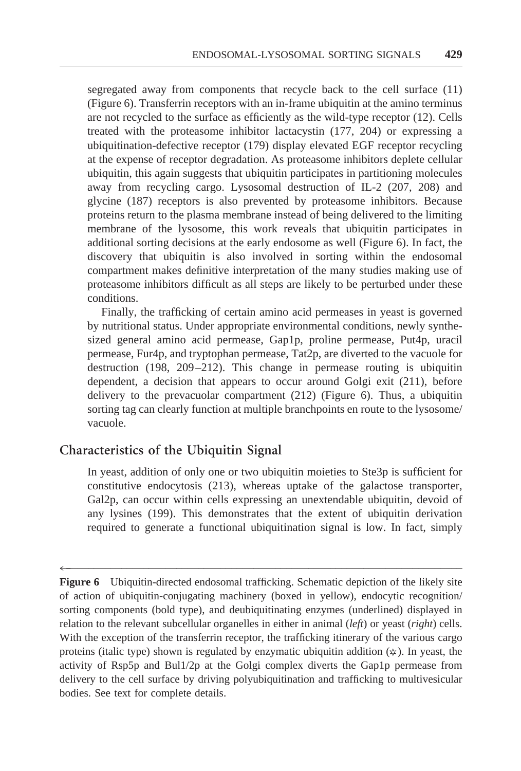segregated away from components that recycle back to the cell surface (11) (Figure 6). Transferrin receptors with an in-frame ubiquitin at the amino terminus are not recycled to the surface as efficiently as the wild-type receptor (12). Cells treated with the proteasome inhibitor lactacystin (177, 204) or expressing a ubiquitination-defective receptor (179) display elevated EGF receptor recycling at the expense of receptor degradation. As proteasome inhibitors deplete cellular ubiquitin, this again suggests that ubiquitin participates in partitioning molecules away from recycling cargo. Lysosomal destruction of IL-2 (207, 208) and glycine (187) receptors is also prevented by proteasome inhibitors. Because proteins return to the plasma membrane instead of being delivered to the limiting membrane of the lysosome, this work reveals that ubiquitin participates in additional sorting decisions at the early endosome as well (Figure 6). In fact, the discovery that ubiquitin is also involved in sorting within the endosomal compartment makes definitive interpretation of the many studies making use of proteasome inhibitors difficult as all steps are likely to be perturbed under these conditions.

Finally, the trafficking of certain amino acid permeases in yeast is governed by nutritional status. Under appropriate environmental conditions, newly synthesized general amino acid permease, Gap1p, proline permease, Put4p, uracil permease, Fur4p, and tryptophan permease, Tat2p, are diverted to the vacuole for destruction (198, 209–212). This change in permease routing is ubiquitin dependent, a decision that appears to occur around Golgi exit (211), before delivery to the prevacuolar compartment (212) (Figure 6). Thus, a ubiquitin sorting tag can clearly function at multiple branchpoints en route to the lysosome/vacuole.

## Characteristics of the Ubiquitin Signal

In yeast, addition of only one or two ubiquitin moieties to Ste3p is sufficient for constitutive endocytosis (213), whereas uptake of the galactose transporter, Gal2p, can occur within cells expressing an unextendable ubiquitin, devoid of any lysines (199). This demonstrates that the extent of ubiquitin derivation required to generate a functional ubiquitination signal is low. In fact, simply

---

**Figure 6** Ubiquitin-directed endosomal trafficking. Schematic depiction of the likely site of action of ubiquitin-conjugating machinery (boxed in yellow), endocytic recognition/sorting components (bold type), and deubiquitinating enzymes (underlined) displayed in relation to the relevant subcellular organelles in either in animal (*left*) or yeast (*right*) cells. With the exception of the transferrin receptor, the trafficking itinerary of the various cargo proteins (italic type) shown is regulated by enzymatic ubiquitin addition (✫). In yeast, the activity of Rsp5p and Bul1/2p at the Golgi complex diverts the Gap1p permease from delivery to the cell surface by driving polyubiquitination and trafficking to multivesicular bodies. See text for complete details.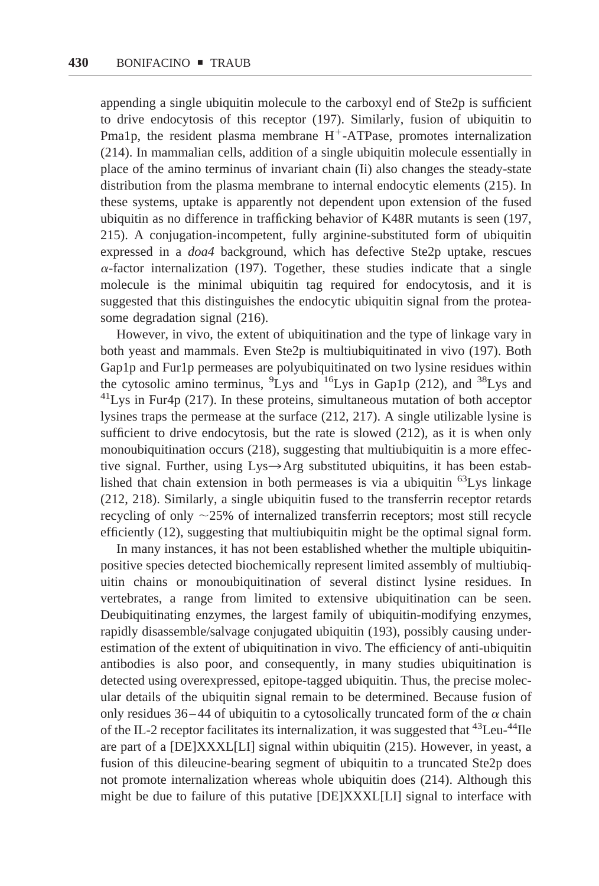appending a single ubiquitin molecule to the carboxyl end of Ste2p is sufficient to drive endocytosis of this receptor (197). Similarly, fusion of ubiquitin to Pma1p, the resident plasma membrane $H^+$-ATPase, promotes internalization (214). In mammalian cells, addition of a single ubiquitin molecule essentially in place of the amino terminus of invariant chain (Ii) also changes the steady-state distribution from the plasma membrane to internal endocytic elements (215). In these systems, uptake is apparently not dependent upon extension of the fused ubiquitin as no difference in trafficking behavior of K48R mutants is seen (197, 215). A conjugation-incompetent, fully arginine-substituted form of ubiquitin expressed in a *doa4* background, which has defective Ste2p uptake, rescues $\alpha$-factor internalization (197). Together, these studies indicate that a single molecule is the minimal ubiquitin tag required for endocytosis, and it is suggested that this distinguishes the endocytic ubiquitin signal from the proteasome degradation signal (216).

However, in vivo, the extent of ubiquitination and the type of linkage vary in both yeast and mammals. Even Ste2p is multiubiquitinated in vivo (197). Both Gap1p and Fur1p permeases are polyubiquitinated on two lysine residues within the cytosolic amino terminus, $^{9}$Lys and $^{16}$Lys in Gap1p (212), and $^{38}$Lys and $^{41}$Lys in Fur4p (217). In these proteins, simultaneous mutation of both acceptor lysines traps the permease at the surface (212, 217). A single utilizable lysine is sufficient to drive endocytosis, but the rate is slowed (212), as it is when only monoubiquitination occurs (218), suggesting that multiubiquitin is a more effective signal. Further, using Lys$\rightarrow$Arg substituted ubiquitins, it has been established that chain extension in both permeases is via a ubiquitin $^{63}$Lys linkage (212, 218). Similarly, a single ubiquitin fused to the transferrin receptor retards recycling of only ~25% of internalized transferrin receptors; most still recycle efficiently (12), suggesting that multiubiquitin might be the optimal signal form.

In many instances, it has not been established whether the multiple ubiquitin-positive species detected biochemically represent limited assembly of multiubiquitin chains or monoubiquitination of several distinct lysine residues. In vertebrates, a range from limited to extensive ubiquitination can be seen. Deubiquitinating enzymes, the largest family of ubiquitin-modifying enzymes, rapidly disassemble/salvage conjugated ubiquitin (193), possibly causing underestimation of the extent of ubiquitination in vivo. The efficiency of anti-ubiquitin antibodies is also poor, and consequently, in many studies ubiquitination is detected using overexpressed, epitope-tagged ubiquitin. Thus, the precise molecular details of the ubiquitin signal remain to be determined. Because fusion of only residues 36–44 of ubiquitin to a cytosolically truncated form of the $\alpha$ chain of the IL-2 receptor facilitates its internalization, it was suggested that $^{43}$Leu-$^{44}$Ile are part of a [DE]XXXL[LI] signal within ubiquitin (215). However, in yeast, a fusion of this dileucine-bearing segment of ubiquitin to a truncated Ste2p does not promote internalization whereas whole ubiquitin does (214). Although this might be due to failure of this putative [DE]XXXL[LI] signal to interface with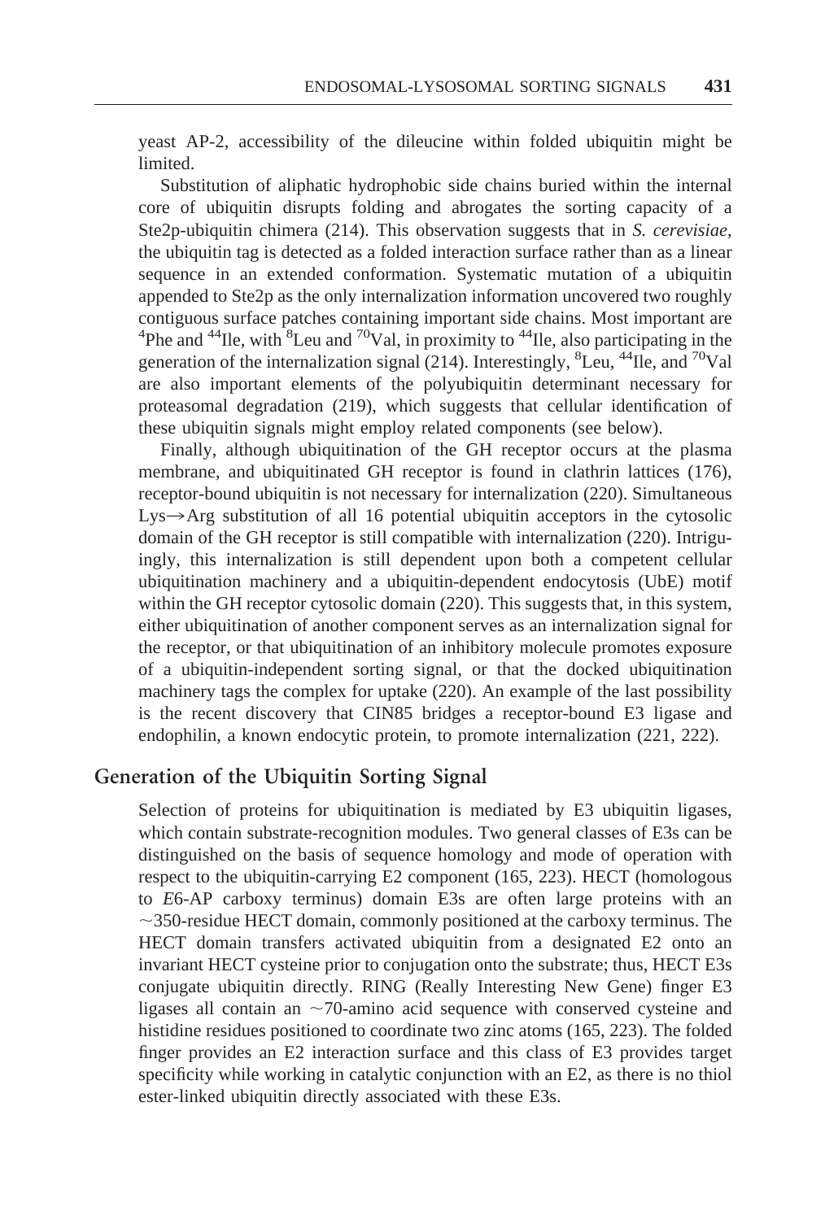yeast AP-2, accessibility of the dileucine within folded ubiquitin might be limited.

Substitution of aliphatic hydrophobic side chains buried within the internal core of ubiquitin disrupts folding and abrogates the sorting capacity of a Ste2p-ubiquitin chimera (214). This observation suggests that in *S. cerevisiae*, the ubiquitin tag is detected as a folded interaction surface rather than as a linear sequence in an extended conformation. Systematic mutation of a ubiquitin appended to Ste2p as the only internalization information uncovered two roughly contiguous surface patches containing important side chains. Most important are $^{4}$Phe and $^{44}$Ile, with $^{8}$Leu and $^{70}$Val, in proximity to $^{44}$Ile, also participating in the generation of the internalization signal (214). Interestingly, $^{8}$Leu, $^{44}$Ile, and $^{70}$Val are also important elements of the polyubiquitin determinant necessary for proteasomal degradation (219), which suggests that cellular identification of these ubiquitin signals might employ related components (see below).

Finally, although ubiquitination of the GH receptor occurs at the plasma membrane, and ubiquitinated GH receptor is found in clathrin lattices (176), receptor-bound ubiquitin is not necessary for internalization (220). Simultaneous Lys→Arg substitution of all 16 potential ubiquitin acceptors in the cytosolic domain of the GH receptor is still compatible with internalization (220). Intriguingly, this internalization is still dependent upon both a competent cellular ubiquitination machinery and a ubiquitin-dependent endocytosis (UbE) motif within the GH receptor cytosolic domain (220). This suggests that, in this system, either ubiquitination of another component serves as an internalization signal for the receptor, or that ubiquitination of an inhibitory molecule promotes exposure of a ubiquitin-independent sorting signal, or that the docked ubiquitination machinery tags the complex for uptake (220). An example of the last possibility is the recent discovery that CIN85 bridges a receptor-bound E3 ligase and endophilin, a known endocytic protein, to promote internalization (221, 222).

## Generation of the Ubiquitin Sorting Signal

Selection of proteins for ubiquitination is mediated by E3 ubiquitin ligases, which contain substrate-recognition modules. Two general classes of E3s can be distinguished on the basis of sequence homology and mode of operation with respect to the ubiquitin-carrying E2 component (165, 223). HECT (homologous to *E*6-AP carboxy terminus) domain E3s are often large proteins with an ~350-residue HECT domain, commonly positioned at the carboxy terminus. The HECT domain transfers activated ubiquitin from a designated E2 onto an invariant HECT cysteine prior to conjugation onto the substrate; thus, HECT E3s conjugate ubiquitin directly. RING (Really Interesting New Gene) finger E3 ligases all contain an ~70-amino acid sequence with conserved cysteine and histidine residues positioned to coordinate two zinc atoms (165, 223). The folded finger provides an E2 interaction surface and this class of E3 provides target specificity while working in catalytic conjunction with an E2, as there is no thiol ester-linked ubiquitin directly associated with these E3s.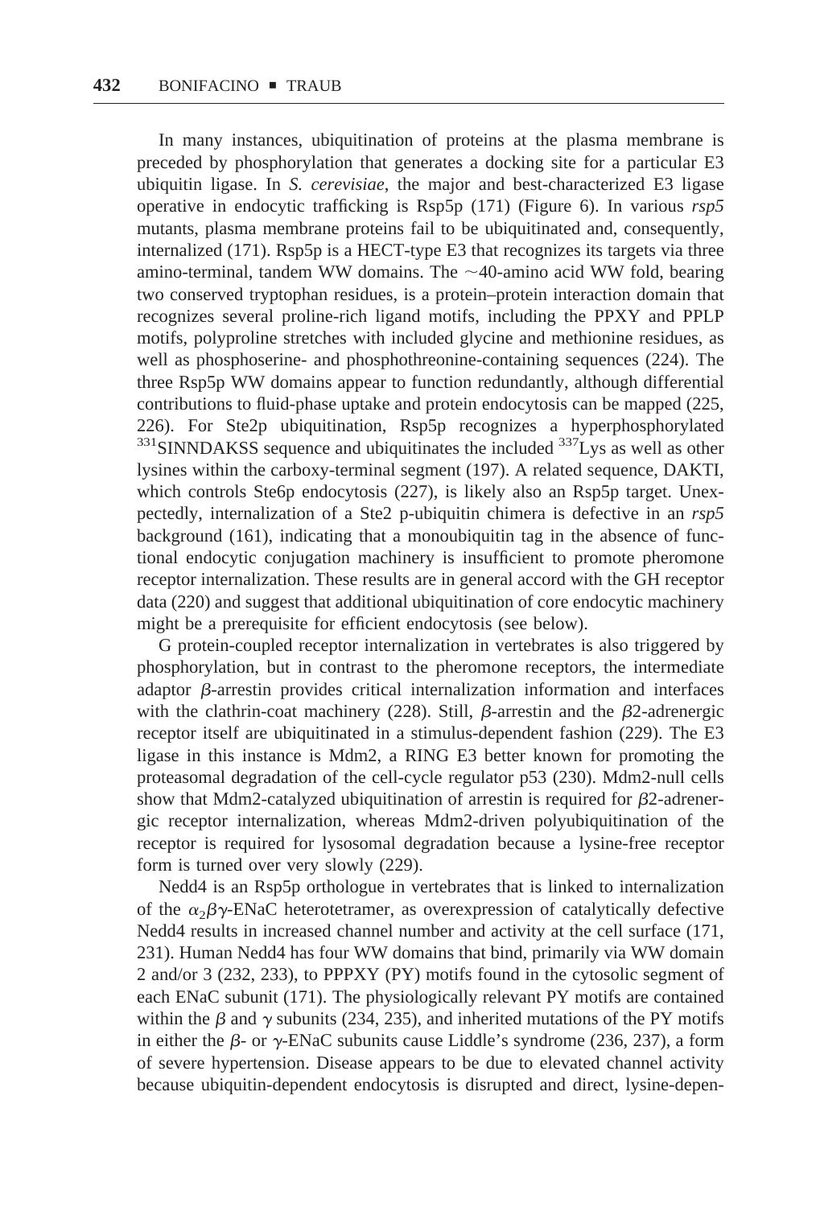In many instances, ubiquitination of proteins at the plasma membrane is preceded by phosphorylation that generates a docking site for a particular E3 ubiquitin ligase. In *S. cerevisiae*, the major and best-characterized E3 ligase operative in endocytic trafficking is Rsp5p (171) (Figure 6). In various *rsp5* mutants, plasma membrane proteins fail to be ubiquitinated and, consequently, internalized (171). Rsp5p is a HECT-type E3 that recognizes its targets via three amino-terminal, tandem WW domains. The ~40-amino acid WW fold, bearing two conserved tryptophan residues, is a protein–protein interaction domain that recognizes several proline-rich ligand motifs, including the PPXY and PPLP motifs, polyproline stretches with included glycine and methionine residues, as well as phosphoserine- and phosphothreonine-containing sequences (224). The three Rsp5p WW domains appear to function redundantly, although differential contributions to fluid-phase uptake and protein endocytosis can be mapped (225, 226). For Ste2p ubiquitination, Rsp5p recognizes a hyperphosphorylated $^{331}$SINNDAKSS sequence and ubiquitinates the included $^{337}$Lys as well as other lysines within the carboxy-terminal segment (197). A related sequence, DAKTI, which controls Ste6p endocytosis (227), is likely also an Rsp5p target. Unexpectedly, internalization of a Ste2 p-ubiquitin chimera is defective in an *rsp5* background (161), indicating that a monoubiquitin tag in the absence of functional endocytic conjugation machinery is insufficient to promote pheromone receptor internalization. These results are in general accord with the GH receptor data (220) and suggest that additional ubiquitination of core endocytic machinery might be a prerequisite for efficient endocytosis (see below).

G protein-coupled receptor internalization in vertebrates is also triggered by phosphorylation, but in contrast to the pheromone receptors, the intermediate adaptor $\beta$-arrestin provides critical internalization information and interfaces with the clathrin-coat machinery (228). Still, $\beta$-arrestin and the $\beta$2-adrenergic receptor itself are ubiquitinated in a stimulus-dependent fashion (229). The E3 ligase in this instance is Mdm2, a RING E3 better known for promoting the proteasomal degradation of the cell-cycle regulator p53 (230). Mdm2-null cells show that Mdm2-catalyzed ubiquitination of arrestin is required for $\beta$2-adrenergic receptor internalization, whereas Mdm2-driven polyubiquitination of the receptor is required for lysosomal degradation because a lysine-free receptor form is turned over very slowly (229).

Nedd4 is an Rsp5p orthologue in vertebrates that is linked to internalization of the $\alpha_2\beta\gamma$-ENaC heterotetramer, as overexpression of catalytically defective Nedd4 results in increased channel number and activity at the cell surface (171, 231). Human Nedd4 has four WW domains that bind, primarily via WW domain 2 and/or 3 (232, 233), to PPPXY (PY) motifs found in the cytosolic segment of each ENaC subunit (171). The physiologically relevant PY motifs are contained within the $\beta$ and $\gamma$ subunits (234, 235), and inherited mutations of the PY motifs in either the $\beta$- or $\gamma$-ENaC subunits cause Liddle's syndrome (236, 237), a form of severe hypertension. Disease appears to be due to elevated channel activity because ubiquitin-dependent endocytosis is disrupted and direct, lysine-depen-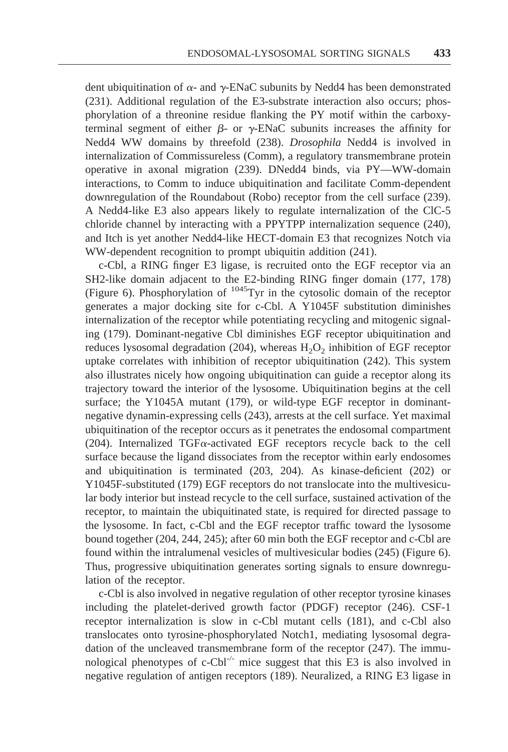dent ubiquitination of $\alpha$- and $\gamma$-ENaC subunits by Nedd4 has been demonstrated (231). Additional regulation of the E3-substrate interaction also occurs; phosphorylation of a threonine residue flanking the PY motif within the carboxy-terminal segment of either $\beta$- or $\gamma$-ENaC subunits increases the affinity for Nedd4 WW domains by threefold (238). *Drosophila* Nedd4 is involved in internalization of Commissureless (Comm), a regulatory transmembrane protein operative in axonal migration (239). DNedd4 binds, via PY—WW-domain interactions, to Comm to induce ubiquitination and facilitate Comm-dependent downregulation of the Roundabout (Robo) receptor from the cell surface (239). A Nedd4-like E3 also appears likely to regulate internalization of the ClC-5 chloride channel by interacting with a PPYTPP internalization sequence (240), and Itch is yet another Nedd4-like HECT-domain E3 that recognizes Notch via WW-dependent recognition to prompt ubiquitin addition (241).

c-Cbl, a RING finger E3 ligase, is recruited onto the EGF receptor via an SH2-like domain adjacent to the E2-binding RING finger domain (177, 178) (Figure 6). Phosphorylation of $^{1045}$Tyr in the cytosolic domain of the receptor generates a major docking site for c-Cbl. A Y1045F substitution diminishes internalization of the receptor while potentiating recycling and mitogenic signaling (179). Dominant-negative Cbl diminishes EGF receptor ubiquitination and reduces lysosomal degradation (204), whereas $H_2O_2$ inhibition of EGF receptor uptake correlates with inhibition of receptor ubiquitination (242). This system also illustrates nicely how ongoing ubiquitination can guide a receptor along its trajectory toward the interior of the lysosome. Ubiquitination begins at the cell surface; the Y1045A mutant (179), or wild-type EGF receptor in dominant-negative dynamin-expressing cells (243), arrests at the cell surface. Yet maximal ubiquitination of the receptor occurs as it penetrates the endosomal compartment (204). Internalized TGF$\alpha$-activated EGF receptors recycle back to the cell surface because the ligand dissociates from the receptor within early endosomes and ubiquitination is terminated (203, 204). As kinase-deficient (202) or Y1045F-substituted (179) EGF receptors do not translocate into the multivesicular body interior but instead recycle to the cell surface, sustained activation of the receptor, to maintain the ubiquitinated state, is required for directed passage to the lysosome. In fact, c-Cbl and the EGF receptor traffic toward the lysosome bound together (204, 244, 245); after 60 min both the EGF receptor and c-Cbl are found within the intralumenal vesicles of multivesicular bodies (245) (Figure 6). Thus, progressive ubiquitination generates sorting signals to ensure downregulation of the receptor.

c-Cbl is also involved in negative regulation of other receptor tyrosine kinases including the platelet-derived growth factor (PDGF) receptor (246). CSF-1 receptor internalization is slow in c-Cbl mutant cells (181), and c-Cbl also translocates onto tyrosine-phosphorylated Notch1, mediating lysosomal degradation of the uncleaved transmembrane form of the receptor (247). The immunological phenotypes of c-Cbl$^{-/-}$ mice suggest that this E3 is also involved in negative regulation of antigen receptors (189). Neuralized, a RING E3 ligase in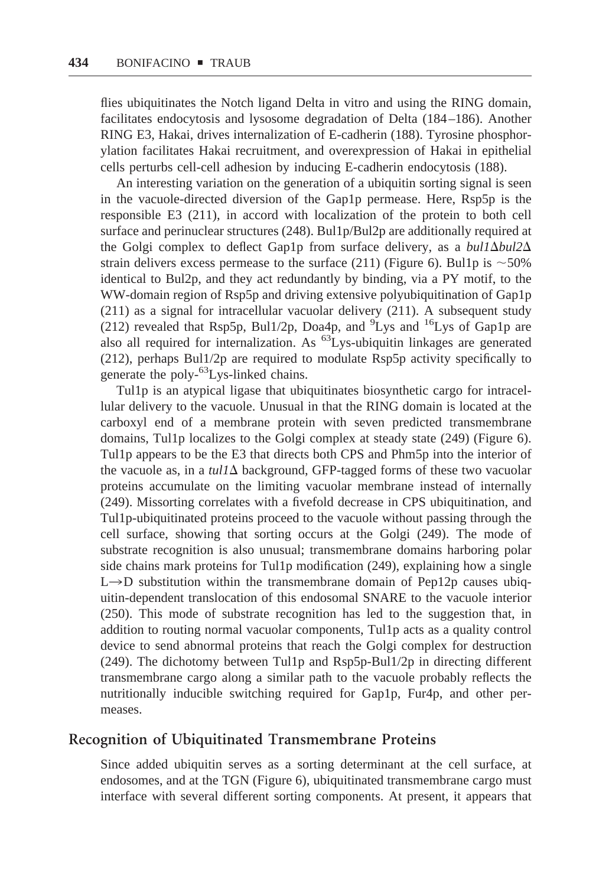flies ubiquitinates the Notch ligand Delta in vitro and using the RING domain, facilitates endocytosis and lysosome degradation of Delta (184–186). Another RING E3, Hakai, drives internalization of E-cadherin (188). Tyrosine phosphorylation facilitates Hakai recruitment, and overexpression of Hakai in epithelial cells perturbs cell-cell adhesion by inducing E-cadherin endocytosis (188).

An interesting variation on the generation of a ubiquitin sorting signal is seen in the vacuole-directed diversion of the Gap1p permease. Here, Rsp5p is the responsible E3 (211), in accord with localization of the protein to both cell surface and perinuclear structures (248). Bul1p/Bul2p are additionally required at the Golgi complex to deflect Gap1p from surface delivery, as a *bul1Δbul2Δ* strain delivers excess permease to the surface (211) (Figure 6). Bul1p is ~50% identical to Bul2p, and they act redundantly by binding, via a PY motif, to the WW-domain region of Rsp5p and driving extensive polyubiquitination of Gap1p (211) as a signal for intracellular vacuolar delivery (211). A subsequent study (212) revealed that Rsp5p, Bul1/2p, Doa4p, and $^{9}$Lys and $^{16}$Lys of Gap1p are also all required for internalization. As $^{63}$Lys-ubiquitin linkages are generated (212), perhaps Bul1/2p are required to modulate Rsp5p activity specifically to generate the poly-$^{63}$Lys-linked chains.

Tul1p is an atypical ligase that ubiquitinates biosynthetic cargo for intracellular delivery to the vacuole. Unusual in that the RING domain is located at the carboxyl end of a membrane protein with seven predicted transmembrane domains, Tul1p localizes to the Golgi complex at steady state (249) (Figure 6). Tul1p appears to be the E3 that directs both CPS and Phm5p into the interior of the vacuole as, in a *tul1Δ* background, GFP-tagged forms of these two vacuolar proteins accumulate on the limiting vacuolar membrane instead of internally (249). Missorting correlates with a fivefold decrease in CPS ubiquitination, and Tul1p-ubiquitinated proteins proceed to the vacuole without passing through the cell surface, showing that sorting occurs at the Golgi (249). The mode of substrate recognition is also unusual; transmembrane domains harboring polar side chains mark proteins for Tul1p modification (249), explaining how a single L→D substitution within the transmembrane domain of Pep12p causes ubiquitin-dependent translocation of this endosomal SNARE to the vacuole interior (250). This mode of substrate recognition has led to the suggestion that, in addition to routing normal vacuolar components, Tul1p acts as a quality control device to send abnormal proteins that reach the Golgi complex for destruction (249). The dichotomy between Tul1p and Rsp5p-Bul1/2p in directing different transmembrane cargo along a similar path to the vacuole probably reflects the nutritionally inducible switching required for Gap1p, Fur4p, and other permeases.

## Recognition of Ubiquitinated Transmembrane Proteins

Since added ubiquitin serves as a sorting determinant at the cell surface, at endosomes, and at the TGN (Figure 6), ubiquitinated transmembrane cargo must interface with several different sorting components. At present, it appears that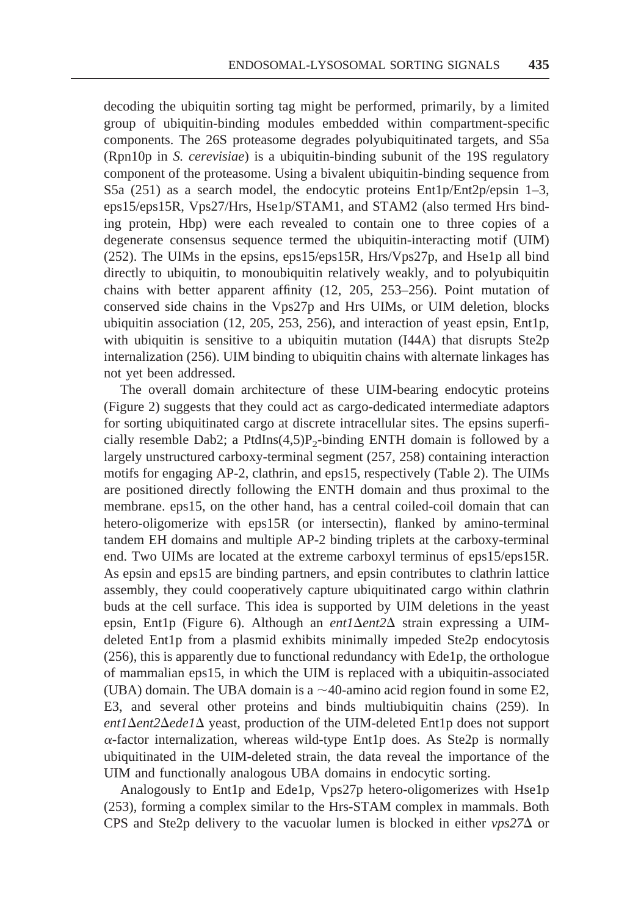decoding the ubiquitin sorting tag might be performed, primarily, by a limited group of ubiquitin-binding modules embedded within compartment-specific components. The 26S proteasome degrades polyubiquitinated targets, and S5a (Rpn10p in *S. cerevisiae*) is a ubiquitin-binding subunit of the 19S regulatory component of the proteasome. Using a bivalent ubiquitin-binding sequence from S5a (251) as a search model, the endocytic proteins Ent1p/Ent2p/epsin 1–3, eps15/eps15R, Vps27/Hrs, Hse1p/STAM1, and STAM2 (also termed Hrs binding protein, Hbp) were each revealed to contain one to three copies of a degenerate consensus sequence termed the ubiquitin-interacting motif (UIM) (252). The UIMs in the epsins, eps15/eps15R, Hrs/Vps27p, and Hse1p all bind directly to ubiquitin, to monoubiquitin relatively weakly, and to polyubiquitin chains with better apparent affinity (12, 205, 253–256). Point mutation of conserved side chains in the Vps27p and Hrs UIMs, or UIM deletion, blocks ubiquitin association (12, 205, 253, 256), and interaction of yeast epsin, Ent1p, with ubiquitin is sensitive to a ubiquitin mutation (I44A) that disrupts Ste2p internalization (256). UIM binding to ubiquitin chains with alternate linkages has not yet been addressed.

The overall domain architecture of these UIM-bearing endocytic proteins (Figure 2) suggests that they could act as cargo-dedicated intermediate adaptors for sorting ubiquitinated cargo at discrete intracellular sites. The epsins superficially resemble Dab2; a PtdIns(4,5)$P_2$-binding ENTH domain is followed by a largely unstructured carboxy-terminal segment (257, 258) containing interaction motifs for engaging AP-2, clathrin, and eps15, respectively (Table 2). The UIMs are positioned directly following the ENTH domain and thus proximal to the membrane. eps15, on the other hand, has a central coiled-coil domain that can hetero-oligomerize with eps15R (or intersectin), flanked by amino-terminal tandem EH domains and multiple AP-2 binding triplets at the carboxy-terminal end. Two UIMs are located at the extreme carboxyl terminus of eps15/eps15R. As epsin and eps15 are binding partners, and epsin contributes to clathrin lattice assembly, they could cooperatively capture ubiquitinated cargo within clathrin buds at the cell surface. This idea is supported by UIM deletions in the yeast epsin, Ent1p (Figure 6). Although an *ent1*Δ*ent2*Δ strain expressing a UIM-deleted Ent1p from a plasmid exhibits minimally impeded Ste2p endocytosis (256), this is apparently due to functional redundancy with Ede1p, the orthologue of mammalian eps15, in which the UIM is replaced with a ubiquitin-associated (UBA) domain. The UBA domain is a ~40-amino acid region found in some E2, E3, and several other proteins and binds multiubiquitin chains (259). In *ent1*Δ*ent2*Δ*ede1*Δ yeast, production of the UIM-deleted Ent1p does not support $\alpha$-factor internalization, whereas wild-type Ent1p does. As Ste2p is normally ubiquitinated in the UIM-deleted strain, the data reveal the importance of the UIM and functionally analogous UBA domains in endocytic sorting.

Analogously to Ent1p and Ede1p, Vps27p hetero-oligomerizes with Hse1p (253), forming a complex similar to the Hrs-STAM complex in mammals. Both CPS and Ste2p delivery to the vacuolar lumen is blocked in either *vps27*Δ or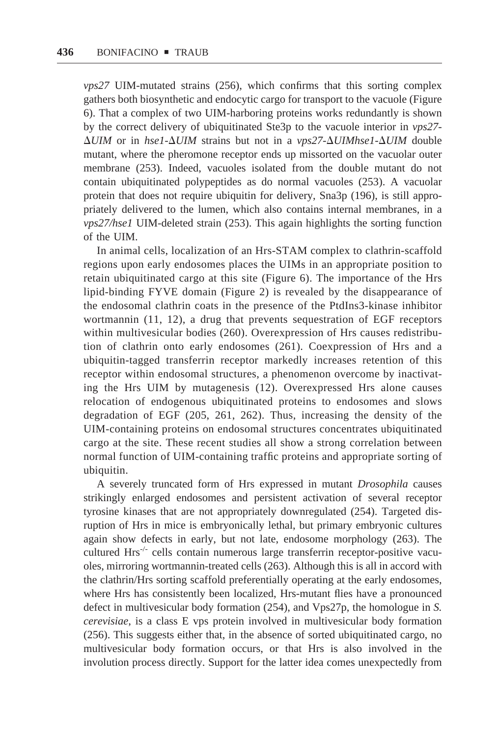*vps27* UIM-mutated strains (256), which confirms that this sorting complex gathers both biosynthetic and endocytic cargo for transport to the vacuole (Figure 6). That a complex of two UIM-harboring proteins works redundantly is shown by the correct delivery of ubiquitinated Ste3p to the vacuole interior in *vps27-ΔUIM* or in *hse1-ΔUIM* strains but not in a *vps27-ΔUIMhse1-ΔUIM* double mutant, where the pheromone receptor ends up missorted on the vacuolar outer membrane (253). Indeed, vacuoles isolated from the double mutant do not contain ubiquitinated polypeptides as do normal vacuoles (253). A vacuolar protein that does not require ubiquitin for delivery, Sna3p (196), is still appropriately delivered to the lumen, which also contains internal membranes, in a *vps27/hse1* UIM-deleted strain (253). This again highlights the sorting function of the UIM.

In animal cells, localization of an Hrs-STAM complex to clathrin-scaffold regions upon early endosomes places the UIMs in an appropriate position to retain ubiquitinated cargo at this site (Figure 6). The importance of the Hrs lipid-binding FYVE domain (Figure 2) is revealed by the disappearance of the endosomal clathrin coats in the presence of the PtdIns3-kinase inhibitor wortmannin (11, 12), a drug that prevents sequestration of EGF receptors within multivesicular bodies (260). Overexpression of Hrs causes redistribution of clathrin onto early endosomes (261). Coexpression of Hrs and a ubiquitin-tagged transferrin receptor markedly increases retention of this receptor within endosomal structures, a phenomenon overcome by inactivating the Hrs UIM by mutagenesis (12). Overexpressed Hrs alone causes relocation of endogenous ubiquitinated proteins to endosomes and slows degradation of EGF (205, 261, 262). Thus, increasing the density of the UIM-containing proteins on endosomal structures concentrates ubiquitinated cargo at the site. These recent studies all show a strong correlation between normal function of UIM-containing traffic proteins and appropriate sorting of ubiquitin.

A severely truncated form of Hrs expressed in mutant *Drosophila* causes strikingly enlarged endosomes and persistent activation of several receptor tyrosine kinases that are not appropriately downregulated (254). Targeted disruption of Hrs in mice is embryonically lethal, but primary embryonic cultures again show defects in early, but not late, endosome morphology (263). The cultured $Hrs^{-/-}$ cells contain numerous large transferrin receptor-positive vacuoles, mirroring wortmannin-treated cells (263). Although this is all in accord with the clathrin/Hrs sorting scaffold preferentially operating at the early endosomes, where Hrs has consistently been localized, Hrs-mutant flies have a pronounced defect in multivesicular body formation (254), and Vps27p, the homologue in *S. cerevisiae*, is a class E vps protein involved in multivesicular body formation (256). This suggests either that, in the absence of sorted ubiquitinated cargo, no multivesicular body formation occurs, or that Hrs is also involved in the involution process directly. Support for the latter idea comes unexpectedly from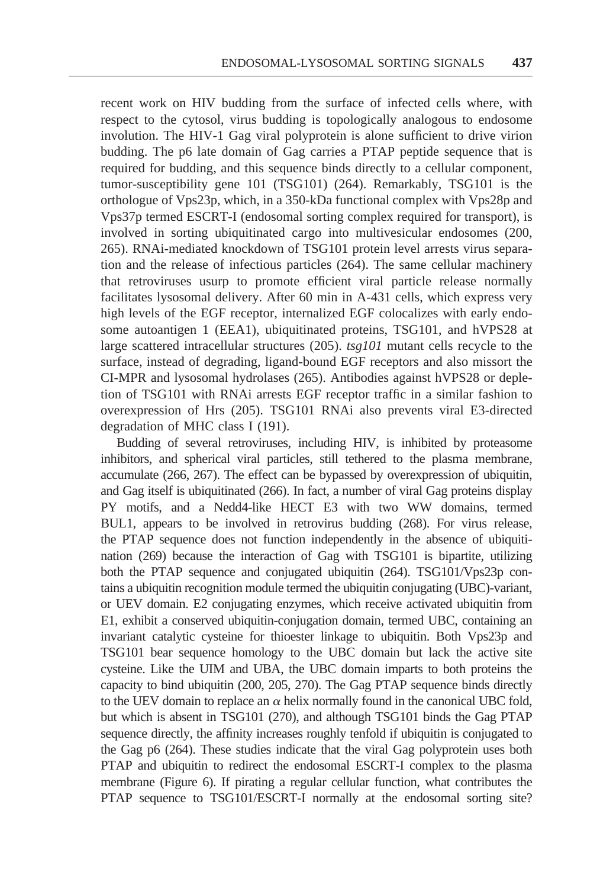recent work on HIV budding from the surface of infected cells where, with respect to the cytosol, virus budding is topologically analogous to endosome involution. The HIV-1 Gag viral polyprotein is alone sufficient to drive virion budding. The p6 late domain of Gag carries a PTAP peptide sequence that is required for budding, and this sequence binds directly to a cellular component, tumor-susceptibility gene 101 (TSG101) (264). Remarkably, TSG101 is the orthologue of Vps23p, which, in a 350-kDa functional complex with Vps28p and Vps37p termed ESCRT-I (endosomal sorting complex required for transport), is involved in sorting ubiquitinated cargo into multivesicular endosomes (200, 265). RNAi-mediated knockdown of TSG101 protein level arrests virus separation and the release of infectious particles (264). The same cellular machinery that retroviruses usurp to promote efficient viral particle release normally facilitates lysosomal delivery. After 60 min in A-431 cells, which express very high levels of the EGF receptor, internalized EGF colocalizes with early endosome autoantigen 1 (EEA1), ubiquitinated proteins, TSG101, and hVPS28 at large scattered intracellular structures (205). *tsg101* mutant cells recycle to the surface, instead of degrading, ligand-bound EGF receptors and also missort the CI-MPR and lysosomal hydrolases (265). Antibodies against hVPS28 or depletion of TSG101 with RNAi arrests EGF receptor traffic in a similar fashion to overexpression of Hrs (205). TSG101 RNAi also prevents viral E3-directed degradation of MHC class I (191).

Budding of several retroviruses, including HIV, is inhibited by proteasome inhibitors, and spherical viral particles, still tethered to the plasma membrane, accumulate (266, 267). The effect can be bypassed by overexpression of ubiquitin, and Gag itself is ubiquitinated (266). In fact, a number of viral Gag proteins display PY motifs, and a Nedd4-like HECT E3 with two WW domains, termed BUL1, appears to be involved in retrovirus budding (268). For virus release, the PTAP sequence does not function independently in the absence of ubiquitination (269) because the interaction of Gag with TSG101 is bipartite, utilizing both the PTAP sequence and conjugated ubiquitin (264). TSG101/Vps23p contains a ubiquitin recognition module termed the ubiquitin conjugating (UBC)-variant, or UEV domain. E2 conjugating enzymes, which receive activated ubiquitin from E1, exhibit a conserved ubiquitin-conjugation domain, termed UBC, containing an invariant catalytic cysteine for thioester linkage to ubiquitin. Both Vps23p and TSG101 bear sequence homology to the UBC domain but lack the active site cysteine. Like the UIM and UBA, the UBC domain imparts to both proteins the capacity to bind ubiquitin (200, 205, 270). The Gag PTAP sequence binds directly to the UEV domain to replace an $\alpha$ helix normally found in the canonical UBC fold, but which is absent in TSG101 (270), and although TSG101 binds the Gag PTAP sequence directly, the affinity increases roughly tenfold if ubiquitin is conjugated to the Gag p6 (264). These studies indicate that the viral Gag polyprotein uses both PTAP and ubiquitin to redirect the endosomal ESCRT-I complex to the plasma membrane (Figure 6). If pirating a regular cellular function, what contributes the PTAP sequence to TSG101/ESCRT-I normally at the endosomal sorting site?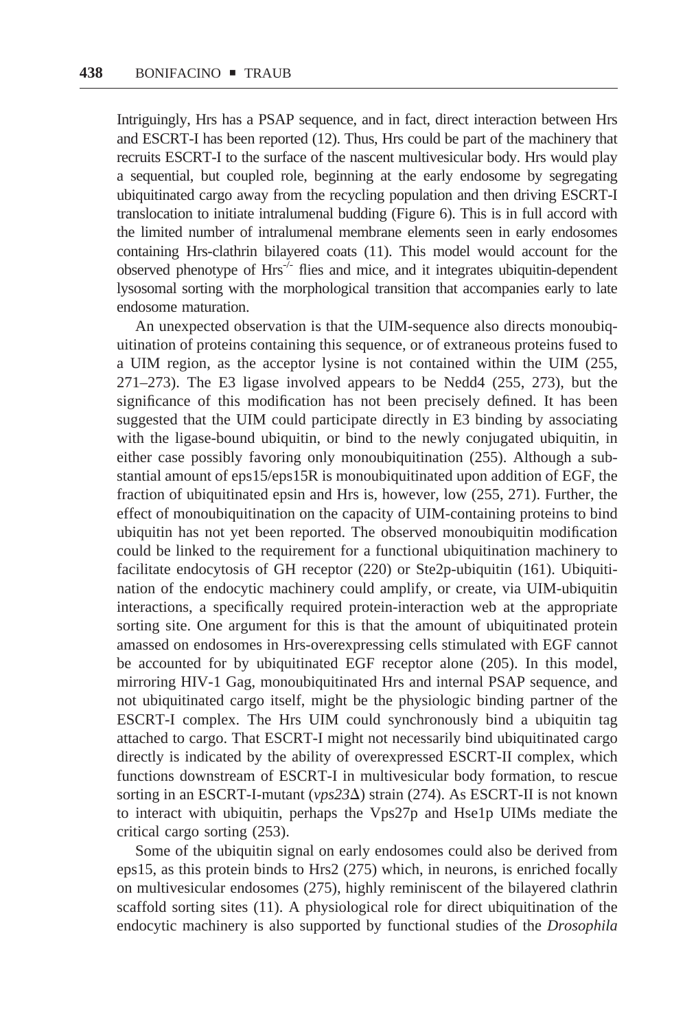Intriguingly, Hrs has a PSAP sequence, and in fact, direct interaction between Hrs and ESCRT-I has been reported (12). Thus, Hrs could be part of the machinery that recruits ESCRT-I to the surface of the nascent multivesicular body. Hrs would play a sequential, but coupled role, beginning at the early endosome by segregating ubiquitinated cargo away from the recycling population and then driving ESCRT-I translocation to initiate intralumenal budding (Figure 6). This is in full accord with the limited number of intralumenal membrane elements seen in early endosomes containing Hrs-clathrin bilayered coats (11). This model would account for the observed phenotype of $Hrs^{-/-}$ flies and mice, and it integrates ubiquitin-dependent lysosomal sorting with the morphological transition that accompanies early to late endosome maturation.

An unexpected observation is that the UIM-sequence also directs monoubiquitination of proteins containing this sequence, or of extraneous proteins fused to a UIM region, as the acceptor lysine is not contained within the UIM (255, 271–273). The E3 ligase involved appears to be Nedd4 (255, 273), but the significance of this modification has not been precisely defined. It has been suggested that the UIM could participate directly in E3 binding by associating with the ligase-bound ubiquitin, or bind to the newly conjugated ubiquitin, in either case possibly favoring only monoubiquitination (255). Although a substantial amount of eps15/eps15R is monoubiquitinated upon addition of EGF, the fraction of ubiquitinated epsin and Hrs is, however, low (255, 271). Further, the effect of monoubiquitination on the capacity of UIM-containing proteins to bind ubiquitin has not yet been reported. The observed monoubiquitin modification could be linked to the requirement for a functional ubiquitination machinery to facilitate endocytosis of GH receptor (220) or Ste2p-ubiquitin (161). Ubiquitination of the endocytic machinery could amplify, or create, via UIM-ubiquitin interactions, a specifically required protein-interaction web at the appropriate sorting site. One argument for this is that the amount of ubiquitinated protein amassed on endosomes in Hrs-overexpressing cells stimulated with EGF cannot be accounted for by ubiquitinated EGF receptor alone (205). In this model, mirroring HIV-1 Gag, monoubiquitinated Hrs and internal PSAP sequence, and not ubiquitinated cargo itself, might be the physiologic binding partner of the ESCRT-I complex. The Hrs UIM could synchronously bind a ubiquitin tag attached to cargo. That ESCRT-I might not necessarily bind ubiquitinated cargo directly is indicated by the ability of overexpressed ESCRT-II complex, which functions downstream of ESCRT-I in multivesicular body formation, to rescue sorting in an ESCRT-I-mutant (*vps23*Δ) strain (274). As ESCRT-II is not known to interact with ubiquitin, perhaps the Vps27p and Hse1p UIMs mediate the critical cargo sorting (253).

Some of the ubiquitin signal on early endosomes could also be derived from eps15, as this protein binds to Hrs2 (275) which, in neurons, is enriched focally on multivesicular endosomes (275), highly reminiscent of the bilayered clathrin scaffold sorting sites (11). A physiological role for direct ubiquitination of the endocytic machinery is also supported by functional studies of the *Drosophila*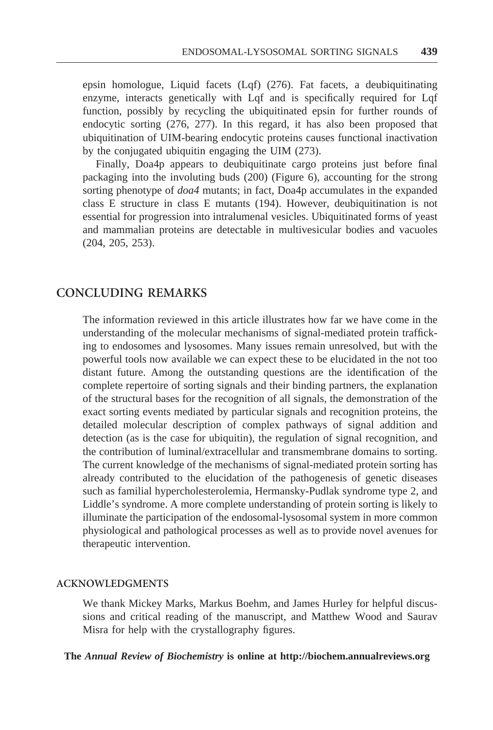epsin homologue, Liquid facets (Lqf) (276). Fat facets, a deubiquitinating enzyme, interacts genetically with Lqf and is specifically required for Lqf function, possibly by recycling the ubiquitinated epsin for further rounds of endocytic sorting (276, 277). In this regard, it has also been proposed that ubiquitination of UIM-bearing endocytic proteins causes functional inactivation by the conjugated ubiquitin engaging the UIM (273).

Finally, Doa4p appears to deubiquitinate cargo proteins just before final packaging into the involuting buds (200) (Figure 6), accounting for the strong sorting phenotype of *doa4* mutants; in fact, Doa4p accumulates in the expanded class E structure in class E mutants (194). However, deubiquitination is not essential for progression into intralumenal vesicles. Ubiquitinated forms of yeast and mammalian proteins are detectable in multivesicular bodies and vacuoles (204, 205, 253).

## CONCLUDING REMARKS

The information reviewed in this article illustrates how far we have come in the understanding of the molecular mechanisms of signal-mediated protein trafficking to endosomes and lysosomes. Many issues remain unresolved, but with the powerful tools now available we can expect these to be elucidated in the not too distant future. Among the outstanding questions are the identification of the complete repertoire of sorting signals and their binding partners, the explanation of the structural bases for the recognition of all signals, the demonstration of the exact sorting events mediated by particular signals and recognition proteins, the detailed molecular description of complex pathways of signal addition and detection (as is the case for ubiquitin), the regulation of signal recognition, and the contribution of luminal/extracellular and transmembrane domains to sorting. The current knowledge of the mechanisms of signal-mediated protein sorting has already contributed to the elucidation of the pathogenesis of genetic diseases such as familial hypercholesterolemia, Hermansky-Pudlak syndrome type 2, and Liddle's syndrome. A more complete understanding of protein sorting is likely to illuminate the participation of the endosomal-lysosomal system in more common physiological and pathological processes as well as to provide novel avenues for therapeutic intervention.

### ACKNOWLEDGMENTS

We thank Mickey Marks, Markus Boehm, and James Hurley for helpful discussions and critical reading of the manuscript, and Matthew Wood and Saurav Misra for help with the crystallography figures.

**The *Annual Review of Biochemistry* is online at http://biochem.annualreviews.org**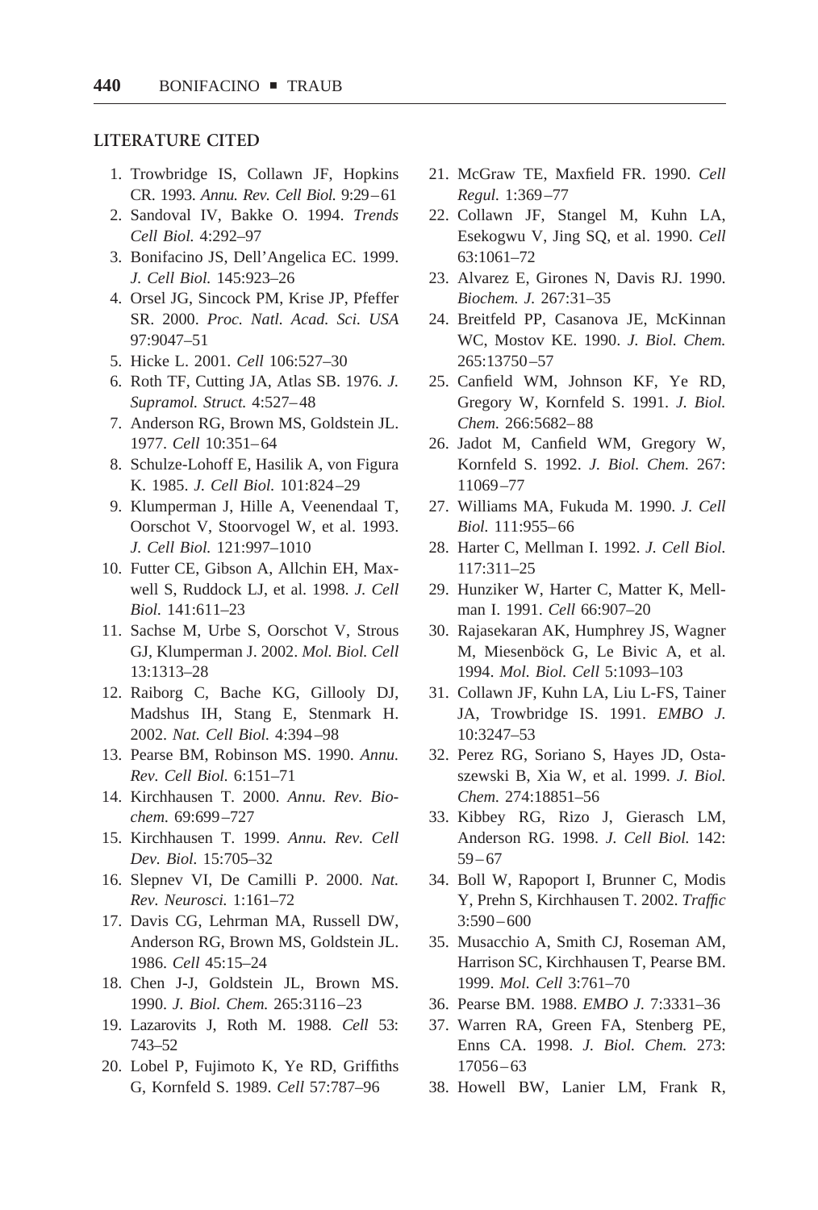## LITERATURE CITED

1. Trowbridge IS, Collawn JF, Hopkins CR. 1993. *Annu. Rev. Cell Biol.* 9:29–61
2. Sandoval IV, Bakke O. 1994. *Trends Cell Biol.* 4:292–97
3. Bonifacino JS, Dell'Angelica EC. 1999. *J. Cell Biol.* 145:923–26
4. Orsel JG, Sincock PM, Krise JP, Pfeffer SR. 2000. *Proc. Natl. Acad. Sci. USA* 97:9047–51
5. Hicke L. 2001. *Cell* 106:527–30
6. Roth TF, Cutting JA, Atlas SB. 1976. *J. Supramol. Struct.* 4:527–48
7. Anderson RG, Brown MS, Goldstein JL. 1977. *Cell* 10:351–64
8. Schulze-Lohoff E, Hasilik A, von Figura K. 1985. *J. Cell Biol.* 101:824–29
9. Klumperman J, Hille A, Veenendaal T, Oorschot V, Stoorvogel W, et al. 1993. *J. Cell Biol.* 121:997–1010
10. Futter CE, Gibson A, Allchin EH, Maxwell S, Ruddock LJ, et al. 1998. *J. Cell Biol.* 141:611–23
11. Sachse M, Urbe S, Oorschot V, Strous GJ, Klumperman J. 2002. *Mol. Biol. Cell* 13:1313–28
12. Raiborg C, Bache KG, Gillooly DJ, Madshus IH, Stang E, Stenmark H. 2002. *Nat. Cell Biol.* 4:394–98
13. Pearse BM, Robinson MS. 1990. *Annu. Rev. Cell Biol.* 6:151–71
14. Kirchhausen T. 2000. *Annu. Rev. Biochem.* 69:699–727
15. Kirchhausen T. 1999. *Annu. Rev. Cell Dev. Biol.* 15:705–32
16. Slepnev VI, De Camilli P. 2000. *Nat. Rev. Neurosci.* 1:161–72
17. Davis CG, Lehrman MA, Russell DW, Anderson RG, Brown MS, Goldstein JL. 1986. *Cell* 45:15–24
18. Chen J-J, Goldstein JL, Brown MS. 1990. *J. Biol. Chem.* 265:3116–23
19. Lazarovits J, Roth M. 1988. *Cell* 53: 743–52
20. Lobel P, Fujimoto K, Ye RD, Griffiths G, Kornfeld S. 1989. *Cell* 57:787–96
21. McGraw TE, Maxfield FR. 1990. *Cell Regul.* 1:369–77
22. Collawn JF, Stangel M, Kuhn LA, Esekogwu V, Jing SQ, et al. 1990. *Cell* 63:1061–72
23. Alvarez E, Girones N, Davis RJ. 1990. *Biochem. J.* 267:31–35
24. Breitfeld PP, Casanova JE, McKinnan WC, Mostov KE. 1990. *J. Biol. Chem.* 265:13750–57
25. Canfield WM, Johnson KF, Ye RD, Gregory W, Kornfeld S. 1991. *J. Biol. Chem.* 266:5682–88
26. Jadot M, Canfield WM, Gregory W, Kornfeld S. 1992. *J. Biol. Chem.* 267: 11069–77
27. Williams MA, Fukuda M. 1990. *J. Cell Biol.* 111:955–66
28. Harter C, Mellman I. 1992. *J. Cell Biol.* 117:311–25
29. Hunziker W, Harter C, Matter K, Mellman I. 1991. *Cell* 66:907–20
30. Rajasekaran AK, Humphrey JS, Wagner M, Miesenböck G, Le Bivic A, et al. 1994. *Mol. Biol. Cell* 5:1093–103
31. Collawn JF, Kuhn LA, Liu L-FS, Tainer JA, Trowbridge IS. 1991. *EMBO J.* 10:3247–53
32. Perez RG, Soriano S, Hayes JD, Ostaszewski B, Xia W, et al. 1999. *J. Biol. Chem.* 274:18851–56
33. Kibbey RG, Rizo J, Gierasch LM, Anderson RG. 1998. *J. Cell Biol.* 142: 59–67
34. Boll W, Rapoport I, Brunner C, Modis Y, Prehn S, Kirchhausen T. 2002. *Traffic* 3:590–600
35. Musacchio A, Smith CJ, Roseman AM, Harrison SC, Kirchhausen T, Pearse BM. 1999. *Mol. Cell* 3:761–70
36. Pearse BM. 1988. *EMBO J.* 7:3331–36
37. Warren RA, Green FA, Stenberg PE, Enns CA. 1998. *J. Biol. Chem.* 273: 17056–63
38. Howell BW, Lanier LM, Frank R,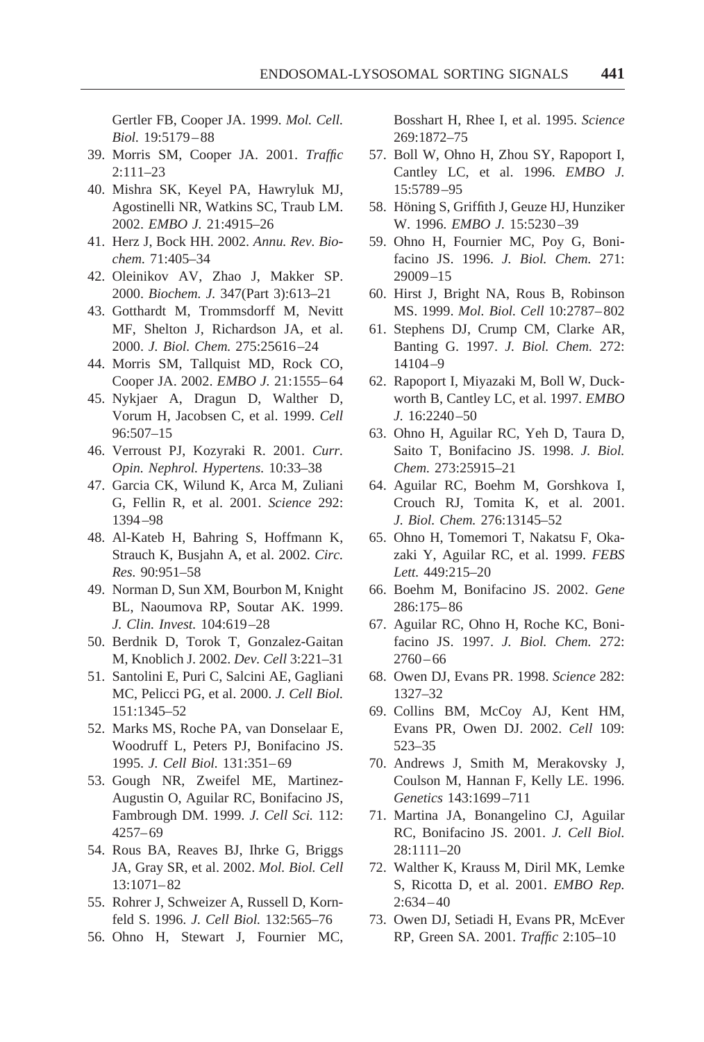Gertler FB, Cooper JA. 1999. *Mol. Cell. Biol.* 19:5179–88

39. Morris SM, Cooper JA. 2001. *Traffic* 2:111–23
40. Mishra SK, Keyel PA, Hawryluk MJ, Agostinelli NR, Watkins SC, Traub LM. 2002. *EMBO J.* 21:4915–26
41. Herz J, Bock HH. 2002. *Annu. Rev. Biochem.* 71:405–34
42. Oleinikov AV, Zhao J, Makker SP. 2000. *Biochem. J.* 347(Part 3):613–21
43. Gotthardt M, Trommsdorff M, Nevitt MF, Shelton J, Richardson JA, et al. 2000. *J. Biol. Chem.* 275:25616–24
44. Morris SM, Tallquist MD, Rock CO, Cooper JA. 2002. *EMBO J.* 21:1555–64
45. Nykjaer A, Dragun D, Walther D, Vorum H, Jacobsen C, et al. 1999. *Cell* 96:507–15
46. Verroust PJ, Kozyraki R. 2001. *Curr. Opin. Nephrol. Hypertens.* 10:33–38
47. Garcia CK, Wilund K, Arca M, Zuliani G, Fellin R, et al. 2001. *Science* 292: 1394–98
48. Al-Kateb H, Bahring S, Hoffmann K, Strauch K, Busjahn A, et al. 2002. *Circ. Res.* 90:951–58
49. Norman D, Sun XM, Bourbon M, Knight BL, Naoumova RP, Soutar AK. 1999. *J. Clin. Invest.* 104:619–28
50. Berdnik D, Torok T, Gonzalez-Gaitan M, Knoblich J. 2002. *Dev. Cell* 3:221–31
51. Santolini E, Puri C, Salcini AE, Gagliani MC, Pelicci PG, et al. 2000. *J. Cell Biol.* 151:1345–52
52. Marks MS, Roche PA, van Donselaar E, Woodruff L, Peters PJ, Bonifacino JS. 1995. *J. Cell Biol.* 131:351–69
53. Gough NR, Zweifel ME, Martinez-Augustin O, Aguilar RC, Bonifacino JS, Fambrough DM. 1999. *J. Cell Sci.* 112: 4257–69
54. Rous BA, Reaves BJ, Ihrke G, Briggs JA, Gray SR, et al. 2002. *Mol. Biol. Cell* 13:1071–82
55. Rohrer J, Schweizer A, Russell D, Kornfeld S. 1996. *J. Cell Biol.* 132:565–76
56. Ohno H, Stewart J, Fournier MC, Bosshart H, Rhee I, et al. 1995. *Science* 269:1872–75
57. Boll W, Ohno H, Zhou SY, Rapoport I, Cantley LC, et al. 1996. *EMBO J.* 15:5789–95
58. Höning S, Griffith J, Geuze HJ, Hunziker W. 1996. *EMBO J.* 15:5230–39
59. Ohno H, Fournier MC, Poy G, Bonifacino JS. 1996. *J. Biol. Chem.* 271: 29009–15
60. Hirst J, Bright NA, Rous B, Robinson MS. 1999. *Mol. Biol. Cell* 10:2787–802
61. Stephens DJ, Crump CM, Clarke AR, Banting G. 1997. *J. Biol. Chem.* 272: 14104–9
62. Rapoport I, Miyazaki M, Boll W, Duckworth B, Cantley LC, et al. 1997. *EMBO J.* 16:2240–50
63. Ohno H, Aguilar RC, Yeh D, Taura D, Saito T, Bonifacino JS. 1998. *J. Biol. Chem.* 273:25915–21
64. Aguilar RC, Boehm M, Gorshkova I, Crouch RJ, Tomita K, et al. 2001. *J. Biol. Chem.* 276:13145–52
65. Ohno H, Tomemori T, Nakatsu F, Okazaki Y, Aguilar RC, et al. 1999. *FEBS Lett.* 449:215–20
66. Boehm M, Bonifacino JS. 2002. *Gene* 286:175–86
67. Aguilar RC, Ohno H, Roche KC, Bonifacino JS. 1997. *J. Biol. Chem.* 272: 2760–66
68. Owen DJ, Evans PR. 1998. *Science* 282: 1327–32
69. Collins BM, McCoy AJ, Kent HM, Evans PR, Owen DJ. 2002. *Cell* 109: 523–35
70. Andrews J, Smith M, Merakovsky J, Coulson M, Hannan F, Kelly LE. 1996. *Genetics* 143:1699–711
71. Martina JA, Bonangelino CJ, Aguilar RC, Bonifacino JS. 2001. *J. Cell Biol.* 28:1111–20
72. Walther K, Krauss M, Diril MK, Lemke S, Ricotta D, et al. 2001. *EMBO Rep.* 2:634–40
73. Owen DJ, Setiadi H, Evans PR, McEver RP, Green SA. 2001. *Traffic* 2:105–10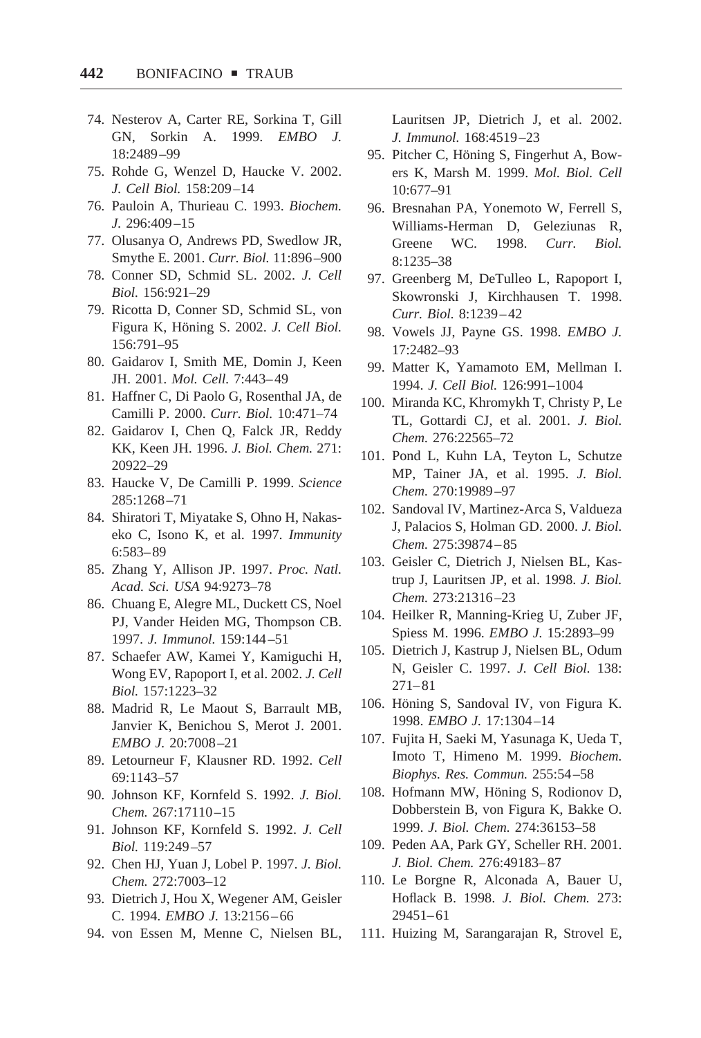74. Nesterov A, Carter RE, Sorkina T, Gill GN, Sorkin A. 1999. *EMBO J.* 18:2489–99
75. Rohde G, Wenzel D, Haucke V. 2002. *J. Cell Biol.* 158:209–14
76. Pauloin A, Thurieau C. 1993. *Biochem. J.* 296:409–15
77. Olusanya O, Andrews PD, Swedlow JR, Smythe E. 2001. *Curr. Biol.* 11:896–900
78. Conner SD, Schmid SL. 2002. *J. Cell Biol.* 156:921–29
79. Ricotta D, Conner SD, Schmid SL, von Figura K, Höning S. 2002. *J. Cell Biol.* 156:791–95
80. Gaidarov I, Smith ME, Domin J, Keen JH. 2001. *Mol. Cell.* 7:443–49
81. Haffner C, Di Paolo G, Rosenthal JA, de Camilli P. 2000. *Curr. Biol.* 10:471–74
82. Gaidarov I, Chen Q, Falck JR, Reddy KK, Keen JH. 1996. *J. Biol. Chem.* 271: 20922–29
83. Haucke V, De Camilli P. 1999. *Science* 285:1268–71
84. Shiratori T, Miyatake S, Ohno H, Nakaseko C, Isono K, et al. 1997. *Immunity* 6:583–89
85. Zhang Y, Allison JP. 1997. *Proc. Natl. Acad. Sci. USA* 94:9273–78
86. Chuang E, Alegre ML, Duckett CS, Noel PJ, Vander Heiden MG, Thompson CB. 1997. *J. Immunol.* 159:144–51
87. Schaefer AW, Kamei Y, Kamiguchi H, Wong EV, Rapoport I, et al. 2002. *J. Cell Biol.* 157:1223–32
88. Madrid R, Le Maout S, Barrault MB, Janvier K, Benichou S, Merot J. 2001. *EMBO J.* 20:7008–21
89. Letourneur F, Klausner RD. 1992. *Cell* 69:1143–57
90. Johnson KF, Kornfeld S. 1992. *J. Biol. Chem.* 267:17110–15
91. Johnson KF, Kornfeld S. 1992. *J. Cell Biol.* 119:249–57
92. Chen HJ, Yuan J, Lobel P. 1997. *J. Biol. Chem.* 272:7003–12
93. Dietrich J, Hou X, Wegener AM, Geisler C. 1994. *EMBO J.* 13:2156–66
94. von Essen M, Menne C, Nielsen BL, Lauritsen JP, Dietrich J, et al. 2002. *J. Immunol.* 168:4519–23
95. Pitcher C, Höning S, Fingerhut A, Bowers K, Marsh M. 1999. *Mol. Biol. Cell* 10:677–91
96. Bresnahan PA, Yonemoto W, Ferrell S, Williams-Herman D, Geleziunas R, Greene WC. 1998. *Curr. Biol.* 8:1235–38
97. Greenberg M, DeTulleo L, Rapoport I, Skowronski J, Kirchhausen T. 1998. *Curr. Biol.* 8:1239–42
98. Vowels JJ, Payne GS. 1998. *EMBO J.* 17:2482–93
99. Matter K, Yamamoto EM, Mellman I. 1994. *J. Cell Biol.* 126:991–1004
100. Miranda KC, Khromykh T, Christy P, Le TL, Gottardi CJ, et al. 2001. *J. Biol. Chem.* 276:22565–72
101. Pond L, Kuhn LA, Teyton L, Schutze MP, Tainer JA, et al. 1995. *J. Biol. Chem.* 270:19989–97
102. Sandoval IV, Martinez-Arca S, Valdueza J, Palacios S, Holman GD. 2000. *J. Biol. Chem.* 275:39874–85
103. Geisler C, Dietrich J, Nielsen BL, Kastrup J, Lauritsen JP, et al. 1998. *J. Biol. Chem.* 273:21316–23
104. Heilker R, Manning-Krieg U, Zuber JF, Spiess M. 1996. *EMBO J.* 15:2893–99
105. Dietrich J, Kastrup J, Nielsen BL, Odum N, Geisler C. 1997. *J. Cell Biol.* 138: 271–81
106. Höning S, Sandoval IV, von Figura K. 1998. *EMBO J.* 17:1304–14
107. Fujita H, Saeki M, Yasunaga K, Ueda T, Imoto T, Himeno M. 1999. *Biochem. Biophys. Res. Commun.* 255:54–58
108. Hofmann MW, Höning S, Rodionov D, Dobberstein B, von Figura K, Bakke O. 1999. *J. Biol. Chem.* 274:36153–58
109. Peden AA, Park GY, Scheller RH. 2001. *J. Biol. Chem.* 276:49183–87
110. Le Borgne R, Alconada A, Bauer U, Hoflack B. 1998. *J. Biol. Chem.* 273: 29451–61
111. Huizing M, Sarangarajan R, Strovel E,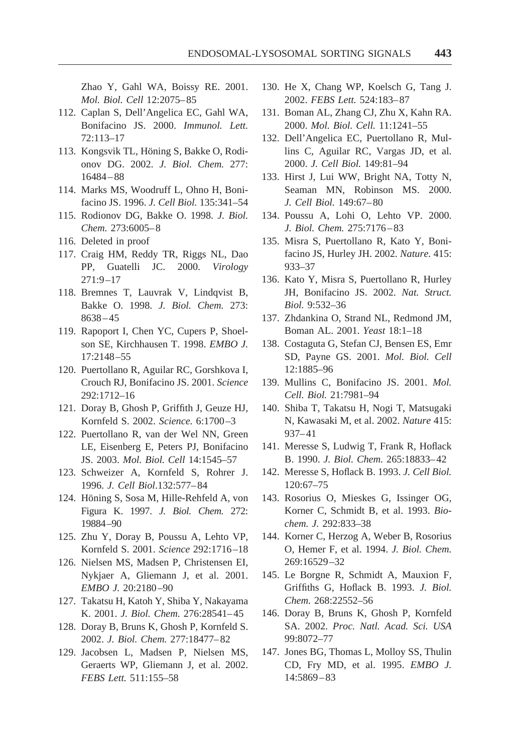Zhao Y, Gahl WA, Boissy RE. 2001. *Mol. Biol. Cell* 12:2075–85

112. Caplan S, Dell'Angelica EC, Gahl WA, Bonifacino JS. 2000. *Immunol. Lett.* 72:113–17
113. Kongsvik TL, Höning S, Bakke O, Rodionov DG. 2002. *J. Biol. Chem.* 277: 16484–88
114. Marks MS, Woodruff L, Ohno H, Bonifacino JS. 1996. *J. Cell Biol.* 135:341–54
115. Rodionov DG, Bakke O. 1998. *J. Biol. Chem.* 273:6005–8
116. Deleted in proof
117. Craig HM, Reddy TR, Riggs NL, Dao PP, Guatelli JC. 2000. *Virology* 271:9–17
118. Bremnes T, Lauvrak V, Lindqvist B, Bakke O. 1998. *J. Biol. Chem.* 273: 8638–45
119. Rapoport I, Chen YC, Cupers P, Shoelson SE, Kirchhausen T. 1998. *EMBO J.* 17:2148–55
120. Puertollano R, Aguilar RC, Gorshkova I, Crouch RJ, Bonifacino JS. 2001. *Science* 292:1712–16
121. Doray B, Ghosh P, Griffith J, Geuze HJ, Kornfeld S. 2002. *Science.* 6:1700–3
122. Puertollano R, van der Wel NN, Green LE, Eisenberg E, Peters PJ, Bonifacino JS. 2003. *Mol. Biol. Cell* 14:1545–57
123. Schweizer A, Kornfeld S, Rohrer J. 1996. *J. Cell Biol.*132:577–84
124. Höning S, Sosa M, Hille-Rehfeld A, von Figura K. 1997. *J. Biol. Chem.* 272: 19884–90
125. Zhu Y, Doray B, Poussu A, Lehto VP, Kornfeld S. 2001. *Science* 292:1716–18
126. Nielsen MS, Madsen P, Christensen EI, Nykjaer A, Gliemann J, et al. 2001. *EMBO J.* 20:2180–90
127. Takatsu H, Katoh Y, Shiba Y, Nakayama K. 2001. *J. Biol. Chem.* 276:28541–45
128. Doray B, Bruns K, Ghosh P, Kornfeld S. 2002. *J. Biol. Chem.* 277:18477–82
129. Jacobsen L, Madsen P, Nielsen MS, Geraerts WP, Gliemann J, et al. 2002. *FEBS Lett.* 511:155–58
130. He X, Chang WP, Koelsch G, Tang J. 2002. *FEBS Lett.* 524:183–87
131. Boman AL, Zhang CJ, Zhu X, Kahn RA. 2000. *Mol. Biol. Cell.* 11:1241–55
132. Dell'Angelica EC, Puertollano R, Mullins C, Aguilar RC, Vargas JD, et al. 2000. *J. Cell Biol.* 149:81–94
133. Hirst J, Lui WW, Bright NA, Totty N, Seaman MN, Robinson MS. 2000. *J. Cell Biol.* 149:67–80
134. Poussu A, Lohi O, Lehto VP. 2000. *J. Biol. Chem.* 275:7176–83
135. Misra S, Puertollano R, Kato Y, Bonifacino JS, Hurley JH. 2002. *Nature.* 415: 933–37
136. Kato Y, Misra S, Puertollano R, Hurley JH, Bonifacino JS. 2002. *Nat. Struct. Biol.* 9:532–36
137. Zhdankina O, Strand NL, Redmond JM, Boman AL. 2001. *Yeast* 18:1–18
138. Costaguta G, Stefan CJ, Bensen ES, Emr SD, Payne GS. 2001. *Mol. Biol. Cell* 12:1885–96
139. Mullins C, Bonifacino JS. 2001. *Mol. Cell. Biol.* 21:7981–94
140. Shiba T, Takatsu H, Nogi T, Matsugaki N, Kawasaki M, et al. 2002. *Nature* 415: 937–41
141. Meresse S, Ludwig T, Frank R, Hoflack B. 1990. *J. Biol. Chem.* 265:18833–42
142. Meresse S, Hoflack B. 1993. *J. Cell Biol.* 120:67–75
143. Rosorius O, Mieskes G, Issinger OG, Korner C, Schmidt B, et al. 1993. *Biochem. J.* 292:833–38
144. Korner C, Herzog A, Weber B, Rosorius O, Hemer F, et al. 1994. *J. Biol. Chem.* 269:16529–32
145. Le Borgne R, Schmidt A, Mauxion F, Griffiths G, Hoflack B. 1993. *J. Biol. Chem.* 268:22552–56
146. Doray B, Bruns K, Ghosh P, Kornfeld SA. 2002. *Proc. Natl. Acad. Sci. USA* 99:8072–77
147. Jones BG, Thomas L, Molloy SS, Thulin CD, Fry MD, et al. 1995. *EMBO J.* 14:5869–83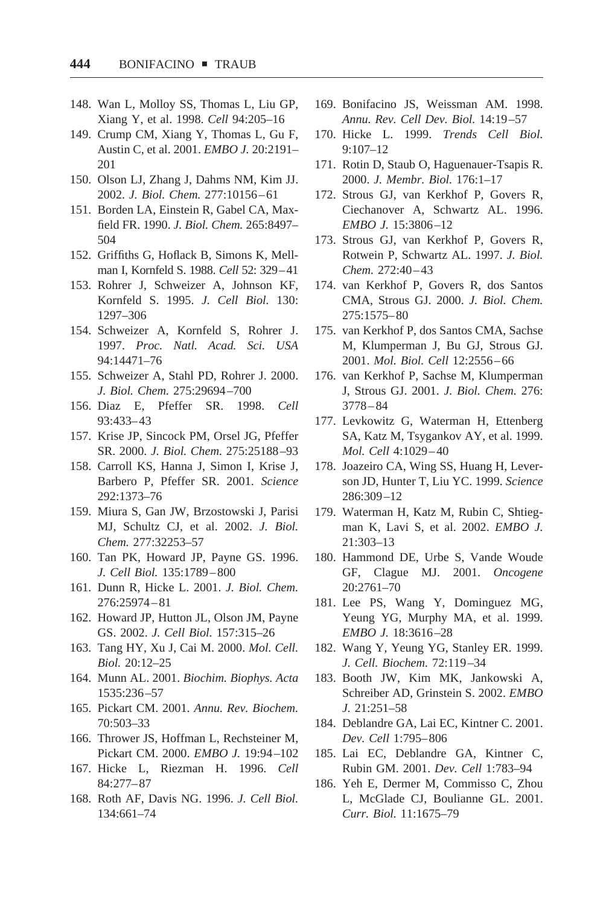148. Wan L, Molloy SS, Thomas L, Liu GP, Xiang Y, et al. 1998. *Cell* 94:205–16
149. Crump CM, Xiang Y, Thomas L, Gu F, Austin C, et al. 2001. *EMBO J.* 20:2191–201
150. Olson LJ, Zhang J, Dahms NM, Kim JJ. 2002. *J. Biol. Chem.* 277:10156–61
151. Borden LA, Einstein R, Gabel CA, Maxfield FR. 1990. *J. Biol. Chem.* 265:8497–504
152. Griffiths G, Hoflack B, Simons K, Mellman I, Kornfeld S. 1988. *Cell* 52: 329–41
153. Rohrer J, Schweizer A, Johnson KF, Kornfeld S. 1995. *J. Cell Biol.* 130: 1297–306
154. Schweizer A, Kornfeld S, Rohrer J. 1997. *Proc. Natl. Acad. Sci. USA* 94:14471–76
155. Schweizer A, Stahl PD, Rohrer J. 2000. *J. Biol. Chem.* 275:29694–700
156. Diaz E, Pfeffer SR. 1998. *Cell* 93:433–43
157. Krise JP, Sincock PM, Orsel JG, Pfeffer SR. 2000. *J. Biol. Chem.* 275:25188–93
158. Carroll KS, Hanna J, Simon I, Krise J, Barbero P, Pfeffer SR. 2001. *Science* 292:1373–76
159. Miura S, Gan JW, Brzostowski J, Parisi MJ, Schultz CJ, et al. 2002. *J. Biol. Chem.* 277:32253–57
160. Tan PK, Howard JP, Payne GS. 1996. *J. Cell Biol.* 135:1789–800
161. Dunn R, Hicke L. 2001. *J. Biol. Chem.* 276:25974–81
162. Howard JP, Hutton JL, Olson JM, Payne GS. 2002. *J. Cell Biol.* 157:315–26
163. Tang HY, Xu J, Cai M. 2000. *Mol. Cell. Biol.* 20:12–25
164. Munn AL. 2001. *Biochim. Biophys. Acta* 1535:236–57
165. Pickart CM. 2001. *Annu. Rev. Biochem.* 70:503–33
166. Thrower JS, Hoffman L, Rechsteiner M, Pickart CM. 2000. *EMBO J.* 19:94–102
167. Hicke L, Riezman H. 1996. *Cell* 84:277–87
168. Roth AF, Davis NG. 1996. *J. Cell Biol.* 134:661–74
169. Bonifacino JS, Weissman AM. 1998. *Annu. Rev. Cell Dev. Biol.* 14:19–57
170. Hicke L. 1999. *Trends Cell Biol.* 9:107–12
171. Rotin D, Staub O, Haguenauer-Tsapis R. 2000. *J. Membr. Biol.* 176:1–17
172. Strous GJ, van Kerkhof P, Govers R, Ciechanover A, Schwartz AL. 1996. *EMBO J.* 15:3806–12
173. Strous GJ, van Kerkhof P, Govers R, Rotwein P, Schwartz AL. 1997. *J. Biol. Chem.* 272:40–43
174. van Kerkhof P, Govers R, dos Santos CMA, Strous GJ. 2000. *J. Biol. Chem.* 275:1575–80
175. van Kerkhof P, dos Santos CMA, Sachse M, Klumperman J, Bu GJ, Strous GJ. 2001. *Mol. Biol. Cell* 12:2556–66
176. van Kerkhof P, Sachse M, Klumperman J, Strous GJ. 2001. *J. Biol. Chem.* 276: 3778–84
177. Levkowitz G, Waterman H, Ettenberg SA, Katz M, Tsygankov AY, et al. 1999. *Mol. Cell* 4:1029–40
178. Joazeiro CA, Wing SS, Huang H, Leverson JD, Hunter T, Liu YC. 1999. *Science* 286:309–12
179. Waterman H, Katz M, Rubin C, Shtiegman K, Lavi S, et al. 2002. *EMBO J.* 21:303–13
180. Hammond DE, Urbe S, Vande Woude GF, Clague MJ. 2001. *Oncogene* 20:2761–70
181. Lee PS, Wang Y, Dominguez MG, Yeung YG, Murphy MA, et al. 1999. *EMBO J.* 18:3616–28
182. Wang Y, Yeung YG, Stanley ER. 1999. *J. Cell. Biochem.* 72:119–34
183. Booth JW, Kim MK, Jankowski A, Schreiber AD, Grinstein S. 2002. *EMBO J.* 21:251–58
184. Deblandre GA, Lai EC, Kintner C. 2001. *Dev. Cell* 1:795–806
185. Lai EC, Deblandre GA, Kintner C, Rubin GM. 2001. *Dev. Cell* 1:783–94
186. Yeh E, Dermer M, Commisso C, Zhou L, McGlade CJ, Boulianne GL. 2001. *Curr. Biol.* 11:1675–79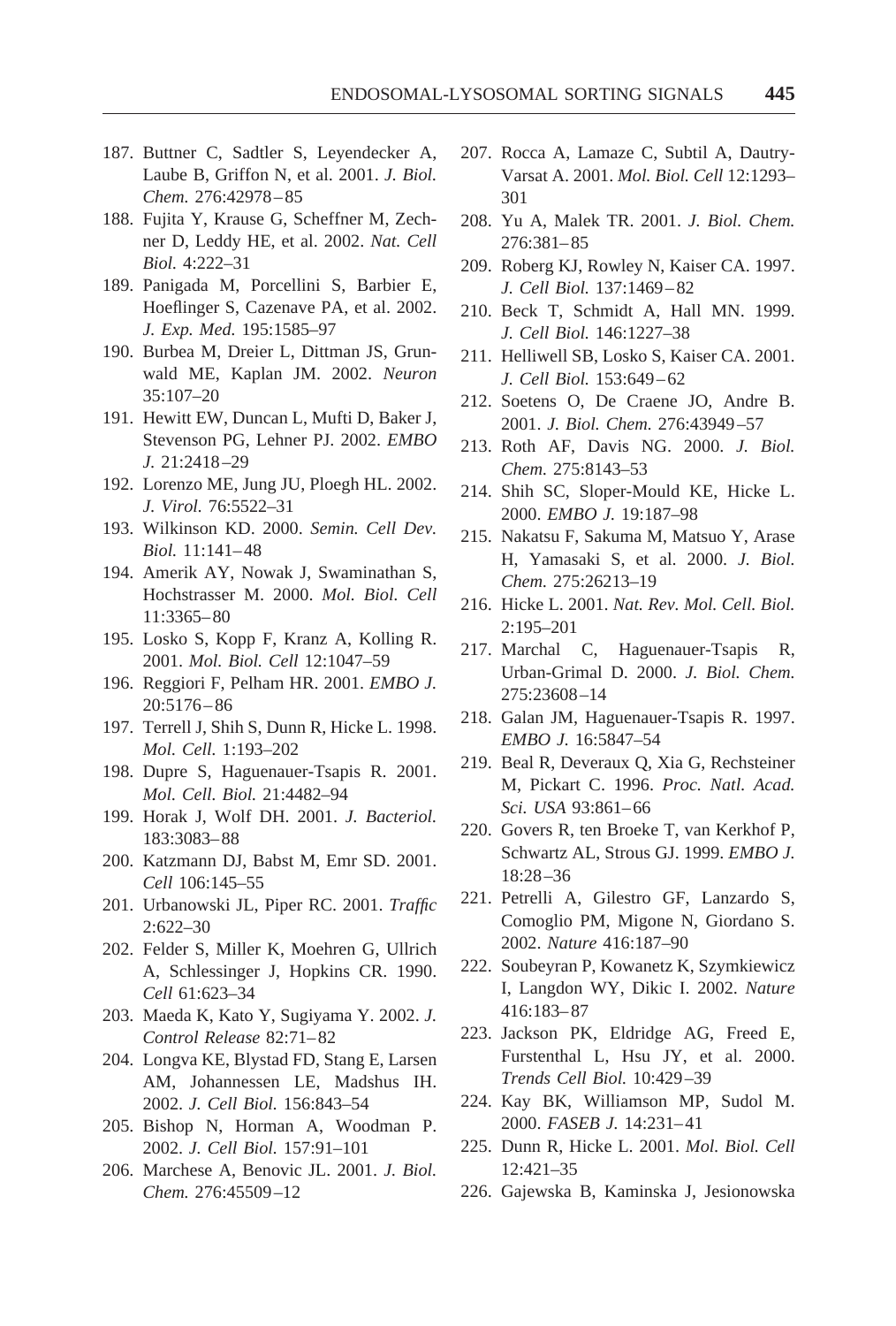187. Buttner C, Sadtler S, Leyendecker A, Laube B, Griffon N, et al. 2001. *J. Biol. Chem.* 276:42978–85
188. Fujita Y, Krause G, Scheffner M, Zechner D, Leddy HE, et al. 2002. *Nat. Cell Biol.* 4:222–31
189. Panigada M, Porcellini S, Barbier E, Hoeflinger S, Cazenave PA, et al. 2002. *J. Exp. Med.* 195:1585–97
190. Burbea M, Dreier L, Dittman JS, Grunwald ME, Kaplan JM. 2002. *Neuron* 35:107–20
191. Hewitt EW, Duncan L, Mufti D, Baker J, Stevenson PG, Lehner PJ. 2002. *EMBO J.* 21:2418–29
192. Lorenzo ME, Jung JU, Ploegh HL. 2002. *J. Virol.* 76:5522–31
193. Wilkinson KD. 2000. *Semin. Cell Dev. Biol.* 11:141–48
194. Amerik AY, Nowak J, Swaminathan S, Hochstrasser M. 2000. *Mol. Biol. Cell* 11:3365–80
195. Losko S, Kopp F, Kranz A, Kolling R. 2001. *Mol. Biol. Cell* 12:1047–59
196. Reggiori F, Pelham HR. 2001. *EMBO J.* 20:5176–86
197. Terrell J, Shih S, Dunn R, Hicke L. 1998. *Mol. Cell.* 1:193–202
198. Dupre S, Haguenauer-Tsapis R. 2001. *Mol. Cell. Biol.* 21:4482–94
199. Horak J, Wolf DH. 2001. *J. Bacteriol.* 183:3083–88
200. Katzmann DJ, Babst M, Emr SD. 2001. *Cell* 106:145–55
201. Urbanowski JL, Piper RC. 2001. *Traffic* 2:622–30
202. Felder S, Miller K, Moehren G, Ullrich A, Schlessinger J, Hopkins CR. 1990. *Cell* 61:623–34
203. Maeda K, Kato Y, Sugiyama Y. 2002. *J. Control Release* 82:71–82
204. Longva KE, Blystad FD, Stang E, Larsen AM, Johannessen LE, Madshus IH. 2002. *J. Cell Biol.* 156:843–54
205. Bishop N, Horman A, Woodman P. 2002. *J. Cell Biol.* 157:91–101
206. Marchese A, Benovic JL. 2001. *J. Biol. Chem.* 276:45509–12
207. Rocca A, Lamaze C, Subtil A, Dautry-Varsat A. 2001. *Mol. Biol. Cell* 12:1293–301
208. Yu A, Malek TR. 2001. *J. Biol. Chem.* 276:381–85
209. Roberg KJ, Rowley N, Kaiser CA. 1997. *J. Cell Biol.* 137:1469–82
210. Beck T, Schmidt A, Hall MN. 1999. *J. Cell Biol.* 146:1227–38
211. Helliwell SB, Losko S, Kaiser CA. 2001. *J. Cell Biol.* 153:649–62
212. Soetens O, De Craene JO, Andre B. 2001. *J. Biol. Chem.* 276:43949–57
213. Roth AF, Davis NG. 2000. *J. Biol. Chem.* 275:8143–53
214. Shih SC, Sloper-Mould KE, Hicke L. 2000. *EMBO J.* 19:187–98
215. Nakatsu F, Sakuma M, Matsuo Y, Arase H, Yamasaki S, et al. 2000. *J. Biol. Chem.* 275:26213–19
216. Hicke L. 2001. *Nat. Rev. Mol. Cell. Biol.* 2:195–201
217. Marchal C, Haguenauer-Tsapis R, Urban-Grimal D. 2000. *J. Biol. Chem.* 275:23608–14
218. Galan JM, Haguenauer-Tsapis R. 1997. *EMBO J.* 16:5847–54
219. Beal R, Deveraux Q, Xia G, Rechsteiner M, Pickart C. 1996. *Proc. Natl. Acad. Sci. USA* 93:861–66
220. Govers R, ten Broeke T, van Kerkhof P, Schwartz AL, Strous GJ. 1999. *EMBO J.* 18:28–36
221. Petrelli A, Gilestro GF, Lanzardo S, Comoglio PM, Migone N, Giordano S. 2002. *Nature* 416:187–90
222. Soubeyran P, Kowanetz K, Szymkiewicz I, Langdon WY, Dikic I. 2002. *Nature* 416:183–87
223. Jackson PK, Eldridge AG, Freed E, Furstenthal L, Hsu JY, et al. 2000. *Trends Cell Biol.* 10:429–39
224. Kay BK, Williamson MP, Sudol M. 2000. *FASEB J.* 14:231–41
225. Dunn R, Hicke L. 2001. *Mol. Biol. Cell* 12:421–35
226. Gajewska B, Kaminska J, Jesionowska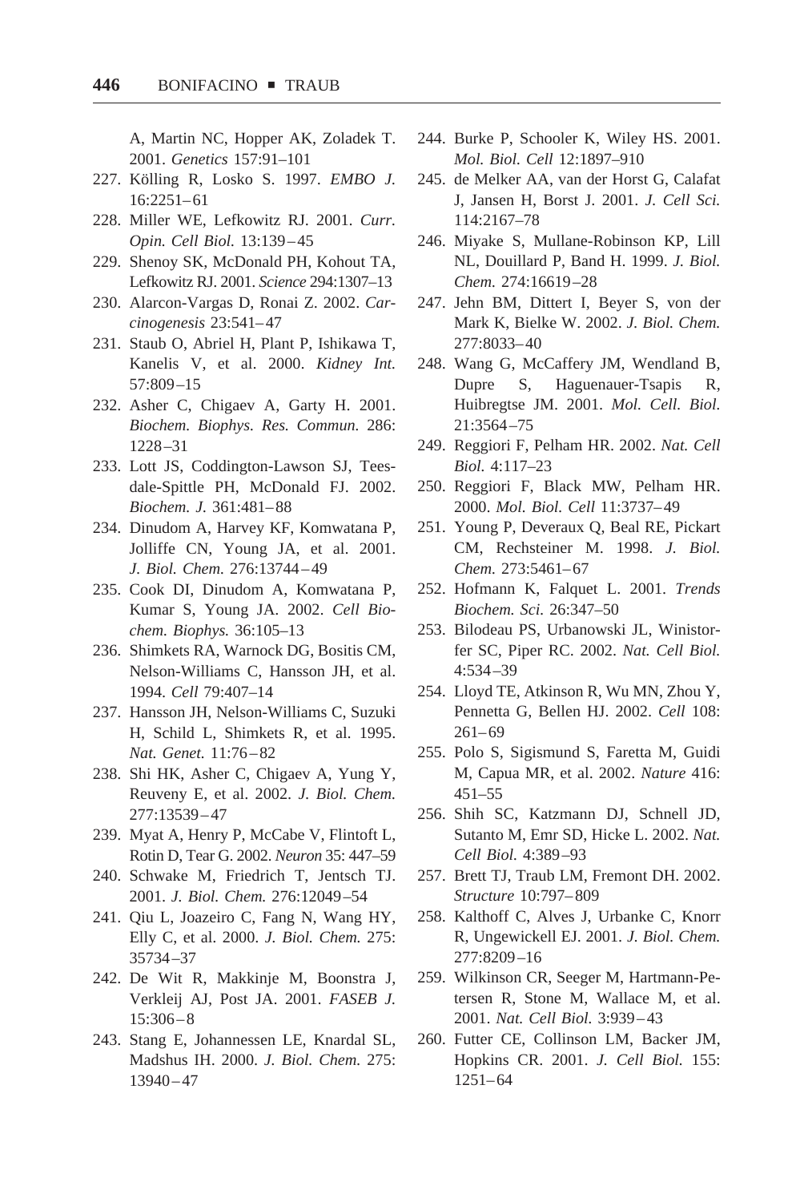A, Martin NC, Hopper AK, Zoladek T. 2001. *Genetics* 157:91–101

227. Kölling R, Losko S. 1997. *EMBO J.* 16:2251–61
228. Miller WE, Lefkowitz RJ. 2001. *Curr. Opin. Cell Biol.* 13:139–45
229. Shenoy SK, McDonald PH, Kohout TA, Lefkowitz RJ. 2001. *Science* 294:1307–13
230. Alarcon-Vargas D, Ronai Z. 2002. *Carcinogenesis* 23:541–47
231. Staub O, Abriel H, Plant P, Ishikawa T, Kanelis V, et al. 2000. *Kidney Int.* 57:809–15
232. Asher C, Chigaev A, Garty H. 2001. *Biochem. Biophys. Res. Commun.* 286: 1228–31
233. Lott JS, Coddington-Lawson SJ, Teesdale-Spittle PH, McDonald FJ. 2002. *Biochem. J.* 361:481–88
234. Dinudom A, Harvey KF, Komwatana P, Jolliffe CN, Young JA, et al. 2001. *J. Biol. Chem.* 276:13744–49
235. Cook DI, Dinudom A, Komwatana P, Kumar S, Young JA. 2002. *Cell Biochem. Biophys.* 36:105–13
236. Shimkets RA, Warnock DG, Bositis CM, Nelson-Williams C, Hansson JH, et al. 1994. *Cell* 79:407–14
237. Hansson JH, Nelson-Williams C, Suzuki H, Schild L, Shimkets R, et al. 1995. *Nat. Genet.* 11:76–82
238. Shi HK, Asher C, Chigaev A, Yung Y, Reuveny E, et al. 2002. *J. Biol. Chem.* 277:13539–47
239. Myat A, Henry P, McCabe V, Flintoft L, Rotin D, Tear G. 2002. *Neuron* 35: 447–59
240. Schwake M, Friedrich T, Jentsch TJ. 2001. *J. Biol. Chem.* 276:12049–54
241. Qiu L, Joazeiro C, Fang N, Wang HY, Elly C, et al. 2000. *J. Biol. Chem.* 275: 35734–37
242. De Wit R, Makkinje M, Boonstra J, Verkleij AJ, Post JA. 2001. *FASEB J.* 15:306–8
243. Stang E, Johannessen LE, Knardal SL, Madshus IH. 2000. *J. Biol. Chem.* 275: 13940–47
244. Burke P, Schooler K, Wiley HS. 2001. *Mol. Biol. Cell* 12:1897–910
245. de Melker AA, van der Horst G, Calafat J, Jansen H, Borst J. 2001. *J. Cell Sci.* 114:2167–78
246. Miyake S, Mullane-Robinson KP, Lill NL, Douillard P, Band H. 1999. *J. Biol. Chem.* 274:16619–28
247. Jehn BM, Dittert I, Beyer S, von der Mark K, Bielke W. 2002. *J. Biol. Chem.* 277:8033–40
248. Wang G, McCaffery JM, Wendland B, Dupre S, Haguenauer-Tsapis R, Huibregtse JM. 2001. *Mol. Cell. Biol.* 21:3564–75
249. Reggiori F, Pelham HR. 2002. *Nat. Cell Biol.* 4:117–23
250. Reggiori F, Black MW, Pelham HR. 2000. *Mol. Biol. Cell* 11:3737–49
251. Young P, Deveraux Q, Beal RE, Pickart CM, Rechsteiner M. 1998. *J. Biol. Chem.* 273:5461–67
252. Hofmann K, Falquet L. 2001. *Trends Biochem. Sci.* 26:347–50
253. Bilodeau PS, Urbanowski JL, Winistorfer SC, Piper RC. 2002. *Nat. Cell Biol.* 4:534–39
254. Lloyd TE, Atkinson R, Wu MN, Zhou Y, Pennetta G, Bellen HJ. 2002. *Cell* 108: 261–69
255. Polo S, Sigismund S, Faretta M, Guidi M, Capua MR, et al. 2002. *Nature* 416: 451–55
256. Shih SC, Katzmann DJ, Schnell JD, Sutanto M, Emr SD, Hicke L. 2002. *Nat. Cell Biol.* 4:389–93
257. Brett TJ, Traub LM, Fremont DH. 2002. *Structure* 10:797–809
258. Kalthoff C, Alves J, Urbanke C, Knorr R, Ungewickell EJ. 2001. *J. Biol. Chem.* 277:8209–16
259. Wilkinson CR, Seeger M, Hartmann-Petersen R, Stone M, Wallace M, et al. 2001. *Nat. Cell Biol.* 3:939–43
260. Futter CE, Collinson LM, Backer JM, Hopkins CR. 2001. *J. Cell Biol.* 155: 1251–64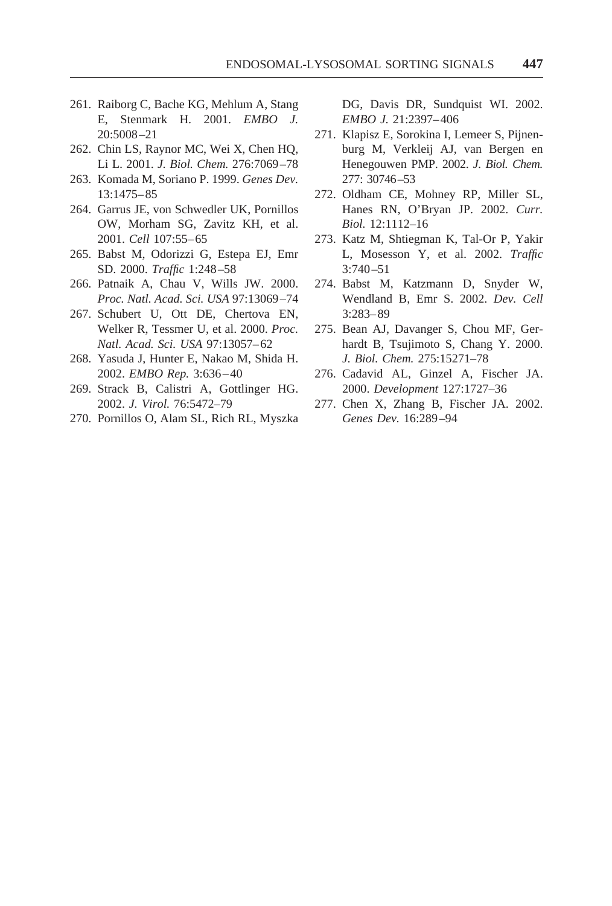261. Raiborg C, Bache KG, Mehlum A, Stang E, Stenmark H. 2001. *EMBO J.* 20:5008–21
262. Chin LS, Raynor MC, Wei X, Chen HQ, Li L. 2001. *J. Biol. Chem.* 276:7069–78
263. Komada M, Soriano P. 1999. *Genes Dev.* 13:1475–85
264. Garrus JE, von Schwedler UK, Pornillos OW, Morham SG, Zavitz KH, et al. 2001. *Cell* 107:55–65
265. Babst M, Odorizzi G, Estepa EJ, Emr SD. 2000. *Traffic* 1:248–58
266. Patnaik A, Chau V, Wills JW. 2000. *Proc. Natl. Acad. Sci. USA* 97:13069–74
267. Schubert U, Ott DE, Chertova EN, Welker R, Tessmer U, et al. 2000. *Proc. Natl. Acad. Sci. USA* 97:13057–62
268. Yasuda J, Hunter E, Nakao M, Shida H. 2002. *EMBO Rep.* 3:636–40
269. Strack B, Calistri A, Gottlinger HG. 2002. *J. Virol.* 76:5472–79
270. Pornillos O, Alam SL, Rich RL, Myszka DG, Davis DR, Sundquist WI. 2002. *EMBO J.* 21:2397–406
271. Klapisz E, Sorokina I, Lemeer S, Pijnenburg M, Verkleij AJ, van Bergen en Henegouwen PMP. 2002. *J. Biol. Chem.* 277: 30746–53
272. Oldham CE, Mohney RP, Miller SL, Hanes RN, O'Bryan JP. 2002. *Curr. Biol.* 12:1112–16
273. Katz M, Shtiegman K, Tal-Or P, Yakir L, Mosesson Y, et al. 2002. *Traffic* 3:740–51
274. Babst M, Katzmann D, Snyder W, Wendland B, Emr S. 2002. *Dev. Cell* 3:283–89
275. Bean AJ, Davanger S, Chou MF, Gerhardt B, Tsujimoto S, Chang Y. 2000. *J. Biol. Chem.* 275:15271–78
276. Cadavid AL, Ginzel A, Fischer JA. 2000. *Development* 127:1727–36
277. Chen X, Zhang B, Fischer JA. 2002. *Genes Dev.* 16:289–94